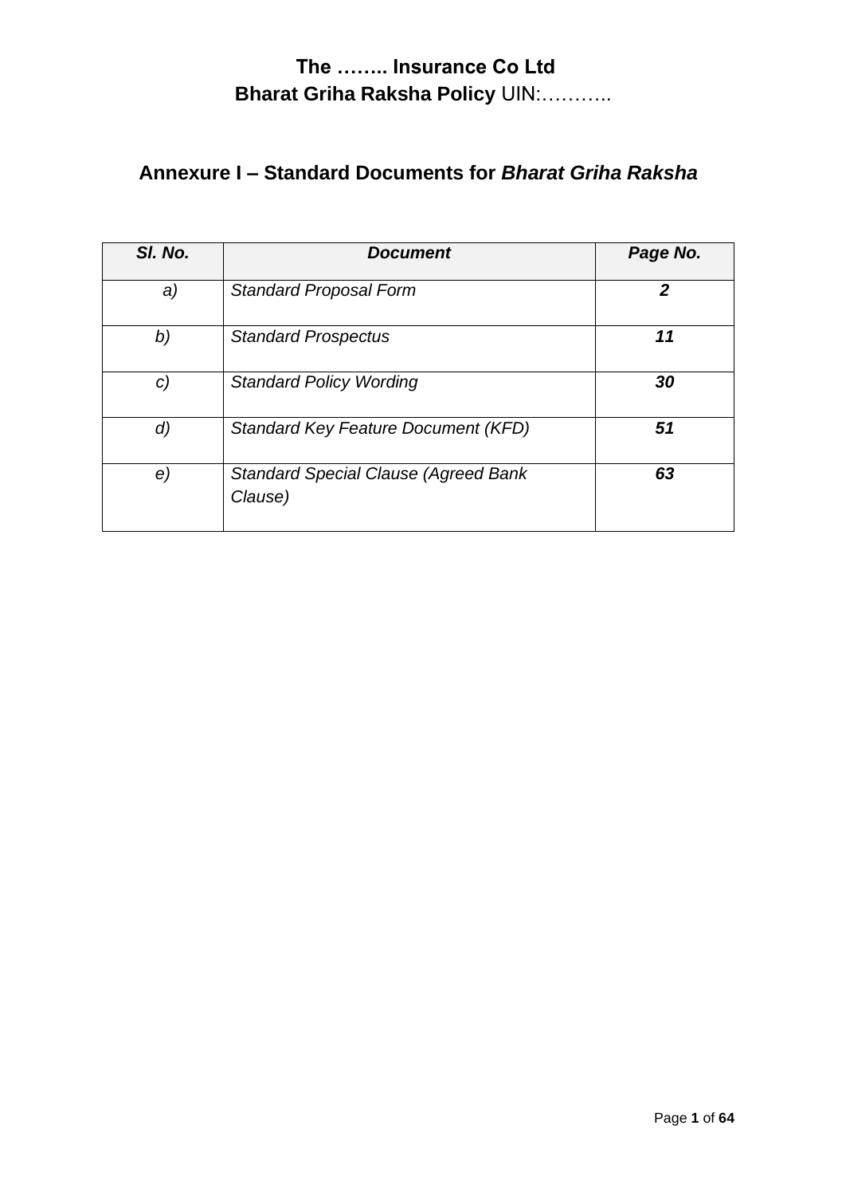# The …….. Insurance Co Ltd
## Bharat Griha Raksha Policy UIN:………..

## Annexure I – Standard Documents for *Bharat Griha Raksha*

| *Sl. No.* | *Document* | *Page No.* |
|---|---|---|
| *a)* | *Standard Proposal Form* | ***2*** |
| *b)* | *Standard Prospectus* | ***11*** |
| *c)* | *Standard Policy Wording* | ***30*** |
| *d)* | *Standard Key Feature Document (KFD)* | ***51*** |
| *e)* | *Standard Special Clause (Agreed Bank Clause)* | ***63*** |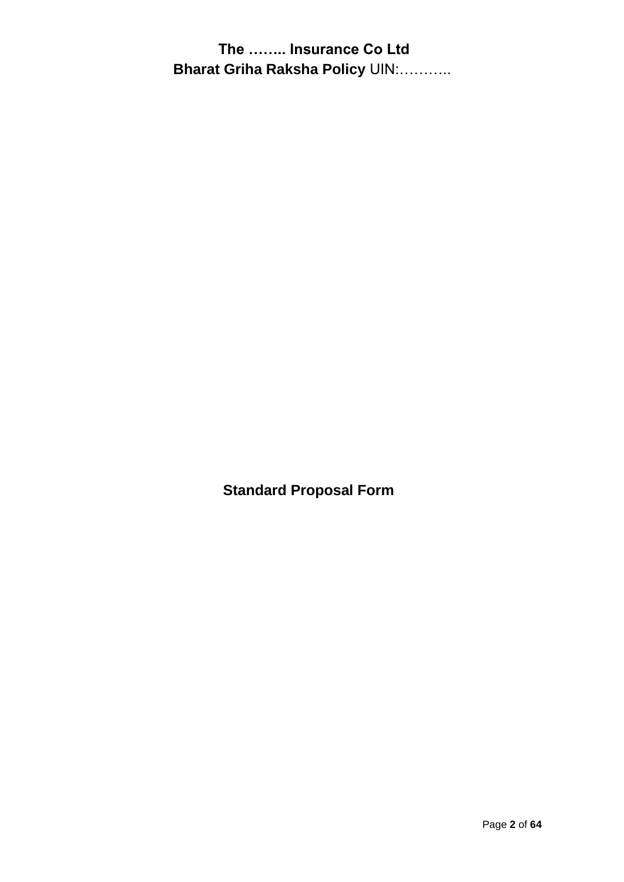**The …….. Insurance Co Ltd**

**Bharat Griha Raksha Policy** UIN:………..

## Standard Proposal Form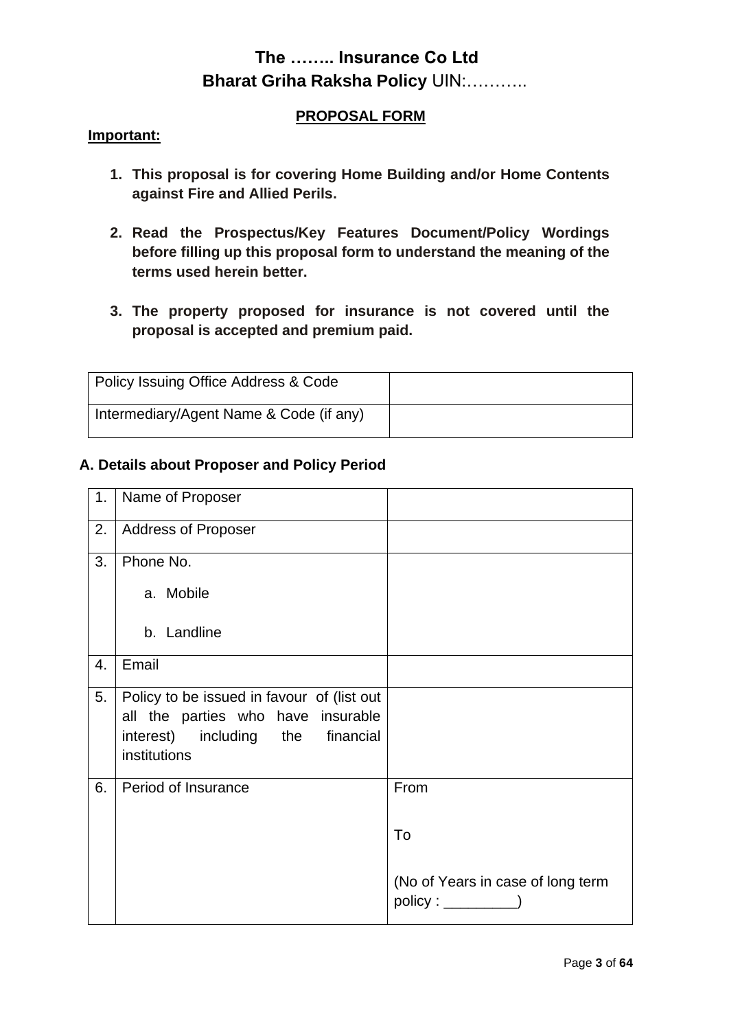# The …….. Insurance Co Ltd
## Bharat Griha Raksha Policy UIN:………..

**PROPOSAL FORM**

**Important:**

1. **This proposal is for covering Home Building and/or Home Contents against Fire and Allied Perils.**

2. **Read the Prospectus/Key Features Document/Policy Wordings before filling up this proposal form to understand the meaning of the terms used herein better.**

3. **The property proposed for insurance is not covered until the proposal is accepted and premium paid.**

| Policy Issuing Office Address & Code | |
|---|---|
| Intermediary/Agent Name & Code (if any) | |

**A. Details about Proposer and Policy Period**

| | | |
|---|---|---|
| 1. | Name of Proposer | |
| 2. | Address of Proposer | |
| 3. | Phone No.<br>a. Mobile<br>b. Landline | |
| 4. | Email | |
| 5. | Policy to be issued in favour of (list out all the parties who have insurable interest) including the financial institutions | |
| 6. | Period of Insurance | From<br><br>To<br><br>(No of Years in case of long term policy : _________) |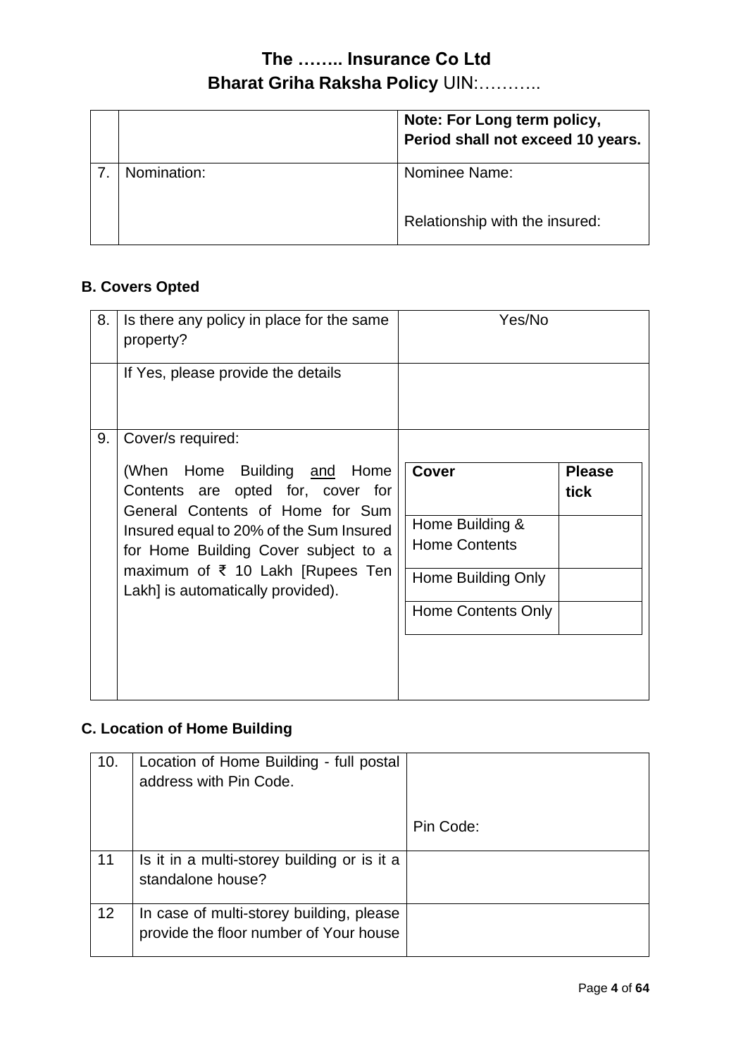# The …….. Insurance Co Ltd

## **Bharat Griha Raksha Policy** UIN:………..

| | | |
|---|---|---|
| | | **Note: For Long term policy, Period shall not exceed 10 years.** |
| 7. | Nomination: | Nominee Name:<br><br>Relationship with the insured: |

### B. Covers Opted

| | | |
|---|---|---|
| 8. | Is there any policy in place for the same property? | Yes/No |
| | If Yes, please provide the details | |
| 9. | Cover/s required:<br><br>(When Home Building <u>and</u> Home Contents are opted for, cover for General Contents of Home for Sum Insured equal to 20% of the Sum Insured for Home Building Cover subject to a maximum of ₹ 10 Lakh [Rupees Ten Lakh] is automatically provided). | |

| **Cover** | **Please tick** |
|---|---|
| Home Building & Home Contents | |
| Home Building Only | |
| Home Contents Only | |

### C. Location of Home Building

| | | |
|---|---|---|
| 10. | Location of Home Building - full postal address with Pin Code. | Pin Code: |
| 11 | Is it in a multi-storey building or is it a standalone house? | |
| 12 | In case of multi-storey building, please provide the floor number of Your house | |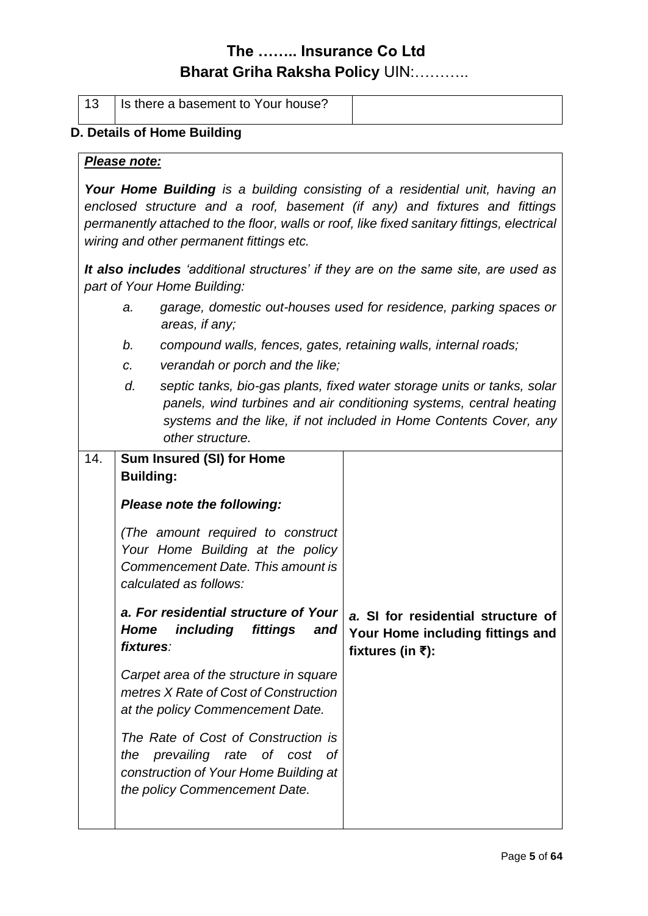| 13 | Is there a basement to Your house? | |
|---|---|---|

**D. Details of Home Building**

> ***Please note:***
>
> ***Your Home Building*** *is a building consisting of a residential unit, having an enclosed structure and a roof, basement (if any) and fixtures and fittings permanently attached to the floor, walls or roof, like fixed sanitary fittings, electrical wiring and other permanent fittings etc.*
>
> ***It also includes*** *'additional structures' if they are on the same site, are used as part of Your Home Building:*
>
> *a. garage, domestic out-houses used for residence, parking spaces or areas, if any;*
>
> *b. compound walls, fences, gates, retaining walls, internal roads;*
>
> *c. verandah or porch and the like;*
>
> *d. septic tanks, bio-gas plants, fixed water storage units or tanks, solar panels, wind turbines and air conditioning systems, central heating systems and the like, if not included in Home Contents Cover, any other structure.*

| 14. | **Sum Insured (SI) for Home Building:**<br><br>***Please note the following:***<br><br>*(The amount required to construct Your Home Building at the policy Commencement Date. This amount is calculated as follows:*<br><br>***a. For residential structure of Your Home including fittings and fixtures****:*<br><br>*Carpet area of the structure in square metres X Rate of Cost of Construction at the policy Commencement Date.*<br><br>*The Rate of Cost of Construction is the prevailing rate of cost of construction of Your Home Building at the policy Commencement Date.* | ***a.*** **SI for residential structure of Your Home including fittings and fixtures (in ₹):** |
|---|---|---|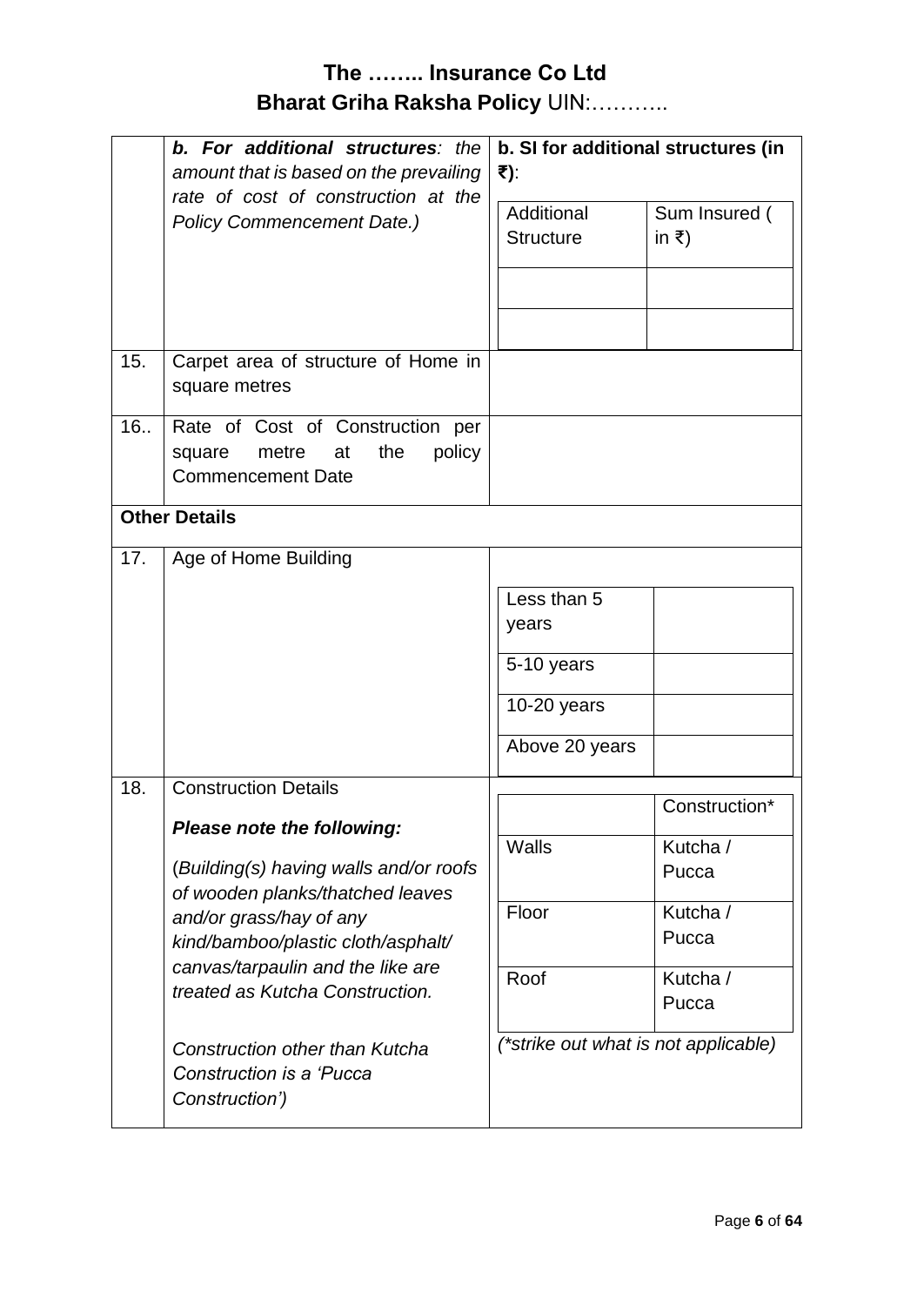# The …….. Insurance Co Ltd

## Bharat Griha Raksha Policy UIN:………..

| | | |
|---|---|---|
| | ***b. For additional structures**: the amount that is based on the prevailing rate of cost of construction at the Policy Commencement Date.)* | **b. SI for additional structures (in ₹)**:<br><br>Additional Structure \| Sum Insured ( in ₹)<br>\|<br>\| |
| 15. | Carpet area of structure of Home in square metres | |
| 16.. | Rate of Cost of Construction per square metre at the policy Commencement Date | |
| **Other Details** | | |
| 17. | Age of Home Building | Less than 5 years \|<br>5-10 years \|<br>10-20 years \|<br>Above 20 years \| |
| 18. | Construction Details<br><br>***Please note the following:***<br><br>*(Building(s) having walls and/or roofs of wooden planks/thatched leaves and/or grass/hay of any kind/bamboo/plastic cloth/asphalt/ canvas/tarpaulin and the like are treated as Kutcha Construction.*<br><br>*Construction other than Kutcha Construction is a 'Pucca Construction')* | \| Construction*<br>Walls \| Kutcha / Pucca<br>Floor \| Kutcha / Pucca<br>Roof \| Kutcha / Pucca<br><br>*(\*strike out what is not applicable)* |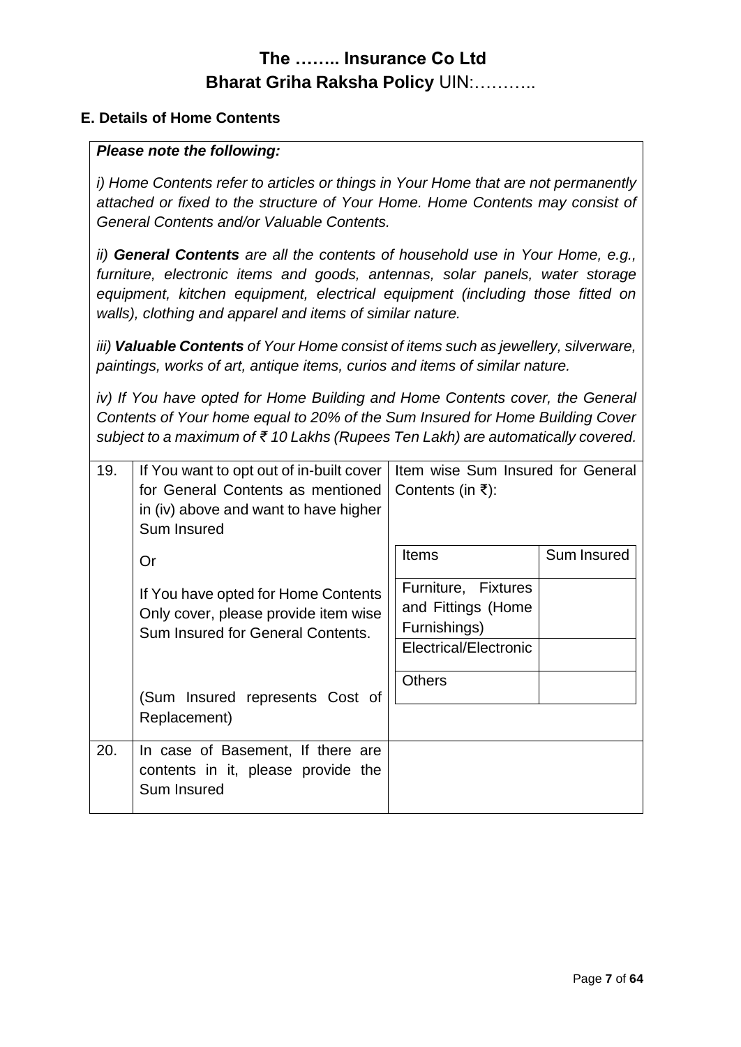## E. Details of Home Contents

***Please note the following:***

*i) Home Contents refer to articles or things in Your Home that are not permanently attached or fixed to the structure of Your Home. Home Contents may consist of General Contents and/or Valuable Contents.*

*ii) **General Contents** are all the contents of household use in Your Home, e.g., furniture, electronic items and goods, antennas, solar panels, water storage equipment, kitchen equipment, electrical equipment (including those fitted on walls), clothing and apparel and items of similar nature.*

*iii) **Valuable Contents** of Your Home consist of items such as jewellery, silverware, paintings, works of art, antique items, curios and items of similar nature.*

*iv) If You have opted for Home Building and Home Contents cover, the General Contents of Your home equal to 20% of the Sum Insured for Home Building Cover subject to a maximum of ₹ 10 Lakhs (Rupees Ten Lakh) are automatically covered.*

| | | |
|---|---|---|
| 19. | If You want to opt out of in-built cover for General Contents as mentioned in (iv) above and want to have higher Sum Insured<br><br>Or<br><br>If You have opted for Home Contents Only cover, please provide item wise Sum Insured for General Contents.<br><br>(Sum Insured represents Cost of Replacement) | Item wise Sum Insured for General Contents (in ₹):<br><br>Items \| Sum Insured<br>Furniture, Fixtures and Fittings (Home Furnishings) \|<br>Electrical/Electronic \|<br>Others \| |
| 20. | In case of Basement, If there are contents in it, please provide the Sum Insured | |

| Items | Sum Insured |
|---|---|
| Furniture, Fixtures and Fittings (Home Furnishings) | |
| Electrical/Electronic | |
| Others | |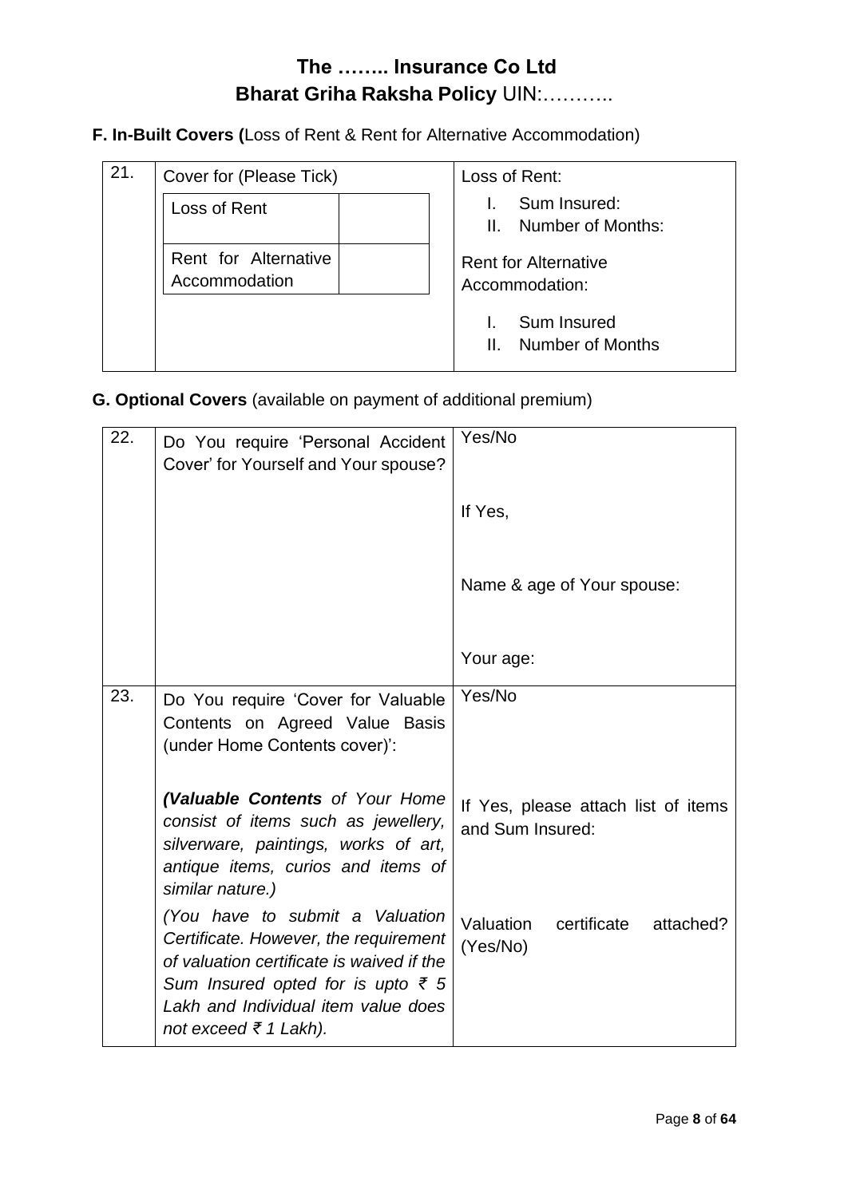# The …….. Insurance Co Ltd

## **Bharat Griha Raksha Policy** UIN:………..

**F. In-Built Covers (**Loss of Rent & Rent for Alternative Accommodation)

| | | |
|---|---|---|
| 21. | Cover for (Please Tick)<br><br>Loss of Rent [ ]<br><br>Rent for Alternative Accommodation [ ] | Loss of Rent:<br>I. Sum Insured:<br>II. Number of Months:<br><br>Rent for Alternative Accommodation:<br>I. Sum Insured<br>II. Number of Months |

**G. Optional Covers** (available on payment of additional premium)

| | | |
|---|---|---|
| 22. | Do You require 'Personal Accident Cover' for Yourself and Your spouse? | Yes/No<br><br>If Yes,<br><br>Name & age of Your spouse:<br><br>Your age: |
| 23. | Do You require 'Cover for Valuable Contents on Agreed Value Basis (under Home Contents cover)':<br><br>***(Valuable Contents** of Your Home consist of items such as jewellery, silverware, paintings, works of art, antique items, curios and items of similar nature.)*<br><br>*(You have to submit a Valuation Certificate. However, the requirement of valuation certificate is waived if the Sum Insured opted for is upto ₹ 5 Lakh and Individual item value does not exceed ₹ 1 Lakh).* | Yes/No<br><br>If Yes, please attach list of items and Sum Insured:<br><br>Valuation certificate attached? (Yes/No) |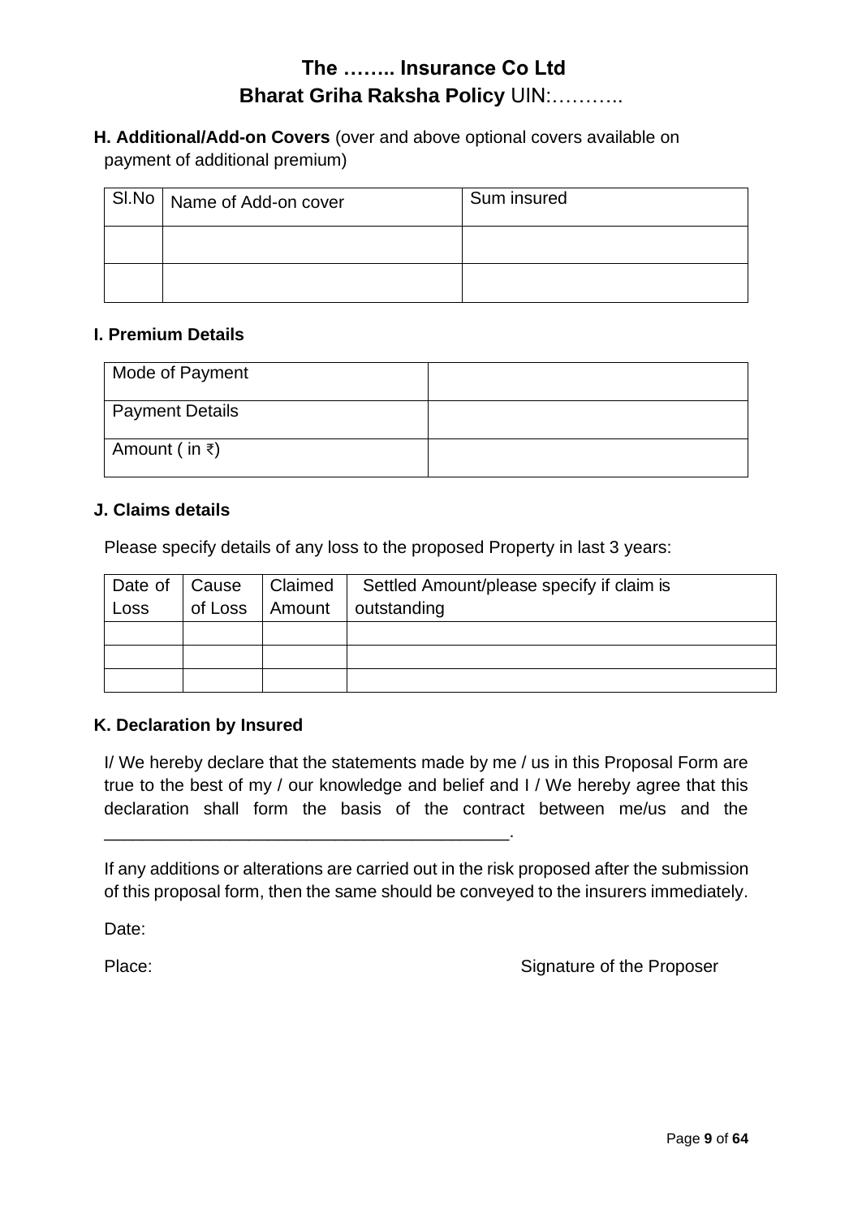**H. Additional/Add-on Covers** (over and above optional covers available on payment of additional premium)

| Sl.No | Name of Add-on cover | Sum insured |
|---|---|---|
| | | |
| | | |

**I. Premium Details**

| Mode of Payment | |
|---|---|
| Payment Details | |
| Amount ( in ₹) | |

**J. Claims details**

Please specify details of any loss to the proposed Property in last 3 years:

| Date of Loss | Cause of Loss | Claimed Amount | Settled Amount/please specify if claim is outstanding |
|---|---|---|---|
| | | | |
| | | | |
| | | | |

**K. Declaration by Insured**

I/ We hereby declare that the statements made by me / us in this Proposal Form are true to the best of my / our knowledge and belief and I / We hereby agree that this declaration shall form the basis of the contract between me/us and the ___________________________________________.

If any additions or alterations are carried out in the risk proposed after the submission of this proposal form, then the same should be conveyed to the insurers immediately.

Date:

Place: Signature of the Proposer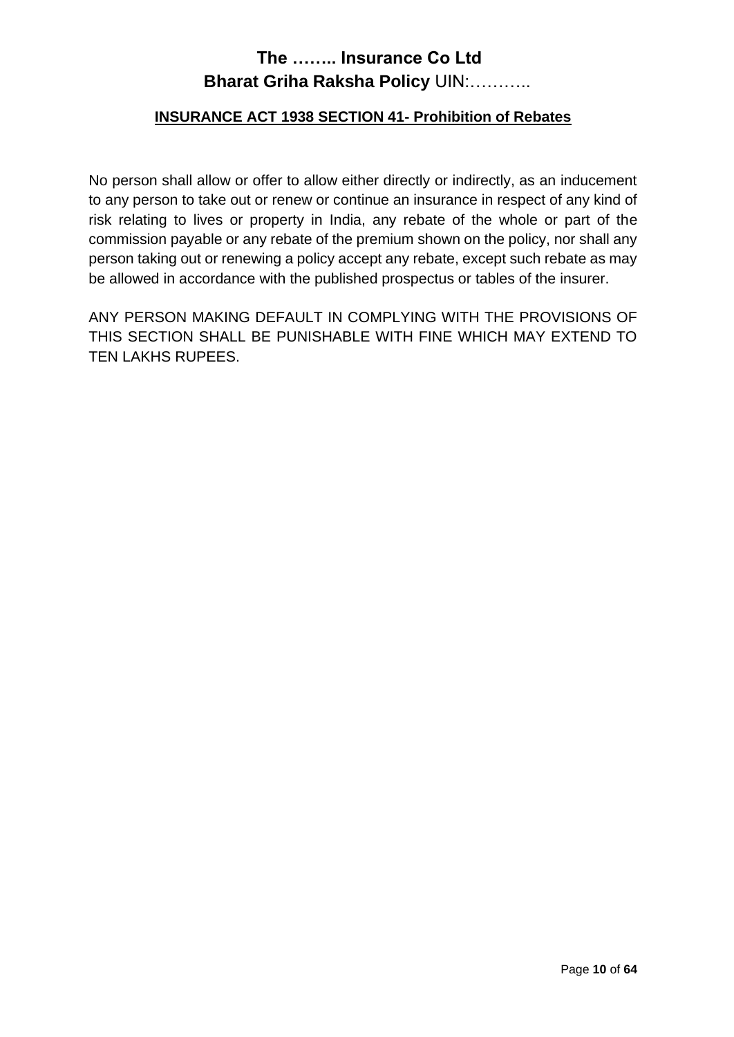# The …….. Insurance Co Ltd

## **Bharat Griha Raksha Policy** UIN:………..

**INSURANCE ACT 1938 SECTION 41- Prohibition of Rebates**

No person shall allow or offer to allow either directly or indirectly, as an inducement to any person to take out or renew or continue an insurance in respect of any kind of risk relating to lives or property in India, any rebate of the whole or part of the commission payable or any rebate of the premium shown on the policy, nor shall any person taking out or renewing a policy accept any rebate, except such rebate as may be allowed in accordance with the published prospectus or tables of the insurer.

ANY PERSON MAKING DEFAULT IN COMPLYING WITH THE PROVISIONS OF THIS SECTION SHALL BE PUNISHABLE WITH FINE WHICH MAY EXTEND TO TEN LAKHS RUPEES.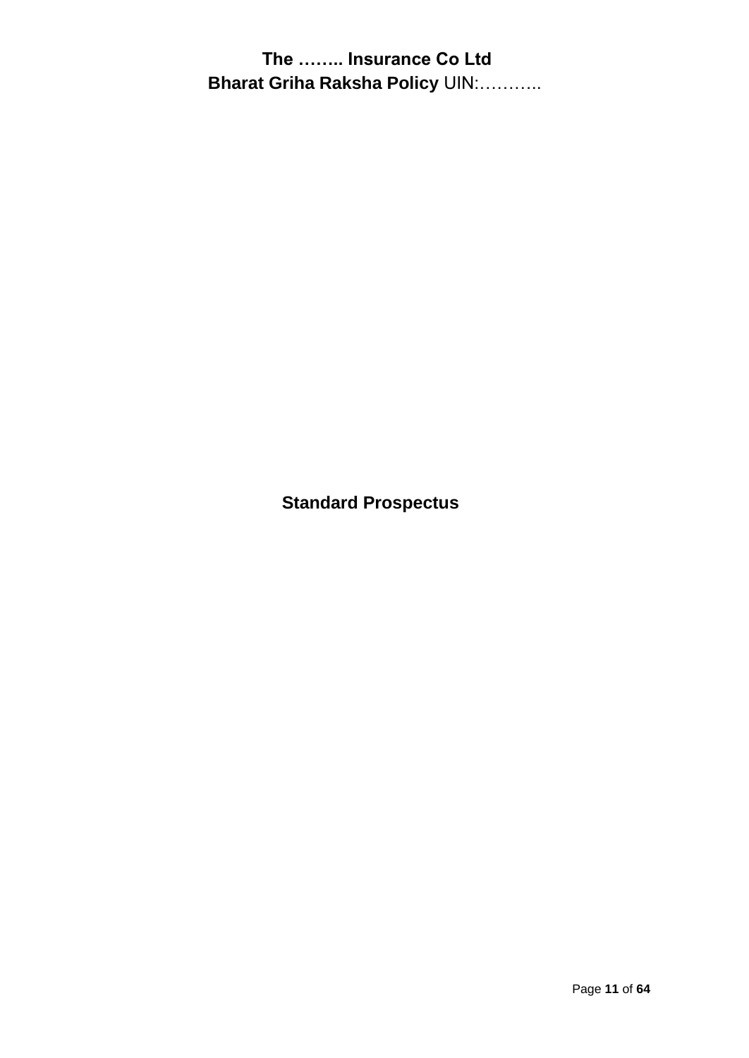# Standard Prospectus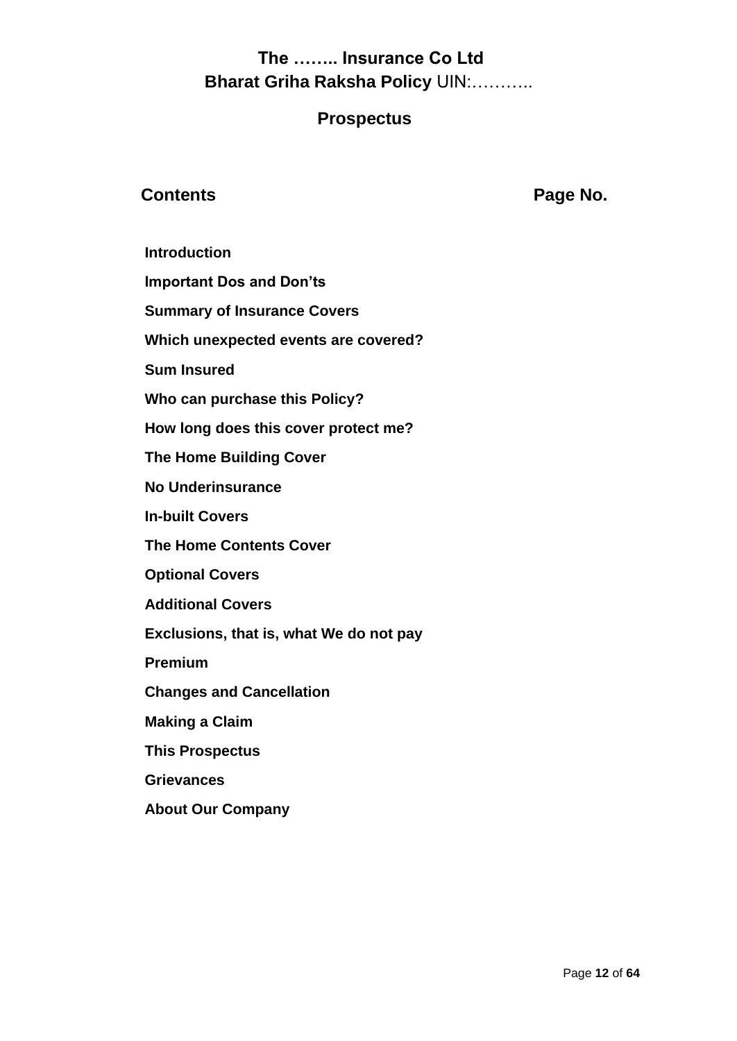# The …….. Insurance Co Ltd

## **Bharat Griha Raksha Policy** UIN:………..

## Prospectus

| Contents | Page No. |
|---|---|
| Introduction | |
| Important Dos and Don’ts | |
| Summary of Insurance Covers | |
| Which unexpected events are covered? | |
| Sum Insured | |
| Who can purchase this Policy? | |
| How long does this cover protect me? | |
| The Home Building Cover | |
| No Underinsurance | |
| In-built Covers | |
| The Home Contents Cover | |
| Optional Covers | |
| Additional Covers | |
| Exclusions, that is, what We do not pay | |
| Premium | |
| Changes and Cancellation | |
| Making a Claim | |
| This Prospectus | |
| Grievances | |
| About Our Company | |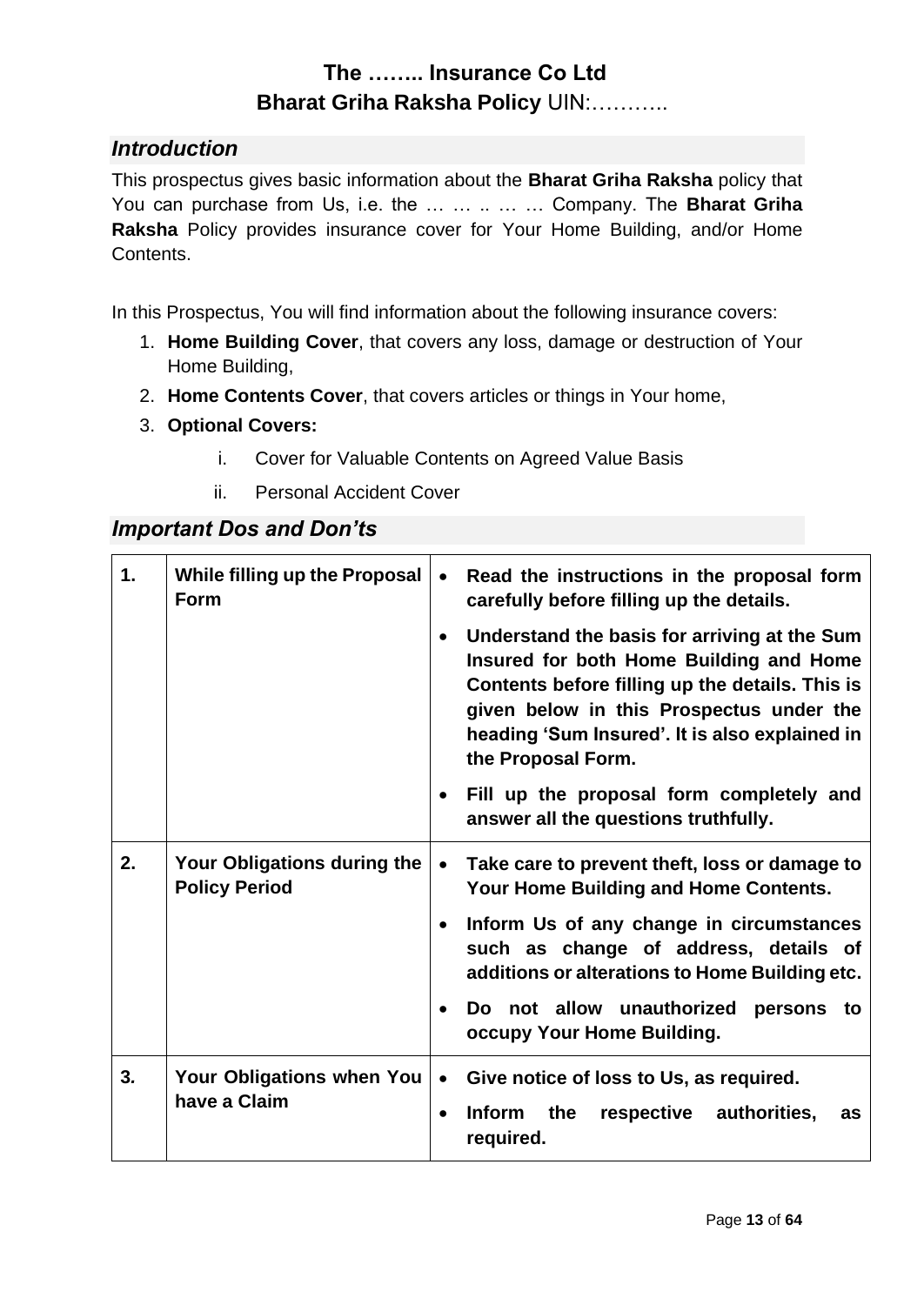# The …….. Insurance Co Ltd

# **Bharat Griha Raksha Policy** UIN:………..

## *Introduction*

This prospectus gives basic information about the **Bharat Griha Raksha** policy that You can purchase from Us, i.e. the … … .. … … Company. The **Bharat Griha Raksha** Policy provides insurance cover for Your Home Building, and/or Home Contents.

In this Prospectus, You will find information about the following insurance covers:

1. **Home Building Cover**, that covers any loss, damage or destruction of Your Home Building,
2. **Home Contents Cover**, that covers articles or things in Your home,
3. **Optional Covers:**
   i. Cover for Valuable Contents on Agreed Value Basis
   ii. Personal Accident Cover

## *Important Dos and Don'ts*

| | | |
|---|---|---|
| **1.** | **While filling up the Proposal Form** | • **Read the instructions in the proposal form carefully before filling up the details.**<br>• **Understand the basis for arriving at the Sum Insured for both Home Building and Home Contents before filling up the details. This is given below in this Prospectus under the heading 'Sum Insured'. It is also explained in the Proposal Form.**<br>• **Fill up the proposal form completely and answer all the questions truthfully.** |
| **2.** | **Your Obligations during the Policy Period** | • **Take care to prevent theft, loss or damage to Your Home Building and Home Contents.**<br>• **Inform Us of any change in circumstances such as change of address, details of additions or alterations to Home Building etc.**<br>• **Do not allow unauthorized persons to occupy Your Home Building.** |
| **3.** | **Your Obligations when You have a Claim** | • **Give notice of loss to Us, as required.**<br>• **Inform the respective authorities, as required.** |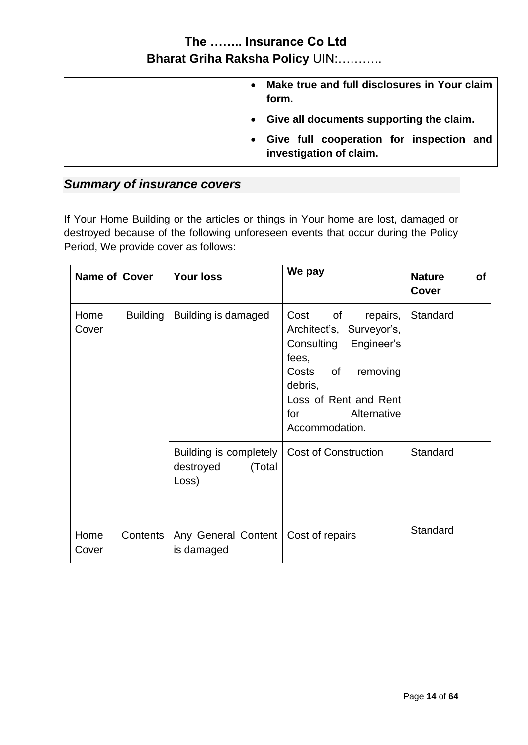|   |   | • **Make true and full disclosures in Your claim form.**<br>• **Give all documents supporting the claim.**<br>• **Give full cooperation for inspection and investigation of claim.** |
|---|---|---|

## *Summary of insurance covers*

If Your Home Building or the articles or things in Your home are lost, damaged or destroyed because of the following unforeseen events that occur during the Policy Period, We provide cover as follows:

| Name of Cover | Your loss | We pay | Nature of Cover |
|---|---|---|---|
| Home Building Cover | Building is damaged | Cost of repairs, Architect's, Surveyor's, Consulting Engineer's fees,<br>Costs of removing debris,<br>Loss of Rent and Rent for Alternative Accommodation. | Standard |
| | Building is completely destroyed (Total Loss) | Cost of Construction | Standard |
| Home Contents Cover | Any General Content is damaged | Cost of repairs | Standard |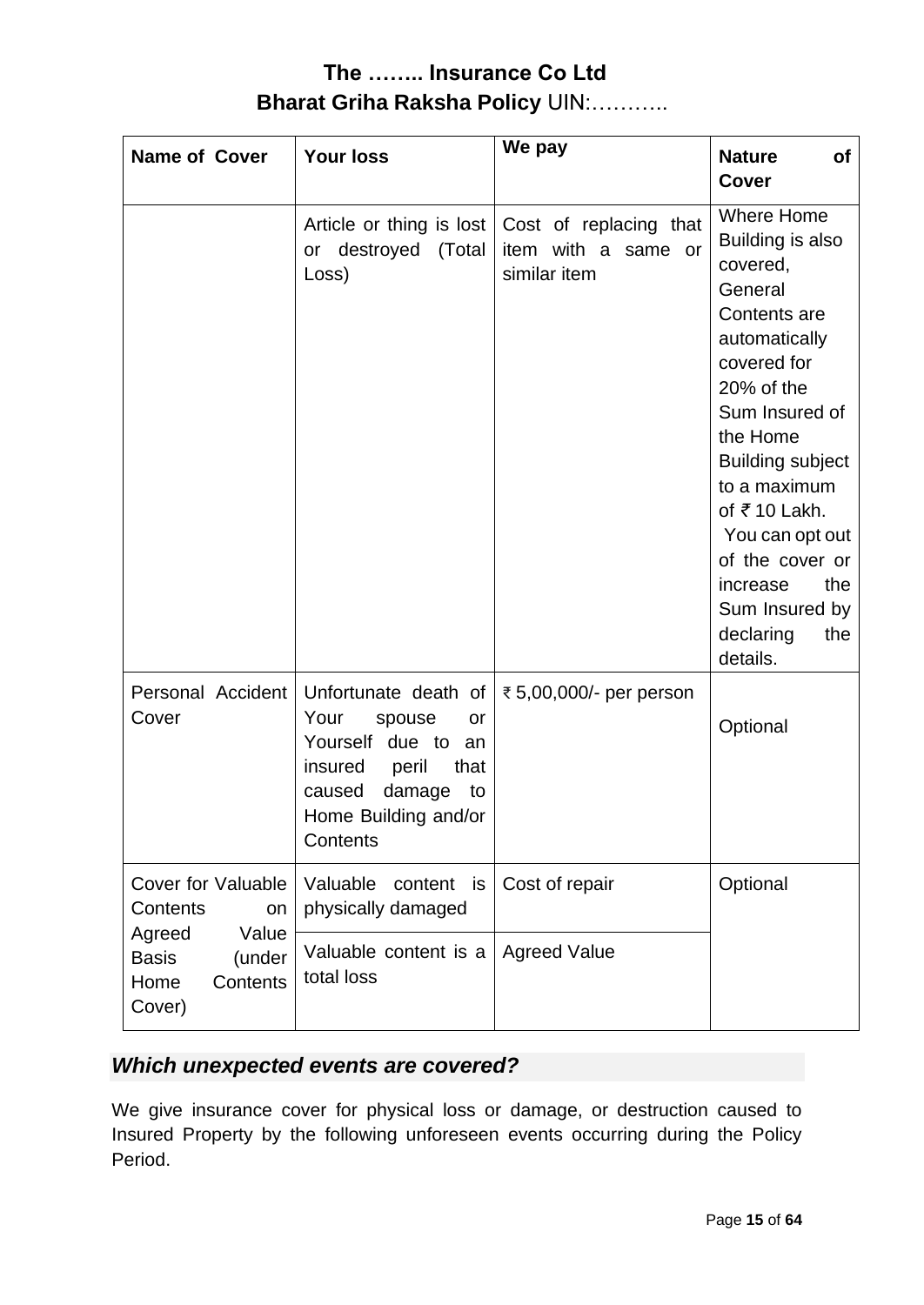# The …….. Insurance Co Ltd

## Bharat Griha Raksha Policy UIN:………..

| Name of Cover | Your loss | We pay | Nature of Cover |
|---|---|---|---|
| | Article or thing is lost or destroyed (Total Loss) | Cost of replacing that item with a same or similar item | Where Home Building is also covered, General Contents are automatically covered for 20% of the Sum Insured of the Home Building subject to a maximum of ₹ 10 Lakh. You can opt out of the cover or increase the Sum Insured by declaring the details. |
| Personal Accident Cover | Unfortunate death of Your spouse or Yourself due to an insured peril that caused damage to Home Building and/or Contents | ₹ 5,00,000/- per person | Optional |
| Cover for Valuable Contents on Agreed Value Basis (under Home Contents Cover) | Valuable content is physically damaged | Cost of repair | Optional |
| | Valuable content is a total loss | Agreed Value | |

### *Which unexpected events are covered?*

We give insurance cover for physical loss or damage, or destruction caused to Insured Property by the following unforeseen events occurring during the Policy Period.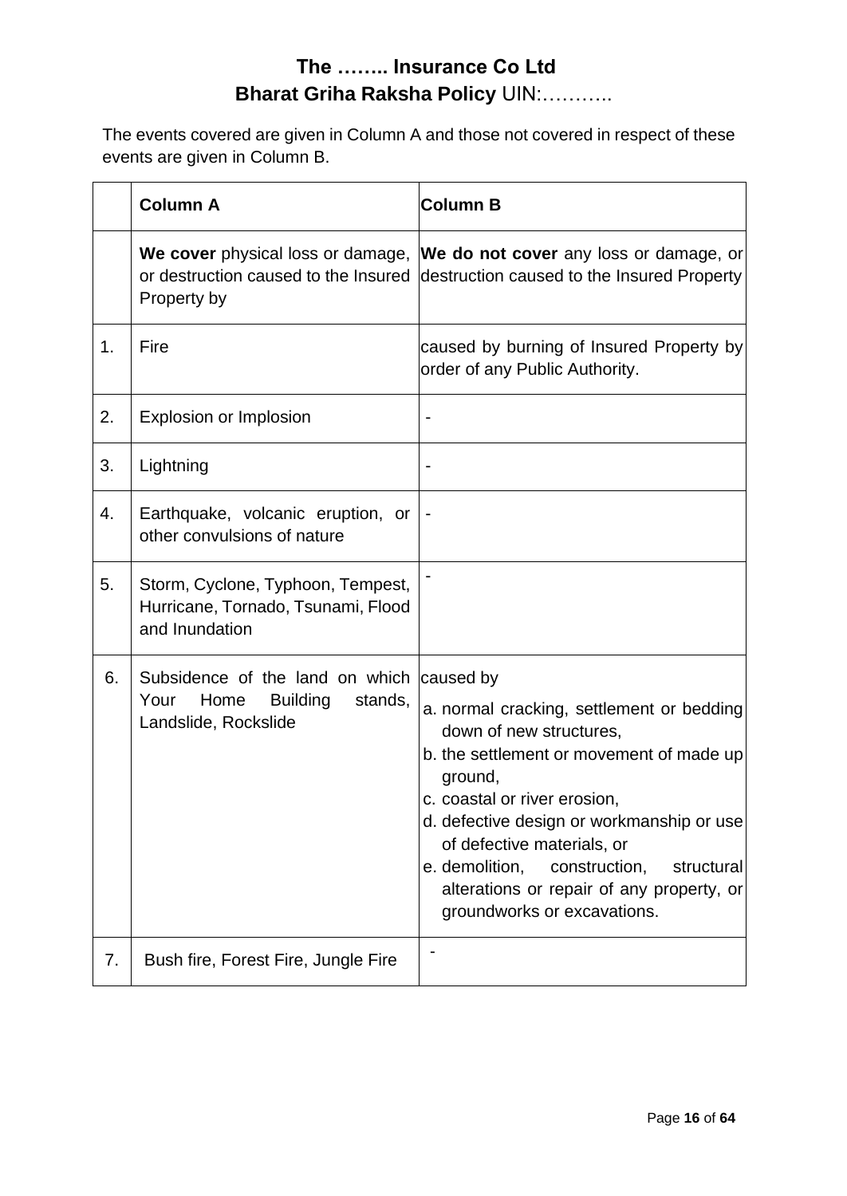# The …….. Insurance Co Ltd

## Bharat Griha Raksha Policy UIN:………..

The events covered are given in Column A and those not covered in respect of these events are given in Column B.

| | Column A | Column B |
|---|---|---|
| | **We cover** physical loss or damage, or destruction caused to the Insured Property by | **We do not cover** any loss or damage, or destruction caused to the Insured Property |
| 1. | Fire | caused by burning of Insured Property by order of any Public Authority. |
| 2. | Explosion or Implosion | - |
| 3. | Lightning | - |
| 4. | Earthquake, volcanic eruption, or other convulsions of nature | - |
| 5. | Storm, Cyclone, Typhoon, Tempest, Hurricane, Tornado, Tsunami, Flood and Inundation | - |
| 6. | Subsidence of the land on which Your Home Building stands, Landslide, Rockslide | caused by<br>a. normal cracking, settlement or bedding down of new structures,<br>b. the settlement or movement of made up ground,<br>c. coastal or river erosion,<br>d. defective design or workmanship or use of defective materials, or<br>e. demolition, construction, structural alterations or repair of any property, or groundworks or excavations. |
| 7. | Bush fire, Forest Fire, Jungle Fire | - |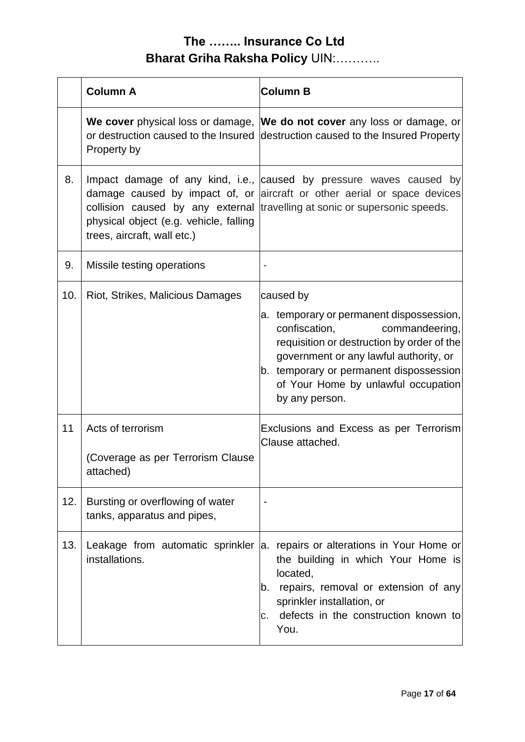# The …….. Insurance Co Ltd
## Bharat Griha Raksha Policy UIN:………..

| | Column A | Column B |
|---|---|---|
| | **We cover** physical loss or damage, or destruction caused to the Insured Property by | **We do not cover** any loss or damage, or destruction caused to the Insured Property |
| 8. | Impact damage of any kind, i.e., damage caused by impact of, or collision caused by any external physical object (e.g. vehicle, falling trees, aircraft, wall etc.) | caused by pressure waves caused by aircraft or other aerial or space devices travelling at sonic or supersonic speeds. |
| 9. | Missile testing operations | - |
| 10. | Riot, Strikes, Malicious Damages | caused by<br>a. temporary or permanent dispossession, confiscation, commandeering, requisition or destruction by order of the government or any lawful authority, or<br>b. temporary or permanent dispossession of Your Home by unlawful occupation by any person. |
| 11 | Acts of terrorism<br><br>(Coverage as per Terrorism Clause attached) | Exclusions and Excess as per Terrorism Clause attached. |
| 12. | Bursting or overflowing of water tanks, apparatus and pipes, | - |
| 13. | Leakage from automatic sprinkler installations. | a. repairs or alterations in Your Home or the building in which Your Home is located,<br>b. repairs, removal or extension of any sprinkler installation, or<br>c. defects in the construction known to You. |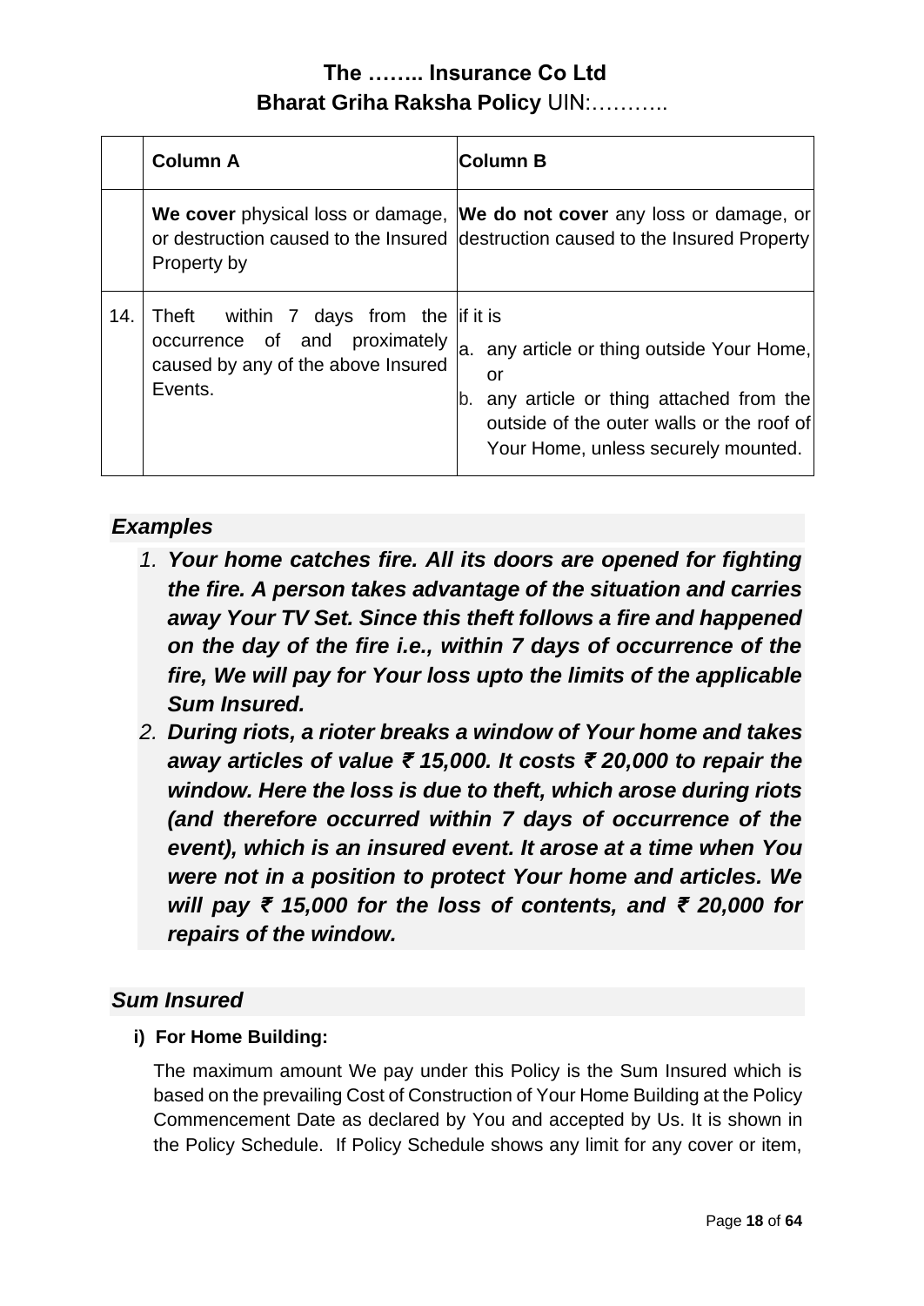|  | **Column A** | **Column B** |
|---|---|---|
|  | **We cover** physical loss or damage, or destruction caused to the Insured Property by | **We do not cover** any loss or damage, or destruction caused to the Insured Property |
| 14. | Theft within 7 days from the occurrence of and proximately caused by any of the above Insured Events. | if it is<br>a. any article or thing outside Your Home, or<br>b. any article or thing attached from the outside of the outer walls or the roof of Your Home, unless securely mounted. |

### *Examples*

1. ***Your home catches fire. All its doors are opened for fighting the fire. A person takes advantage of the situation and carries away Your TV Set. Since this theft follows a fire and happened on the day of the fire i.e., within 7 days of occurrence of the fire, We will pay for Your loss upto the limits of the applicable Sum Insured.***
2. ***During riots, a rioter breaks a window of Your home and takes away articles of value ₹ 15,000. It costs ₹ 20,000 to repair the window. Here the loss is due to theft, which arose during riots (and therefore occurred within 7 days of occurrence of the event), which is an insured event. It arose at a time when You were not in a position to protect Your home and articles. We will pay ₹ 15,000 for the loss of contents, and ₹ 20,000 for repairs of the window.***

### *Sum Insured*

**i) For Home Building:**

The maximum amount We pay under this Policy is the Sum Insured which is based on the prevailing Cost of Construction of Your Home Building at the Policy Commencement Date as declared by You and accepted by Us. It is shown in the Policy Schedule. If Policy Schedule shows any limit for any cover or item,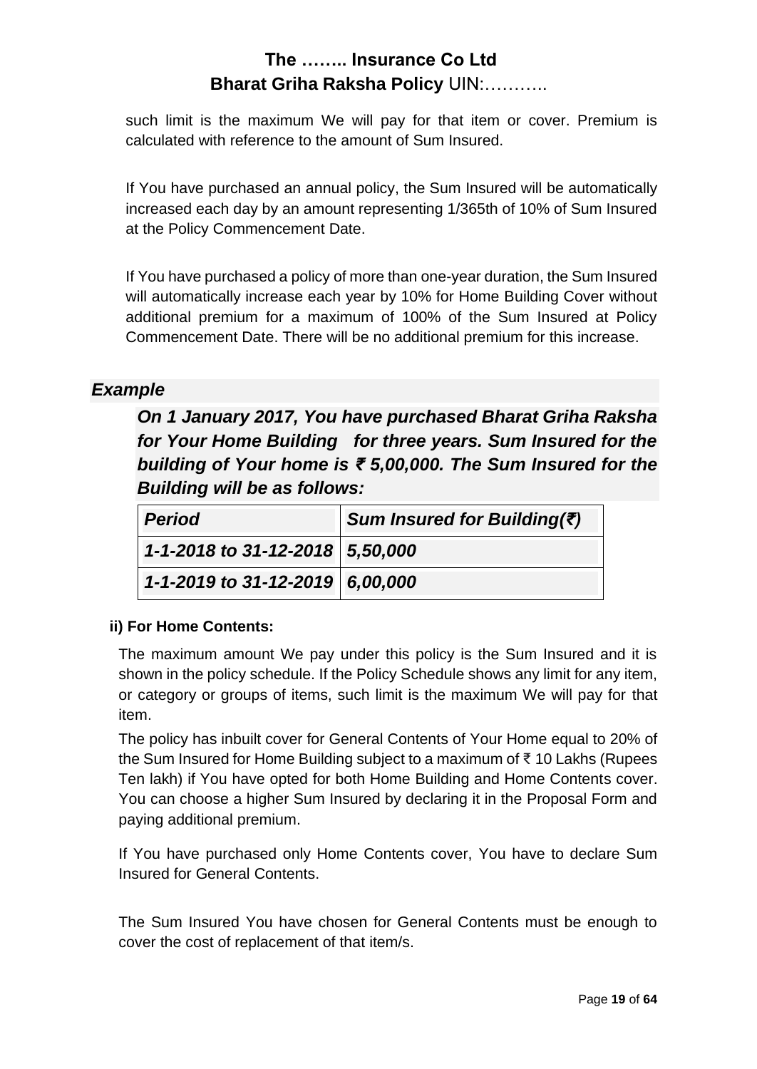such limit is the maximum We will pay for that item or cover. Premium is calculated with reference to the amount of Sum Insured.

If You have purchased an annual policy, the Sum Insured will be automatically increased each day by an amount representing 1/365th of 10% of Sum Insured at the Policy Commencement Date.

If You have purchased a policy of more than one-year duration, the Sum Insured will automatically increase each year by 10% for Home Building Cover without additional premium for a maximum of 100% of the Sum Insured at Policy Commencement Date. There will be no additional premium for this increase.

***Example***

***On 1 January 2017, You have purchased Bharat Griha Raksha for Your Home Building for three years. Sum Insured for the building of Your home is ₹ 5,00,000. The Sum Insured for the Building will be as follows:***

| ***Period*** | ***Sum Insured for Building(₹)*** |
|---|---|
| ***1-1-2018 to 31-12-2018*** | ***5,50,000*** |
| ***1-1-2019 to 31-12-2019*** | ***6,00,000*** |

**ii) For Home Contents:**

The maximum amount We pay under this policy is the Sum Insured and it is shown in the policy schedule. If the Policy Schedule shows any limit for any item, or category or groups of items, such limit is the maximum We will pay for that item.

The policy has inbuilt cover for General Contents of Your Home equal to 20% of the Sum Insured for Home Building subject to a maximum of ₹ 10 Lakhs (Rupees Ten lakh) if You have opted for both Home Building and Home Contents cover. You can choose a higher Sum Insured by declaring it in the Proposal Form and paying additional premium.

If You have purchased only Home Contents cover, You have to declare Sum Insured for General Contents.

The Sum Insured You have chosen for General Contents must be enough to cover the cost of replacement of that item/s.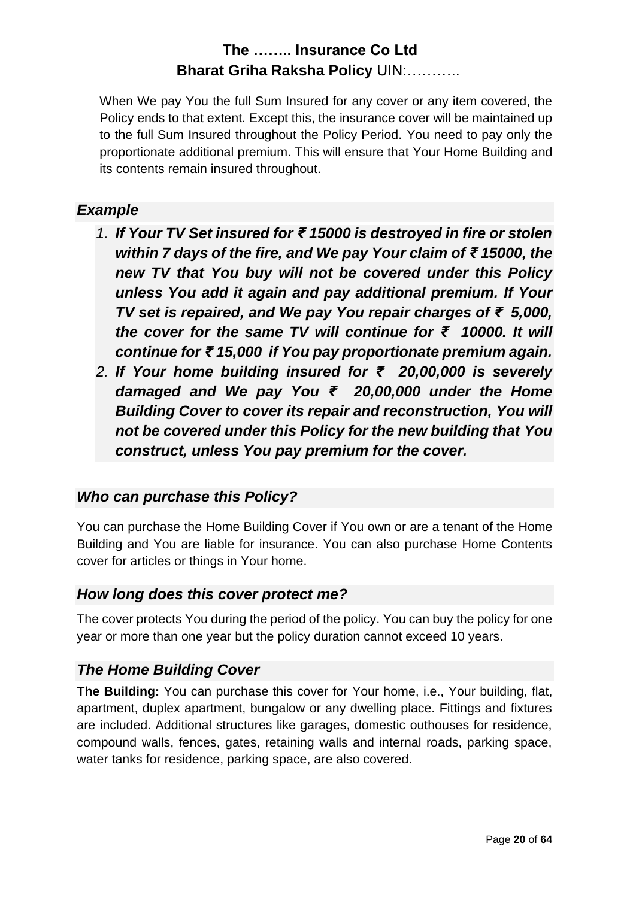When We pay You the full Sum Insured for any cover or any item covered, the Policy ends to that extent. Except this, the insurance cover will be maintained up to the full Sum Insured throughout the Policy Period. You need to pay only the proportionate additional premium. This will ensure that Your Home Building and its contents remain insured throughout.

### *Example*

1. ***If Your TV Set insured for ₹ 15000 is destroyed in fire or stolen within 7 days of the fire, and We pay Your claim of ₹ 15000, the new TV that You buy will not be covered under this Policy unless You add it again and pay additional premium. If Your TV set is repaired, and We pay You repair charges of ₹ 5,000, the cover for the same TV will continue for ₹ 10000. It will continue for ₹ 15,000 if You pay proportionate premium again.***
2. ***If Your home building insured for ₹ 20,00,000 is severely damaged and We pay You ₹ 20,00,000 under the Home Building Cover to cover its repair and reconstruction, You will not be covered under this Policy for the new building that You construct, unless You pay premium for the cover.***

### *Who can purchase this Policy?*

You can purchase the Home Building Cover if You own or are a tenant of the Home Building and You are liable for insurance. You can also purchase Home Contents cover for articles or things in Your home.

### *How long does this cover protect me?*

The cover protects You during the period of the policy. You can buy the policy for one year or more than one year but the policy duration cannot exceed 10 years.

### *The Home Building Cover*

**The Building:** You can purchase this cover for Your home, i.e., Your building, flat, apartment, duplex apartment, bungalow or any dwelling place. Fittings and fixtures are included. Additional structures like garages, domestic outhouses for residence, compound walls, fences, gates, retaining walls and internal roads, parking space, water tanks for residence, parking space, are also covered.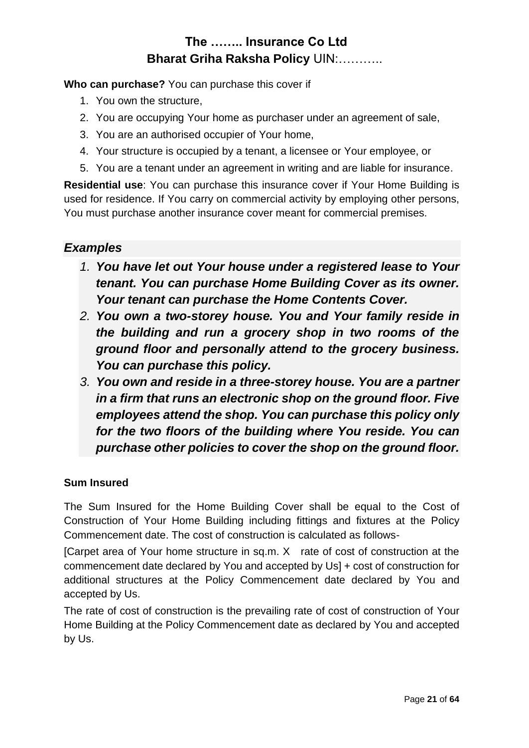# The …….. Insurance Co Ltd
## Bharat Griha Raksha Policy UIN:………..

**Who can purchase?** You can purchase this cover if

1. You own the structure,
2. You are occupying Your home as purchaser under an agreement of sale,
3. You are an authorised occupier of Your home,
4. Your structure is occupied by a tenant, a licensee or Your employee, or
5. You are a tenant under an agreement in writing and are liable for insurance.

**Residential use**: You can purchase this insurance cover if Your Home Building is used for residence. If You carry on commercial activity by employing other persons, You must purchase another insurance cover meant for commercial premises.

### *Examples*

1. ***You have let out Your house under a registered lease to Your tenant. You can purchase Home Building Cover as its owner. Your tenant can purchase the Home Contents Cover.***
2. ***You own a two-storey house. You and Your family reside in the building and run a grocery shop in two rooms of the ground floor and personally attend to the grocery business. You can purchase this policy.***
3. ***You own and reside in a three-storey house. You are a partner in a firm that runs an electronic shop on the ground floor. Five employees attend the shop. You can purchase this policy only for the two floors of the building where You reside. You can purchase other policies to cover the shop on the ground floor.***

**Sum Insured**

The Sum Insured for the Home Building Cover shall be equal to the Cost of Construction of Your Home Building including fittings and fixtures at the Policy Commencement date. The cost of construction is calculated as follows-

[Carpet area of Your home structure in sq.m. X rate of cost of construction at the commencement date declared by You and accepted by Us] + cost of construction for additional structures at the Policy Commencement date declared by You and accepted by Us.

The rate of cost of construction is the prevailing rate of cost of construction of Your Home Building at the Policy Commencement date as declared by You and accepted by Us.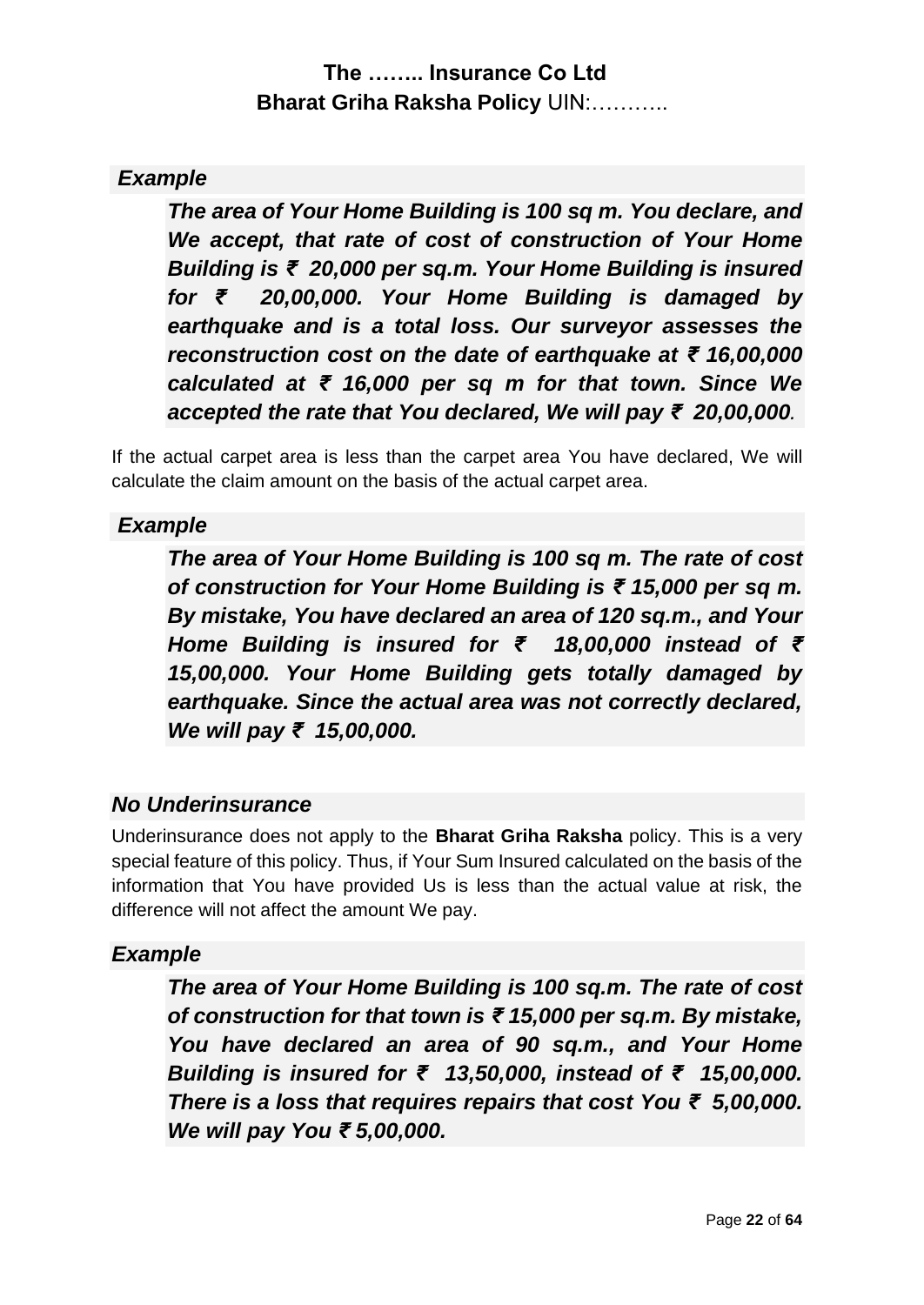***Example***

> ***The area of Your Home Building is 100 sq m. You declare, and We accept, that rate of cost of construction of Your Home Building is ₹ 20,000 per sq.m. Your Home Building is insured for ₹ 20,00,000. Your Home Building is damaged by earthquake and is a total loss. Our surveyor assesses the reconstruction cost on the date of earthquake at ₹ 16,00,000 calculated at ₹ 16,000 per sq m for that town. Since We accepted the rate that You declared, We will pay ₹ 20,00,000.***

If the actual carpet area is less than the carpet area You have declared, We will calculate the claim amount on the basis of the actual carpet area.

***Example***

> ***The area of Your Home Building is 100 sq m. The rate of cost of construction for Your Home Building is ₹ 15,000 per sq m. By mistake, You have declared an area of 120 sq.m., and Your Home Building is insured for ₹ 18,00,000 instead of ₹ 15,00,000. Your Home Building gets totally damaged by earthquake. Since the actual area was not correctly declared, We will pay ₹ 15,00,000.***

### *No Underinsurance*

Underinsurance does not apply to the **Bharat Griha Raksha** policy. This is a very special feature of this policy. Thus, if Your Sum Insured calculated on the basis of the information that You have provided Us is less than the actual value at risk, the difference will not affect the amount We pay.

***Example***

> ***The area of Your Home Building is 100 sq.m. The rate of cost of construction for that town is ₹ 15,000 per sq.m. By mistake, You have declared an area of 90 sq.m., and Your Home Building is insured for ₹ 13,50,000, instead of ₹ 15,00,000. There is a loss that requires repairs that cost You ₹ 5,00,000. We will pay You ₹ 5,00,000.***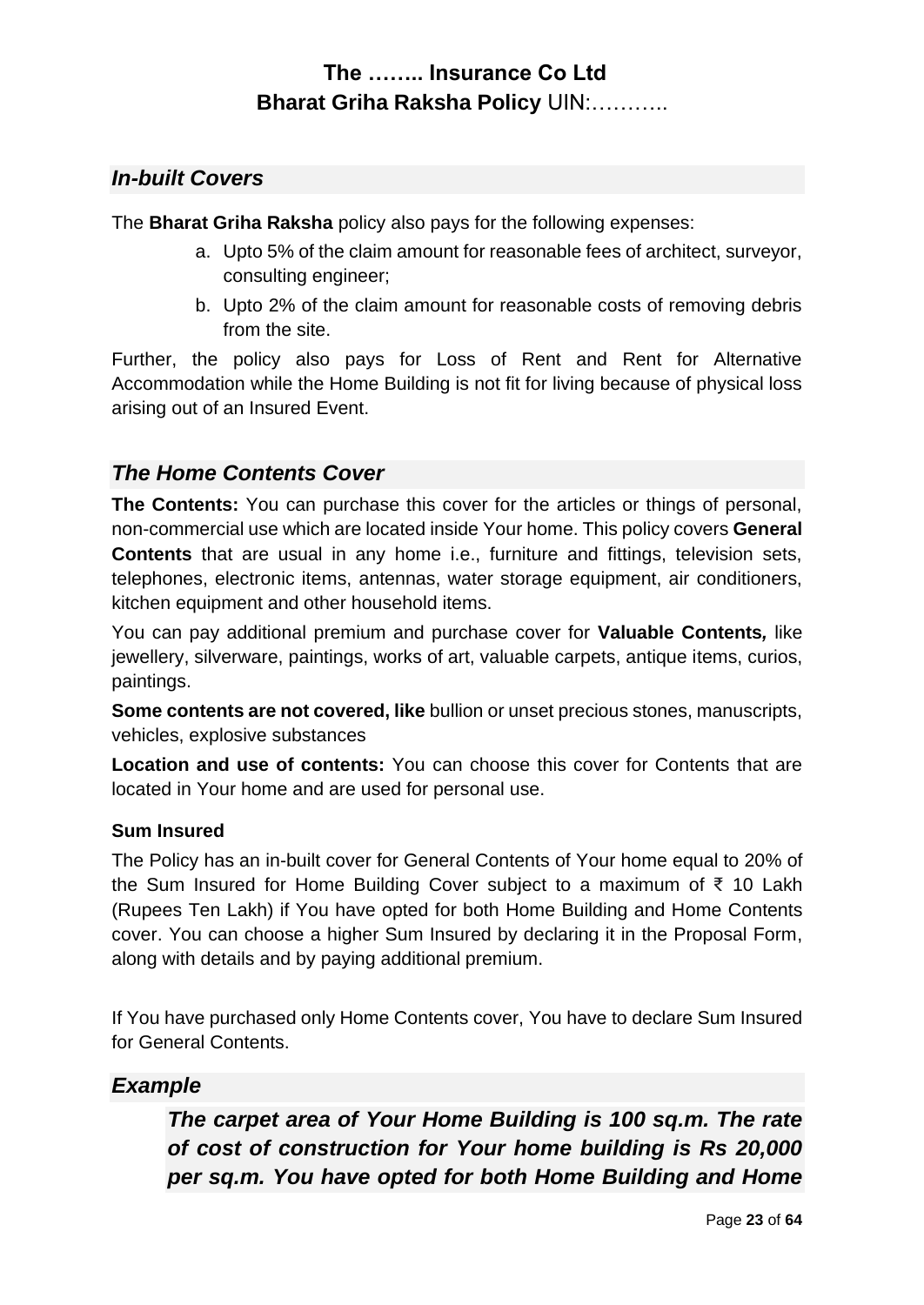## *In-built Covers*

The **Bharat Griha Raksha** policy also pays for the following expenses:

a. Upto 5% of the claim amount for reasonable fees of architect, surveyor, consulting engineer;

b. Upto 2% of the claim amount for reasonable costs of removing debris from the site.

Further, the policy also pays for Loss of Rent and Rent for Alternative Accommodation while the Home Building is not fit for living because of physical loss arising out of an Insured Event.

## *The Home Contents Cover*

**The Contents:** You can purchase this cover for the articles or things of personal, non-commercial use which are located inside Your home. This policy covers **General Contents** that are usual in any home i.e., furniture and fittings, television sets, telephones, electronic items, antennas, water storage equipment, air conditioners, kitchen equipment and other household items.

You can pay additional premium and purchase cover for **Valuable Contents*,*** like jewellery, silverware, paintings, works of art, valuable carpets, antique items, curios, paintings.

**Some contents are not covered, like** bullion or unset precious stones, manuscripts, vehicles, explosive substances

**Location and use of contents:** You can choose this cover for Contents that are located in Your home and are used for personal use.

#### Sum Insured

The Policy has an in-built cover for General Contents of Your home equal to 20% of the Sum Insured for Home Building Cover subject to a maximum of ₹ 10 Lakh (Rupees Ten Lakh) if You have opted for both Home Building and Home Contents cover. You can choose a higher Sum Insured by declaring it in the Proposal Form, along with details and by paying additional premium.

If You have purchased only Home Contents cover, You have to declare Sum Insured for General Contents.

## *Example*

***The carpet area of Your Home Building is 100 sq.m. The rate of cost of construction for Your home building is Rs 20,000 per sq.m. You have opted for both Home Building and Home***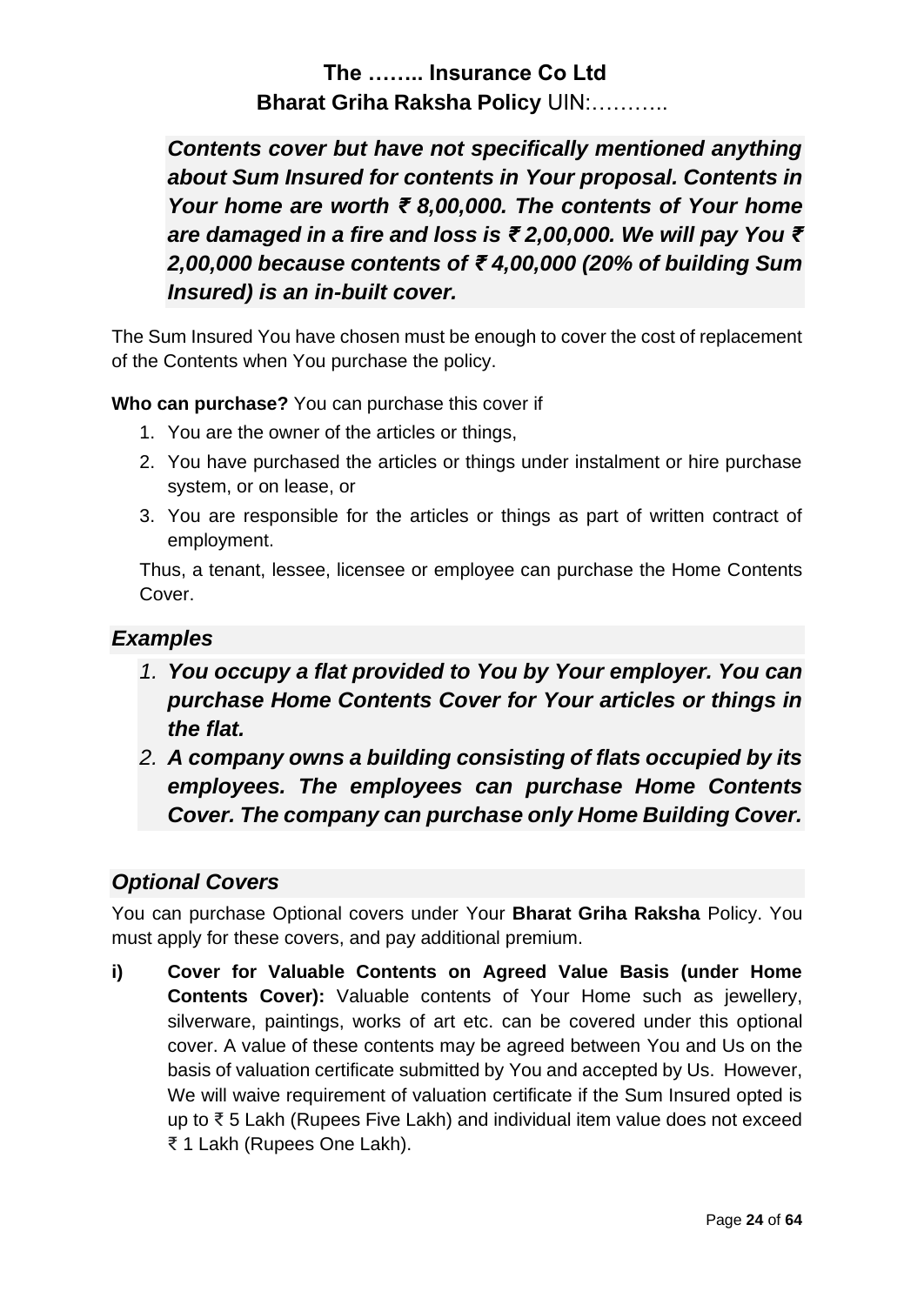***Contents cover but have not specifically mentioned anything about Sum Insured for contents in Your proposal. Contents in Your home are worth ₹ 8,00,000. The contents of Your home are damaged in a fire and loss is ₹ 2,00,000. We will pay You ₹ 2,00,000 because contents of ₹ 4,00,000 (20% of building Sum Insured) is an in-built cover.***

The Sum Insured You have chosen must be enough to cover the cost of replacement of the Contents when You purchase the policy.

**Who can purchase?** You can purchase this cover if

1. You are the owner of the articles or things,
2. You have purchased the articles or things under instalment or hire purchase system, or on lease, or
3. You are responsible for the articles or things as part of written contract of employment.

Thus, a tenant, lessee, licensee or employee can purchase the Home Contents Cover.

## *Examples*

1. ***You occupy a flat provided to You by Your employer. You can purchase Home Contents Cover for Your articles or things in the flat.***
2. ***A company owns a building consisting of flats occupied by its employees. The employees can purchase Home Contents Cover. The company can purchase only Home Building Cover.***

## *Optional Covers*

You can purchase Optional covers under Your **Bharat Griha Raksha** Policy. You must apply for these covers, and pay additional premium.

**i) Cover for Valuable Contents on Agreed Value Basis (under Home Contents Cover):** Valuable contents of Your Home such as jewellery, silverware, paintings, works of art etc. can be covered under this optional cover. A value of these contents may be agreed between You and Us on the basis of valuation certificate submitted by You and accepted by Us. However, We will waive requirement of valuation certificate if the Sum Insured opted is up to ₹ 5 Lakh (Rupees Five Lakh) and individual item value does not exceed ₹ 1 Lakh (Rupees One Lakh).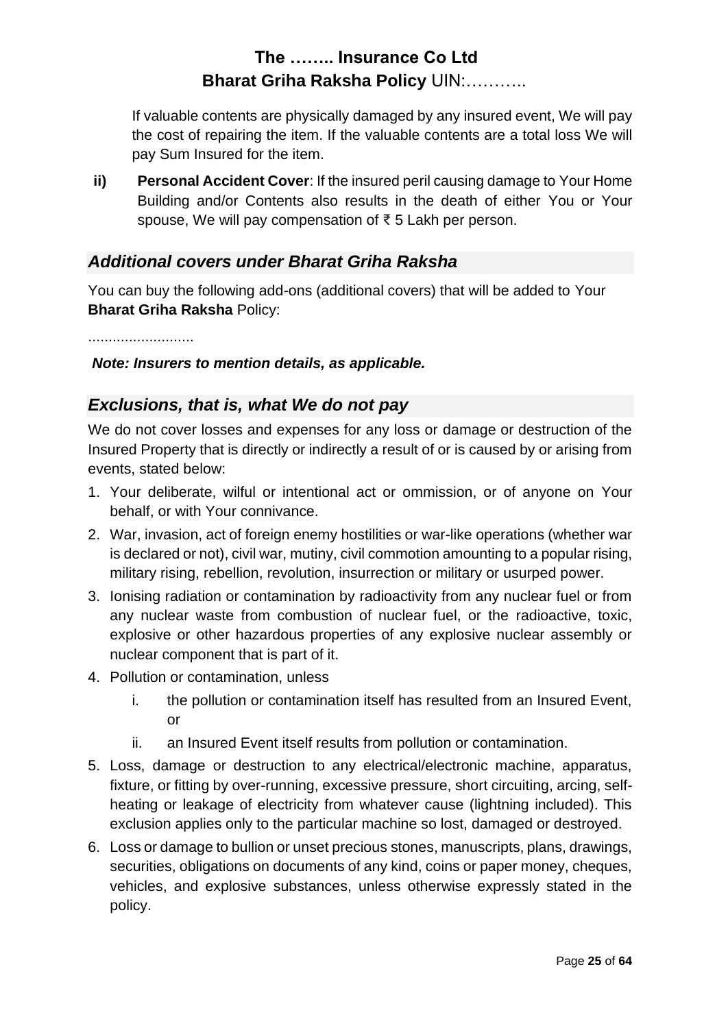If valuable contents are physically damaged by any insured event, We will pay the cost of repairing the item. If the valuable contents are a total loss We will pay Sum Insured for the item.

**ii) Personal Accident Cover**: If the insured peril causing damage to Your Home Building and/or Contents also results in the death of either You or Your spouse, We will pay compensation of ₹ 5 Lakh per person.

## *Additional covers under Bharat Griha Raksha*

You can buy the following add-ons (additional covers) that will be added to Your **Bharat Griha Raksha** Policy:

..........................

***Note: Insurers to mention details, as applicable.***

## *Exclusions, that is, what We do not pay*

We do not cover losses and expenses for any loss or damage or destruction of the Insured Property that is directly or indirectly a result of or is caused by or arising from events, stated below:

1. Your deliberate, wilful or intentional act or ommission, or of anyone on Your behalf, or with Your connivance.
2. War, invasion, act of foreign enemy hostilities or war-like operations (whether war is declared or not), civil war, mutiny, civil commotion amounting to a popular rising, military rising, rebellion, revolution, insurrection or military or usurped power.
3. Ionising radiation or contamination by radioactivity from any nuclear fuel or from any nuclear waste from combustion of nuclear fuel, or the radioactive, toxic, explosive or other hazardous properties of any explosive nuclear assembly or nuclear component that is part of it.
4. Pollution or contamination, unless
    i. the pollution or contamination itself has resulted from an Insured Event, or
    ii. an Insured Event itself results from pollution or contamination.
5. Loss, damage or destruction to any electrical/electronic machine, apparatus, fixture, or fitting by over-running, excessive pressure, short circuiting, arcing, self-heating or leakage of electricity from whatever cause (lightning included). This exclusion applies only to the particular machine so lost, damaged or destroyed.
6. Loss or damage to bullion or unset precious stones, manuscripts, plans, drawings, securities, obligations on documents of any kind, coins or paper money, cheques, vehicles, and explosive substances, unless otherwise expressly stated in the policy.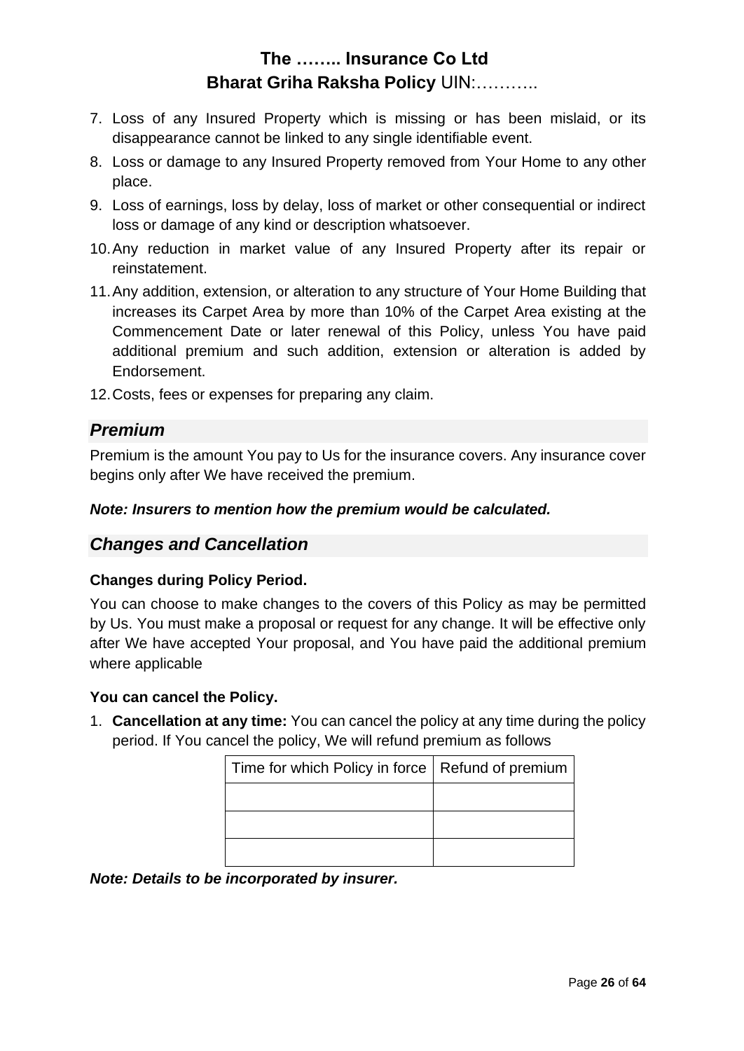7. Loss of any Insured Property which is missing or has been mislaid, or its disappearance cannot be linked to any single identifiable event.
8. Loss or damage to any Insured Property removed from Your Home to any other place.
9. Loss of earnings, loss by delay, loss of market or other consequential or indirect loss or damage of any kind or description whatsoever.
10. Any reduction in market value of any Insured Property after its repair or reinstatement.
11. Any addition, extension, or alteration to any structure of Your Home Building that increases its Carpet Area by more than 10% of the Carpet Area existing at the Commencement Date or later renewal of this Policy, unless You have paid additional premium and such addition, extension or alteration is added by Endorsement.
12. Costs, fees or expenses for preparing any claim.

## *Premium*

Premium is the amount You pay to Us for the insurance covers. Any insurance cover begins only after We have received the premium.

***Note: Insurers to mention how the premium would be calculated.***

## *Changes and Cancellation*

**Changes during Policy Period.**

You can choose to make changes to the covers of this Policy as may be permitted by Us. You must make a proposal or request for any change. It will be effective only after We have accepted Your proposal, and You have paid the additional premium where applicable

**You can cancel the Policy.**

1. **Cancellation at any time:** You can cancel the policy at any time during the policy period. If You cancel the policy, We will refund premium as follows

| Time for which Policy in force | Refund of premium |
|---|---|
| | |
| | |
| | |

***Note: Details to be incorporated by insurer.***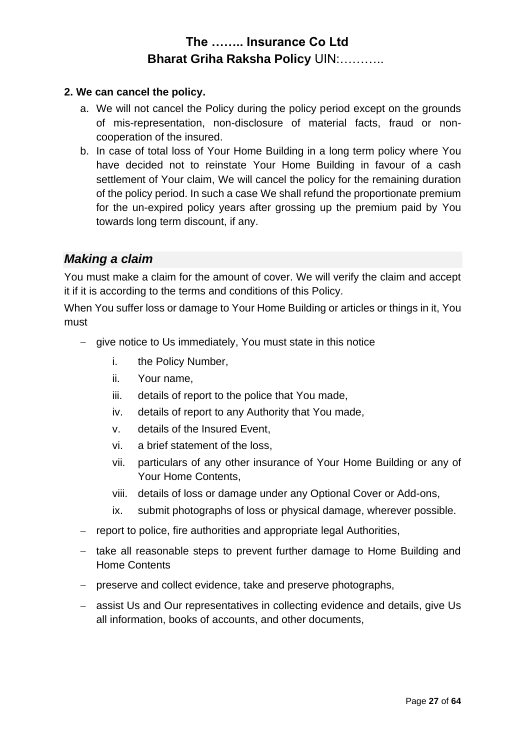**2. We can cancel the policy.**

a. We will not cancel the Policy during the policy period except on the grounds of mis-representation, non-disclosure of material facts, fraud or non-cooperation of the insured.

b. In case of total loss of Your Home Building in a long term policy where You have decided not to reinstate Your Home Building in favour of a cash settlement of Your claim, We will cancel the policy for the remaining duration of the policy period. In such a case We shall refund the proportionate premium for the un-expired policy years after grossing up the premium paid by You towards long term discount, if any.

## *Making a claim*

You must make a claim for the amount of cover. We will verify the claim and accept it if it is according to the terms and conditions of this Policy.

When You suffer loss or damage to Your Home Building or articles or things in it, You must

- give notice to Us immediately, You must state in this notice
    i. the Policy Number,
    ii. Your name,
    iii. details of report to the police that You made,
    iv. details of report to any Authority that You made,
    v. details of the Insured Event,
    vi. a brief statement of the loss,
    vii. particulars of any other insurance of Your Home Building or any of Your Home Contents,
    viii. details of loss or damage under any Optional Cover or Add-ons,
    ix. submit photographs of loss or physical damage, wherever possible.
- report to police, fire authorities and appropriate legal Authorities,
- take all reasonable steps to prevent further damage to Home Building and Home Contents
- preserve and collect evidence, take and preserve photographs,
- assist Us and Our representatives in collecting evidence and details, give Us all information, books of accounts, and other documents,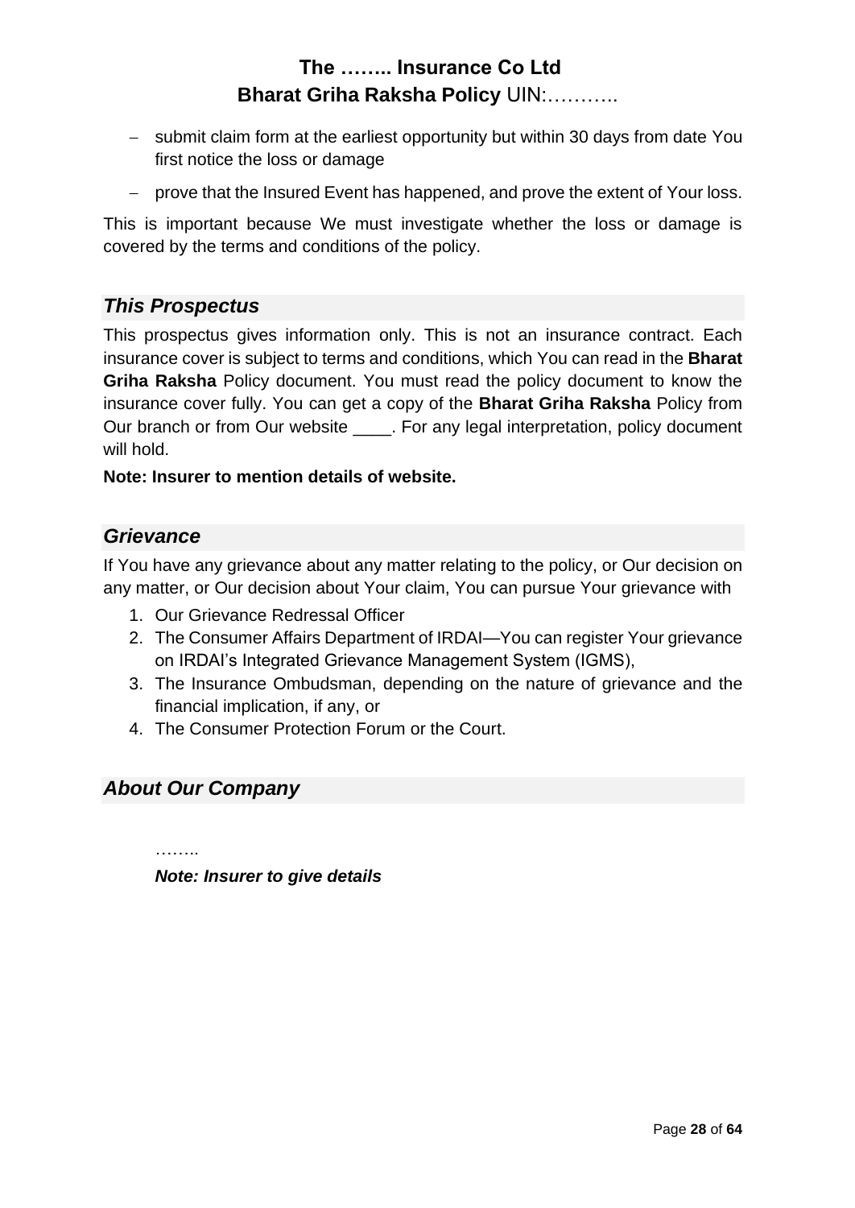- submit claim form at the earliest opportunity but within 30 days from date You first notice the loss or damage
- prove that the Insured Event has happened, and prove the extent of Your loss.

This is important because We must investigate whether the loss or damage is covered by the terms and conditions of the policy.

## *This Prospectus*

This prospectus gives information only. This is not an insurance contract. Each insurance cover is subject to terms and conditions, which You can read in the **Bharat Griha Raksha** Policy document. You must read the policy document to know the insurance cover fully. You can get a copy of the **Bharat Griha Raksha** Policy from Our branch or from Our website ____. For any legal interpretation, policy document will hold.

**Note: Insurer to mention details of website.**

## *Grievance*

If You have any grievance about any matter relating to the policy, or Our decision on any matter, or Our decision about Your claim, You can pursue Your grievance with

1. Our Grievance Redressal Officer
2. The Consumer Affairs Department of IRDAI—You can register Your grievance on IRDAI's Integrated Grievance Management System (IGMS),
3. The Insurance Ombudsman, depending on the nature of grievance and the financial implication, if any, or
4. The Consumer Protection Forum or the Court.

## *About Our Company*

……..

***Note: Insurer to give details***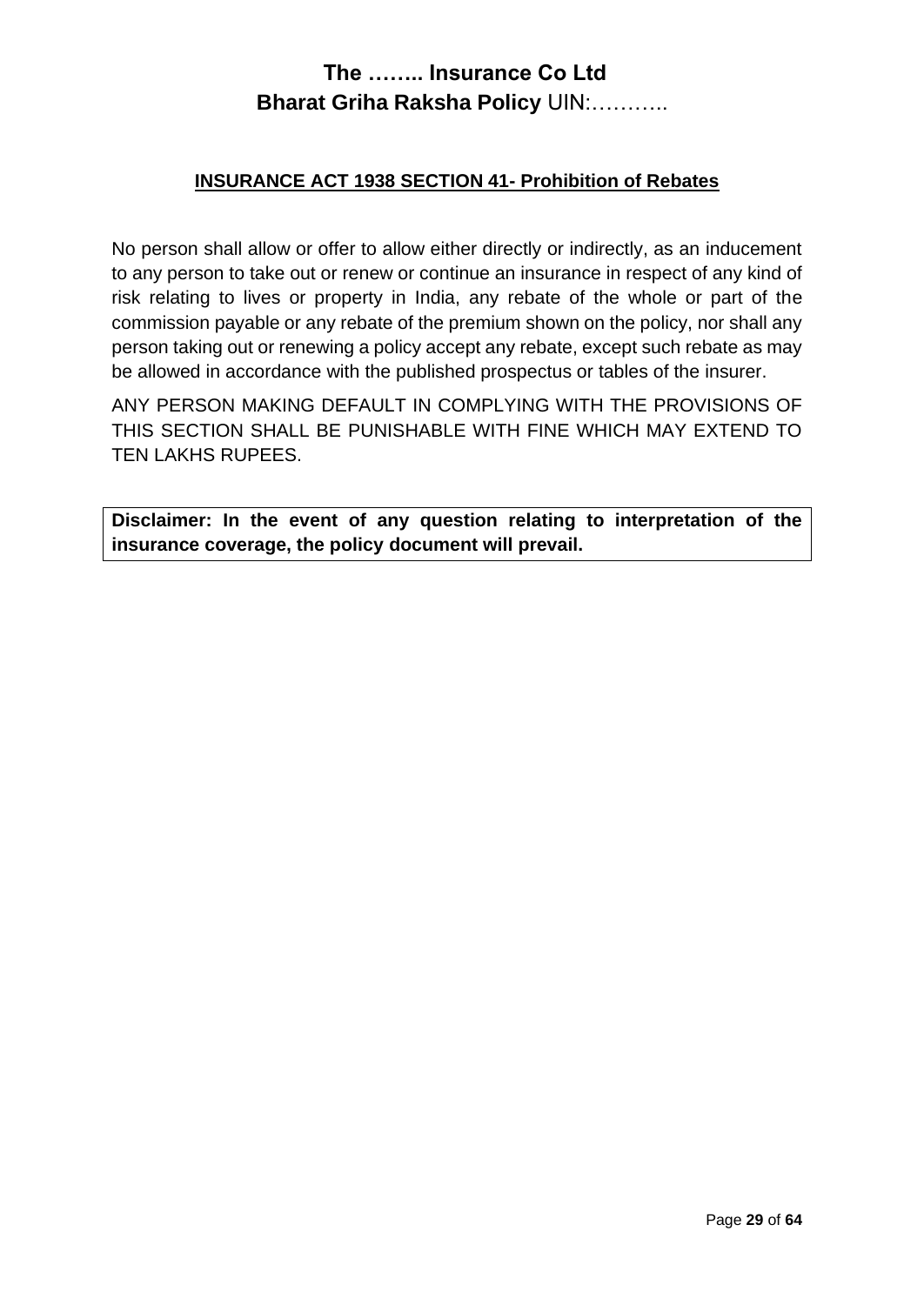## INSURANCE ACT 1938 SECTION 41- Prohibition of Rebates

No person shall allow or offer to allow either directly or indirectly, as an inducement to any person to take out or renew or continue an insurance in respect of any kind of risk relating to lives or property in India, any rebate of the whole or part of the commission payable or any rebate of the premium shown on the policy, nor shall any person taking out or renewing a policy accept any rebate, except such rebate as may be allowed in accordance with the published prospectus or tables of the insurer.

ANY PERSON MAKING DEFAULT IN COMPLYING WITH THE PROVISIONS OF THIS SECTION SHALL BE PUNISHABLE WITH FINE WHICH MAY EXTEND TO TEN LAKHS RUPEES.

**Disclaimer: In the event of any question relating to interpretation of the insurance coverage, the policy document will prevail.**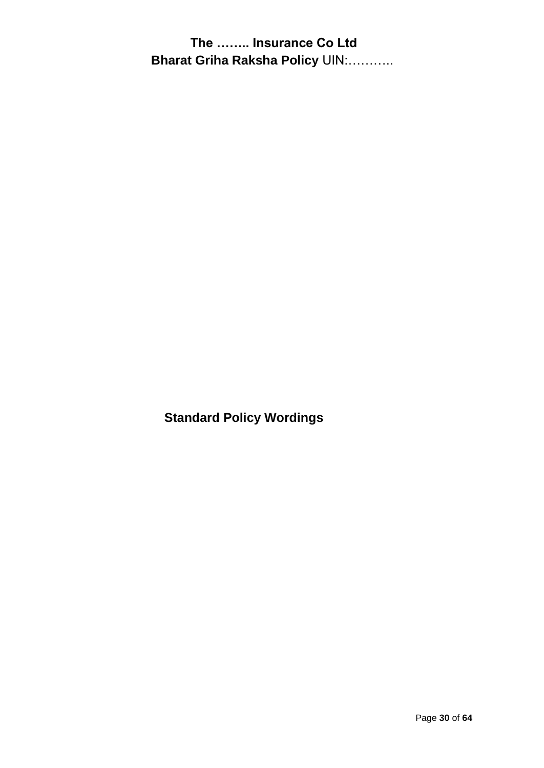# Standard Policy Wordings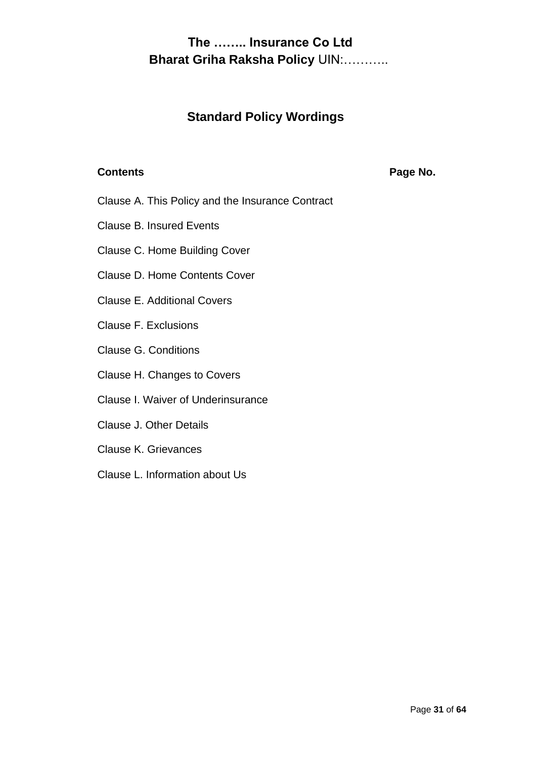# The …….. Insurance Co Ltd

## **Bharat Griha Raksha Policy** UIN:………..

## Standard Policy Wordings

| **Contents** | **Page No.** |
|---|---|
| Clause A. This Policy and the Insurance Contract | |
| Clause B. Insured Events | |
| Clause C. Home Building Cover | |
| Clause D. Home Contents Cover | |
| Clause E. Additional Covers | |
| Clause F. Exclusions | |
| Clause G. Conditions | |
| Clause H. Changes to Covers | |
| Clause I. Waiver of Underinsurance | |
| Clause J. Other Details | |
| Clause K. Grievances | |
| Clause L. Information about Us | |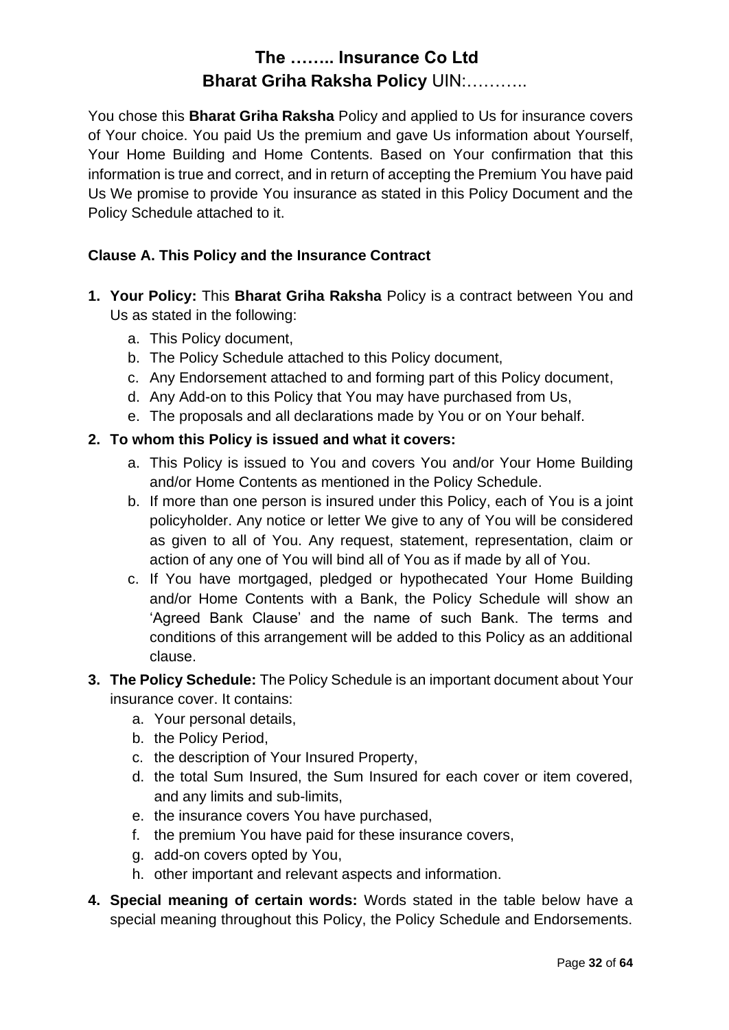# The …….. Insurance Co Ltd
## **Bharat Griha Raksha Policy** UIN:………..

You chose this **Bharat Griha Raksha** Policy and applied to Us for insurance covers of Your choice. You paid Us the premium and gave Us information about Yourself, Your Home Building and Home Contents. Based on Your confirmation that this information is true and correct, and in return of accepting the Premium You have paid Us We promise to provide You insurance as stated in this Policy Document and the Policy Schedule attached to it.

### Clause A. This Policy and the Insurance Contract

1. **Your Policy:** This **Bharat Griha Raksha** Policy is a contract between You and Us as stated in the following:
   a. This Policy document,
   b. The Policy Schedule attached to this Policy document,
   c. Any Endorsement attached to and forming part of this Policy document,
   d. Any Add-on to this Policy that You may have purchased from Us,
   e. The proposals and all declarations made by You or on Your behalf.
2. **To whom this Policy is issued and what it covers:**
   a. This Policy is issued to You and covers You and/or Your Home Building and/or Home Contents as mentioned in the Policy Schedule.
   b. If more than one person is insured under this Policy, each of You is a joint policyholder. Any notice or letter We give to any of You will be considered as given to all of You. Any request, statement, representation, claim or action of any one of You will bind all of You as if made by all of You.
   c. If You have mortgaged, pledged or hypothecated Your Home Building and/or Home Contents with a Bank, the Policy Schedule will show an 'Agreed Bank Clause' and the name of such Bank. The terms and conditions of this arrangement will be added to this Policy as an additional clause.
3. **The Policy Schedule:** The Policy Schedule is an important document about Your insurance cover. It contains:
   a. Your personal details,
   b. the Policy Period,
   c. the description of Your Insured Property,
   d. the total Sum Insured, the Sum Insured for each cover or item covered, and any limits and sub-limits,
   e. the insurance covers You have purchased,
   f. the premium You have paid for these insurance covers,
   g. add-on covers opted by You,
   h. other important and relevant aspects and information.
4. **Special meaning of certain words:** Words stated in the table below have a special meaning throughout this Policy, the Policy Schedule and Endorsements.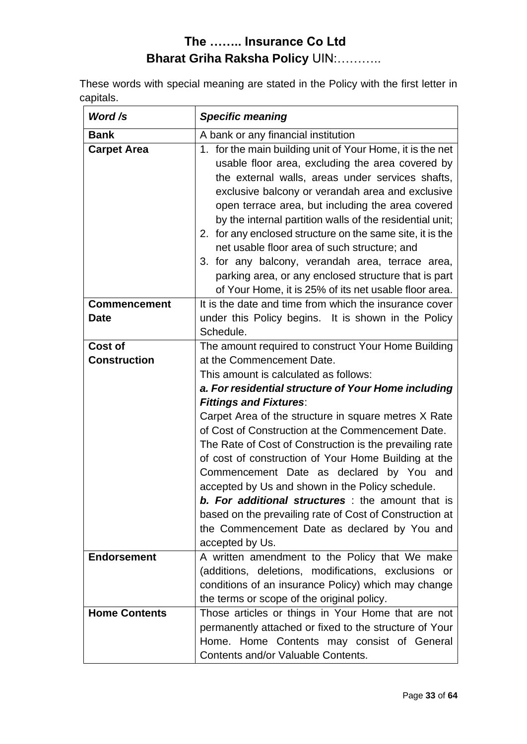# The …….. Insurance Co Ltd
# Bharat Griha Raksha Policy UIN:………..

These words with special meaning are stated in the Policy with the first letter in capitals.

| ***Word /s*** | ***Specific meaning*** |
|---|---|
| **Bank** | A bank or any financial institution |
| **Carpet Area** | 1. for the main building unit of Your Home, it is the net usable floor area, excluding the area covered by the external walls, areas under services shafts, exclusive balcony or verandah area and exclusive open terrace area, but including the area covered by the internal partition walls of the residential unit;<br>2. for any enclosed structure on the same site, it is the net usable floor area of such structure; and<br>3. for any balcony, verandah area, terrace area, parking area, or any enclosed structure that is part of Your Home, it is 25% of its net usable floor area. |
| **Commencement Date** | It is the date and time from which the insurance cover under this Policy begins. It is shown in the Policy Schedule. |
| **Cost of Construction** | The amount required to construct Your Home Building at the Commencement Date.<br>This amount is calculated as follows:<br>***a. For residential structure of Your Home including Fittings and Fixtures***:<br>Carpet Area of the structure in square metres X Rate of Cost of Construction at the Commencement Date.<br>The Rate of Cost of Construction is the prevailing rate of cost of construction of Your Home Building at the Commencement Date as declared by You and accepted by Us and shown in the Policy schedule.<br>***b. For additional structures*** : the amount that is based on the prevailing rate of Cost of Construction at the Commencement Date as declared by You and accepted by Us. |
| **Endorsement** | A written amendment to the Policy that We make (additions, deletions, modifications, exclusions or conditions of an insurance Policy) which may change the terms or scope of the original policy. |
| **Home Contents** | Those articles or things in Your Home that are not permanently attached or fixed to the structure of Your Home. Home Contents may consist of General Contents and/or Valuable Contents. |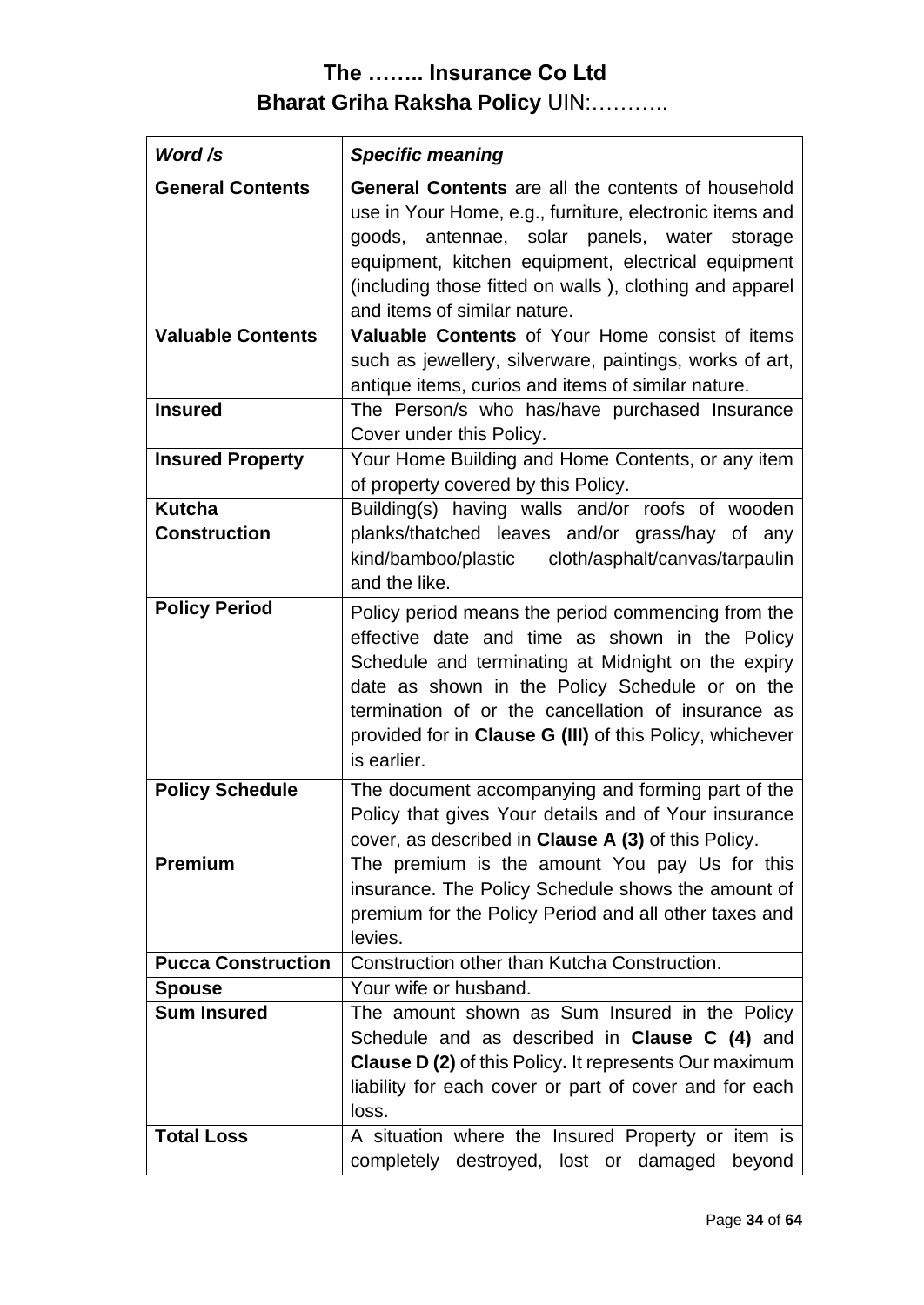# The …….. Insurance Co Ltd

## Bharat Griha Raksha Policy UIN:………..

| *Word /s* | *Specific meaning* |
|---|---|
| **General Contents** | **General Contents** are all the contents of household use in Your Home, e.g., furniture, electronic items and goods, antennae, solar panels, water storage equipment, kitchen equipment, electrical equipment (including those fitted on walls ), clothing and apparel and items of similar nature. |
| **Valuable Contents** | **Valuable Contents** of Your Home consist of items such as jewellery, silverware, paintings, works of art, antique items, curios and items of similar nature. |
| **Insured** | The Person/s who has/have purchased Insurance Cover under this Policy. |
| **Insured Property** | Your Home Building and Home Contents, or any item of property covered by this Policy. |
| **Kutcha Construction** | Building(s) having walls and/or roofs of wooden planks/thatched leaves and/or grass/hay of any kind/bamboo/plastic cloth/asphalt/canvas/tarpaulin and the like. |
| **Policy Period** | Policy period means the period commencing from the effective date and time as shown in the Policy Schedule and terminating at Midnight on the expiry date as shown in the Policy Schedule or on the termination of or the cancellation of insurance as provided for in **Clause G (III)** of this Policy, whichever is earlier. |
| **Policy Schedule** | The document accompanying and forming part of the Policy that gives Your details and of Your insurance cover, as described in **Clause A (3)** of this Policy. |
| **Premium** | The premium is the amount You pay Us for this insurance. The Policy Schedule shows the amount of premium for the Policy Period and all other taxes and levies. |
| **Pucca Construction** | Construction other than Kutcha Construction. |
| **Spouse** | Your wife or husband. |
| **Sum Insured** | The amount shown as Sum Insured in the Policy Schedule and as described in **Clause C (4)** and **Clause D (2)** of this Policy**.** It represents Our maximum liability for each cover or part of cover and for each loss. |
| **Total Loss** | A situation where the Insured Property or item is completely destroyed, lost or damaged beyond |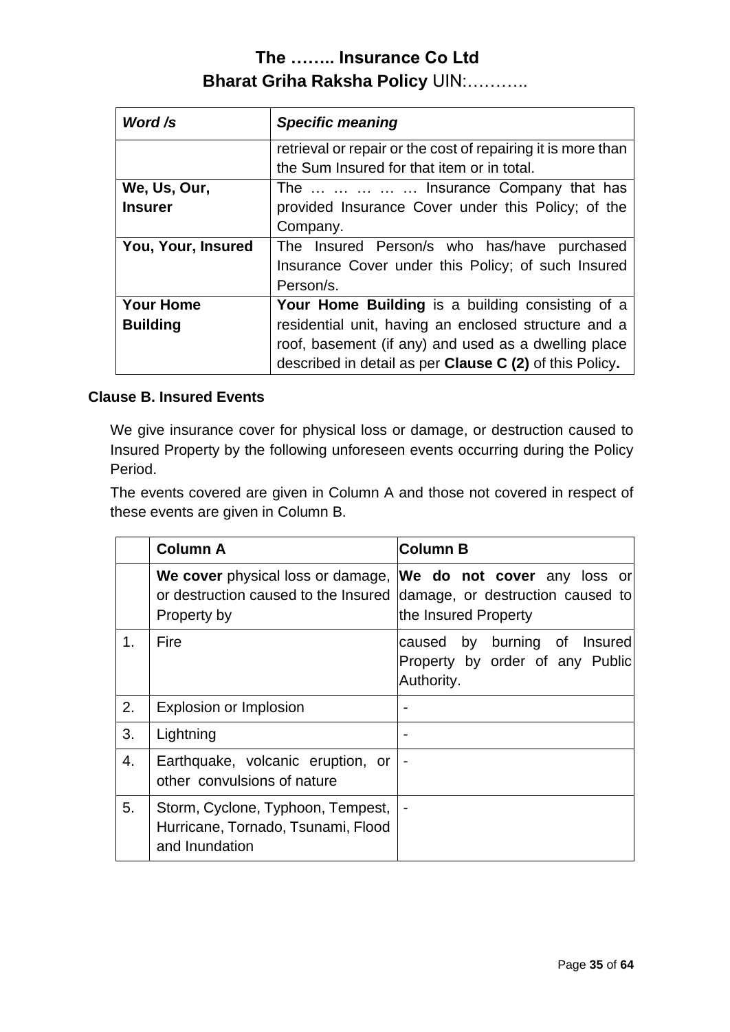| Word /s | Specific meaning |
|---|---|
| | retrieval or repair or the cost of repairing it is more than the Sum Insured for that item or in total. |
| **We, Us, Our, Insurer** | The … … … … … Insurance Company that has provided Insurance Cover under this Policy; of the Company. |
| **You, Your, Insured** | The Insured Person/s who has/have purchased Insurance Cover under this Policy; of such Insured Person/s. |
| **Your Home Building** | **Your Home Building** is a building consisting of a residential unit, having an enclosed structure and a roof, basement (if any) and used as a dwelling place described in detail as per **Clause C (2)** of this Policy**.** |

### Clause B. Insured Events

We give insurance cover for physical loss or damage, or destruction caused to Insured Property by the following unforeseen events occurring during the Policy Period.

The events covered are given in Column A and those not covered in respect of these events are given in Column B.

| | Column A | Column B |
|---|---|---|
| | **We cover** physical loss or damage, or destruction caused to the Insured Property by | **We do not cover** any loss or damage, or destruction caused to the Insured Property |
| 1. | Fire | caused by burning of Insured Property by order of any Public Authority. |
| 2. | Explosion or Implosion | - |
| 3. | Lightning | - |
| 4. | Earthquake, volcanic eruption, or other convulsions of nature | - |
| 5. | Storm, Cyclone, Typhoon, Tempest, Hurricane, Tornado, Tsunami, Flood and Inundation | - |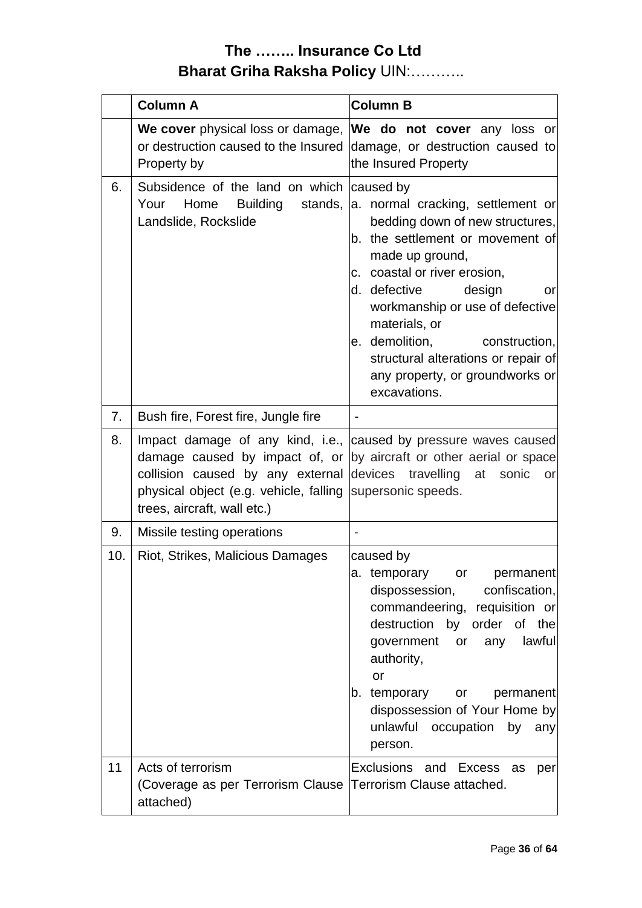# The …….. Insurance Co Ltd
## Bharat Griha Raksha Policy UIN:………..

| | Column A | Column B |
|---|---|---|
| | **We cover** physical loss or damage, or destruction caused to the Insured Property by | **We do not cover** any loss or damage, or destruction caused to the Insured Property |
| 6. | Subsidence of the land on which Your Home Building stands, Landslide, Rockslide | caused by<br>a. normal cracking, settlement or bedding down of new structures,<br>b. the settlement or movement of made up ground,<br>c. coastal or river erosion,<br>d. defective design or workmanship or use of defective materials, or<br>e. demolition, construction, structural alterations or repair of any property, or groundworks or excavations. |
| 7. | Bush fire, Forest fire, Jungle fire | - |
| 8. | Impact damage of any kind, i.e., damage caused by impact of, or collision caused by any external physical object (e.g. vehicle, falling trees, aircraft, wall etc.) | caused by pressure waves caused by aircraft or other aerial or space devices travelling at sonic or supersonic speeds. |
| 9. | Missile testing operations | - |
| 10. | Riot, Strikes, Malicious Damages | caused by<br>a. temporary or permanent dispossession, confiscation, commandeering, requisition or destruction by order of the government or any lawful authority,<br>or<br>b. temporary or permanent dispossession of Your Home by unlawful occupation by any person. |
| 11 | Acts of terrorism<br>(Coverage as per Terrorism Clause attached) | Exclusions and Excess as per Terrorism Clause attached. |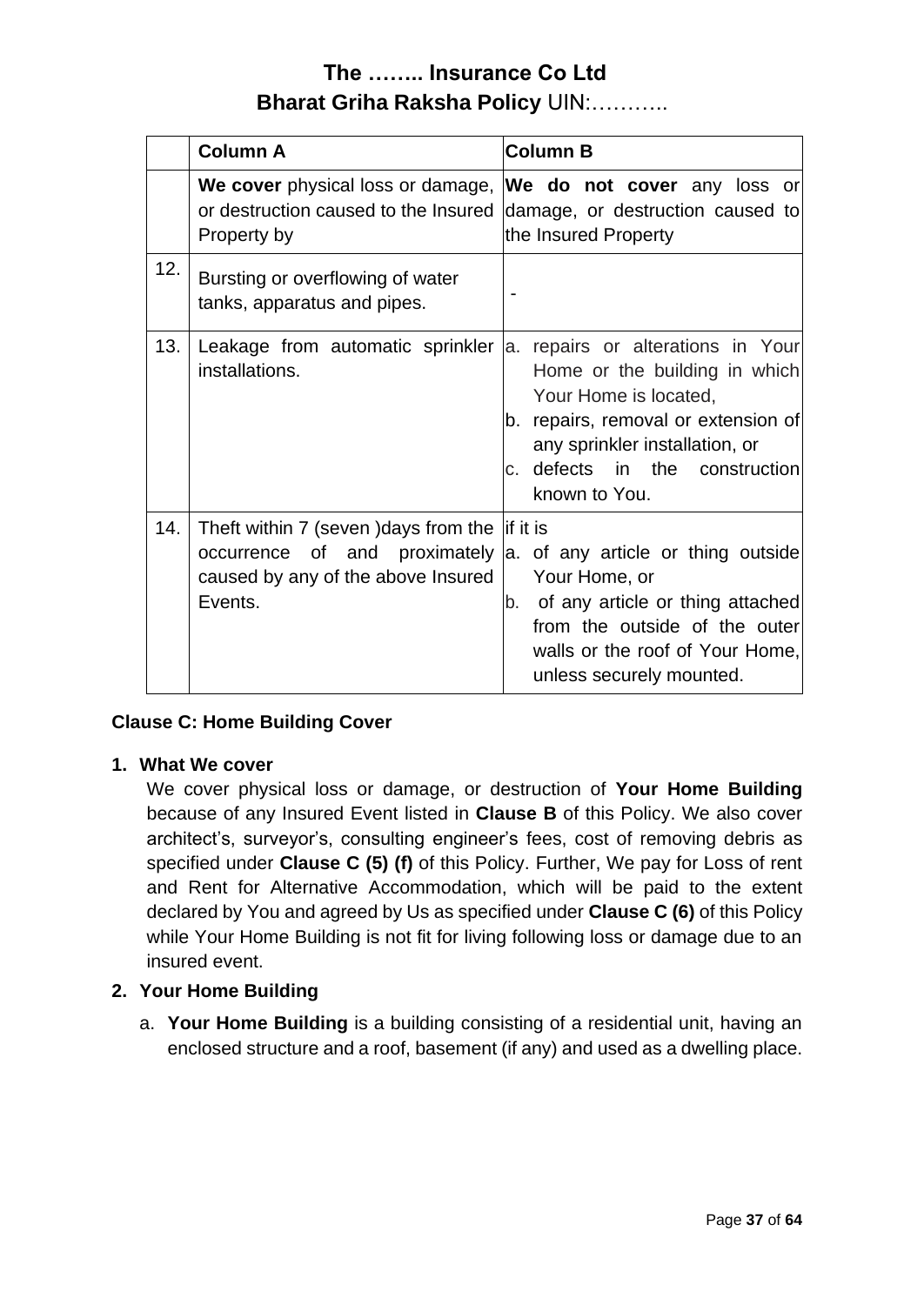| | Column A | Column B |
|---|---|---|
| | **We cover** physical loss or damage, or destruction caused to the Insured Property by | **We do not cover** any loss or damage, or destruction caused to the Insured Property |
| 12. | Bursting or overflowing of water tanks, apparatus and pipes. | - |
| 13. | Leakage from automatic sprinkler installations. | a. repairs or alterations in Your Home or the building in which Your Home is located,<br>b. repairs, removal or extension of any sprinkler installation, or<br>c. defects in the construction known to You. |
| 14. | Theft within 7 (seven )days from the occurrence of and proximately caused by any of the above Insured Events. | if it is<br>a. of any article or thing outside Your Home, or<br>b. of any article or thing attached from the outside of the outer walls or the roof of Your Home, unless securely mounted. |

**Clause C: Home Building Cover**

**1. What We cover**

We cover physical loss or damage, or destruction of **Your Home Building** because of any Insured Event listed in **Clause B** of this Policy. We also cover architect's, surveyor's, consulting engineer's fees, cost of removing debris as specified under **Clause C (5) (f)** of this Policy. Further, We pay for Loss of rent and Rent for Alternative Accommodation, which will be paid to the extent declared by You and agreed by Us as specified under **Clause C (6)** of this Policy while Your Home Building is not fit for living following loss or damage due to an insured event.

**2. Your Home Building**

a. **Your Home Building** is a building consisting of a residential unit, having an enclosed structure and a roof, basement (if any) and used as a dwelling place.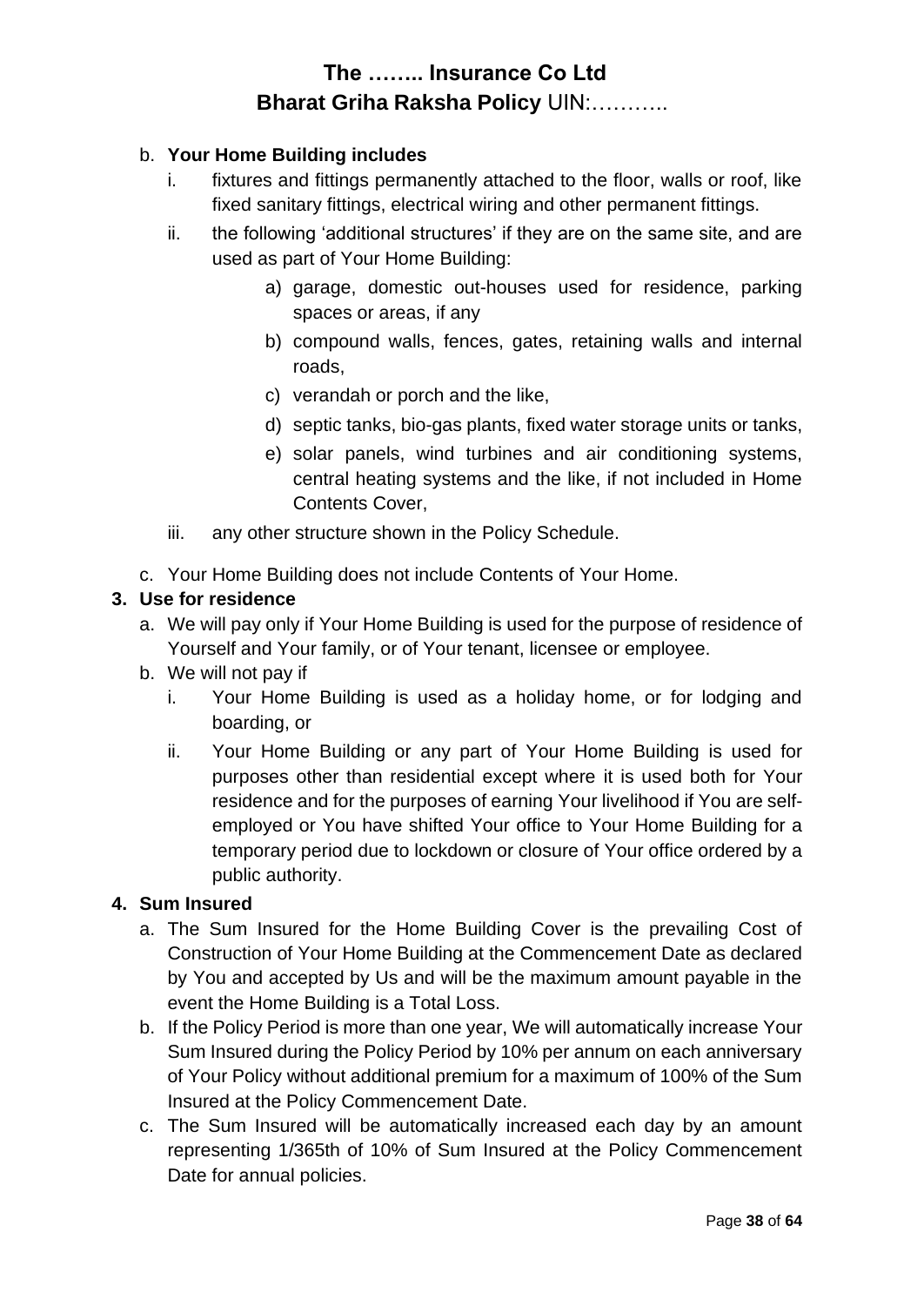b. **Your Home Building includes**
    i. fixtures and fittings permanently attached to the floor, walls or roof, like fixed sanitary fittings, electrical wiring and other permanent fittings.
    ii. the following 'additional structures' if they are on the same site, and are used as part of Your Home Building:
        a) garage, domestic out-houses used for residence, parking spaces or areas, if any
        b) compound walls, fences, gates, retaining walls and internal roads,
        c) verandah or porch and the like,
        d) septic tanks, bio-gas plants, fixed water storage units or tanks,
        e) solar panels, wind turbines and air conditioning systems, central heating systems and the like, if not included in Home Contents Cover,
    iii. any other structure shown in the Policy Schedule.

c. Your Home Building does not include Contents of Your Home.

**3. Use for residence**

a. We will pay only if Your Home Building is used for the purpose of residence of Yourself and Your family, or of Your tenant, licensee or employee.

b. We will not pay if
    i. Your Home Building is used as a holiday home, or for lodging and boarding, or
    ii. Your Home Building or any part of Your Home Building is used for purposes other than residential except where it is used both for Your residence and for the purposes of earning Your livelihood if You are self-employed or You have shifted Your office to Your Home Building for a temporary period due to lockdown or closure of Your office ordered by a public authority.

**4. Sum Insured**

a. The Sum Insured for the Home Building Cover is the prevailing Cost of Construction of Your Home Building at the Commencement Date as declared by You and accepted by Us and will be the maximum amount payable in the event the Home Building is a Total Loss.

b. If the Policy Period is more than one year, We will automatically increase Your Sum Insured during the Policy Period by 10% per annum on each anniversary of Your Policy without additional premium for a maximum of 100% of the Sum Insured at the Policy Commencement Date.

c. The Sum Insured will be automatically increased each day by an amount representing 1/365th of 10% of Sum Insured at the Policy Commencement Date for annual policies.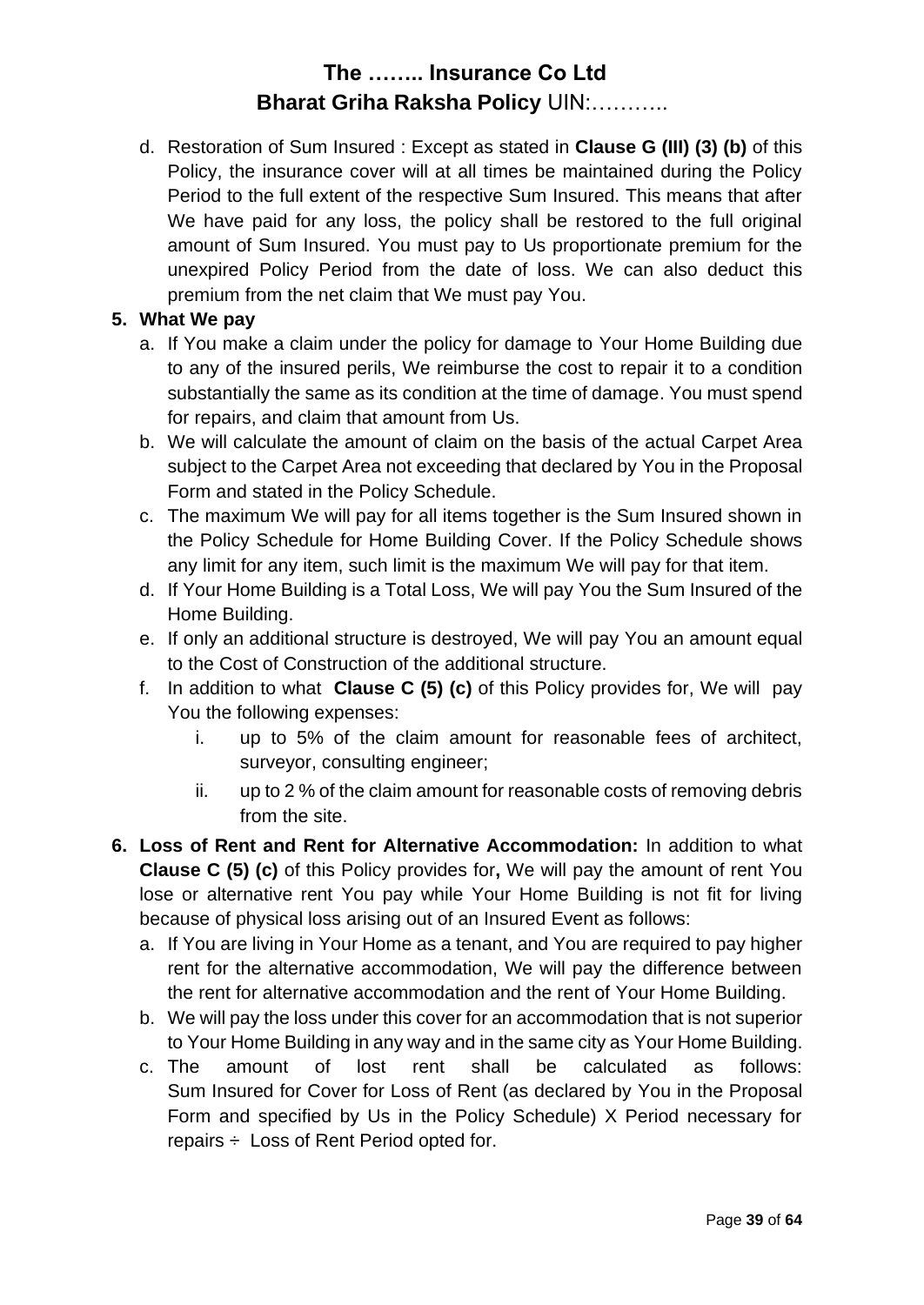d. Restoration of Sum Insured : Except as stated in **Clause G (III) (3) (b)** of this Policy, the insurance cover will at all times be maintained during the Policy Period to the full extent of the respective Sum Insured. This means that after We have paid for any loss, the policy shall be restored to the full original amount of Sum Insured. You must pay to Us proportionate premium for the unexpired Policy Period from the date of loss. We can also deduct this premium from the net claim that We must pay You.

**5. What We pay**

a. If You make a claim under the policy for damage to Your Home Building due to any of the insured perils, We reimburse the cost to repair it to a condition substantially the same as its condition at the time of damage. You must spend for repairs, and claim that amount from Us.

b. We will calculate the amount of claim on the basis of the actual Carpet Area subject to the Carpet Area not exceeding that declared by You in the Proposal Form and stated in the Policy Schedule.

c. The maximum We will pay for all items together is the Sum Insured shown in the Policy Schedule for Home Building Cover. If the Policy Schedule shows any limit for any item, such limit is the maximum We will pay for that item.

d. If Your Home Building is a Total Loss, We will pay You the Sum Insured of the Home Building.

e. If only an additional structure is destroyed, We will pay You an amount equal to the Cost of Construction of the additional structure.

f. In addition to what **Clause C (5) (c)** of this Policy provides for, We will pay You the following expenses:

   i. up to 5% of the claim amount for reasonable fees of architect, surveyor, consulting engineer;

   ii. up to 2 % of the claim amount for reasonable costs of removing debris from the site.

**6. Loss of Rent and Rent for Alternative Accommodation:** In addition to what **Clause C (5) (c)** of this Policy provides for**,** We will pay the amount of rent You lose or alternative rent You pay while Your Home Building is not fit for living because of physical loss arising out of an Insured Event as follows:

a. If You are living in Your Home as a tenant, and You are required to pay higher rent for the alternative accommodation, We will pay the difference between the rent for alternative accommodation and the rent of Your Home Building.

b. We will pay the loss under this cover for an accommodation that is not superior to Your Home Building in any way and in the same city as Your Home Building.

c. The amount of lost rent shall be calculated as follows: Sum Insured for Cover for Loss of Rent (as declared by You in the Proposal Form and specified by Us in the Policy Schedule) X Period necessary for repairs ÷ Loss of Rent Period opted for.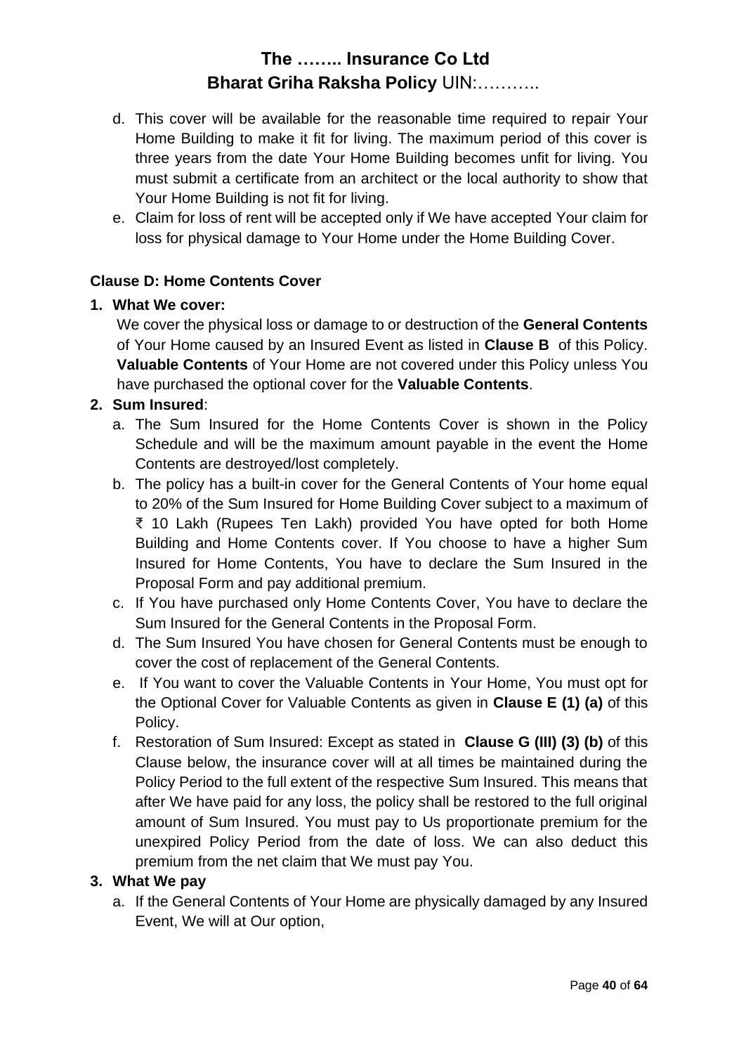d. This cover will be available for the reasonable time required to repair Your Home Building to make it fit for living. The maximum period of this cover is three years from the date Your Home Building becomes unfit for living. You must submit a certificate from an architect or the local authority to show that Your Home Building is not fit for living.

e. Claim for loss of rent will be accepted only if We have accepted Your claim for loss for physical damage to Your Home under the Home Building Cover.

### Clause D: Home Contents Cover

**1. What We cover:**

We cover the physical loss or damage to or destruction of the **General Contents** of Your Home caused by an Insured Event as listed in **Clause B** of this Policy. **Valuable Contents** of Your Home are not covered under this Policy unless You have purchased the optional cover for the **Valuable Contents**.

**2. Sum Insured**:

a. The Sum Insured for the Home Contents Cover is shown in the Policy Schedule and will be the maximum amount payable in the event the Home Contents are destroyed/lost completely.

b. The policy has a built-in cover for the General Contents of Your home equal to 20% of the Sum Insured for Home Building Cover subject to a maximum of ₹ 10 Lakh (Rupees Ten Lakh) provided You have opted for both Home Building and Home Contents cover. If You choose to have a higher Sum Insured for Home Contents, You have to declare the Sum Insured in the Proposal Form and pay additional premium.

c. If You have purchased only Home Contents Cover, You have to declare the Sum Insured for the General Contents in the Proposal Form.

d. The Sum Insured You have chosen for General Contents must be enough to cover the cost of replacement of the General Contents.

e. If You want to cover the Valuable Contents in Your Home, You must opt for the Optional Cover for Valuable Contents as given in **Clause E (1) (a)** of this Policy.

f. Restoration of Sum Insured: Except as stated in **Clause G (III) (3) (b)** of this Clause below, the insurance cover will at all times be maintained during the Policy Period to the full extent of the respective Sum Insured. This means that after We have paid for any loss, the policy shall be restored to the full original amount of Sum Insured. You must pay to Us proportionate premium for the unexpired Policy Period from the date of loss. We can also deduct this premium from the net claim that We must pay You.

**3. What We pay**

a. If the General Contents of Your Home are physically damaged by any Insured Event, We will at Our option,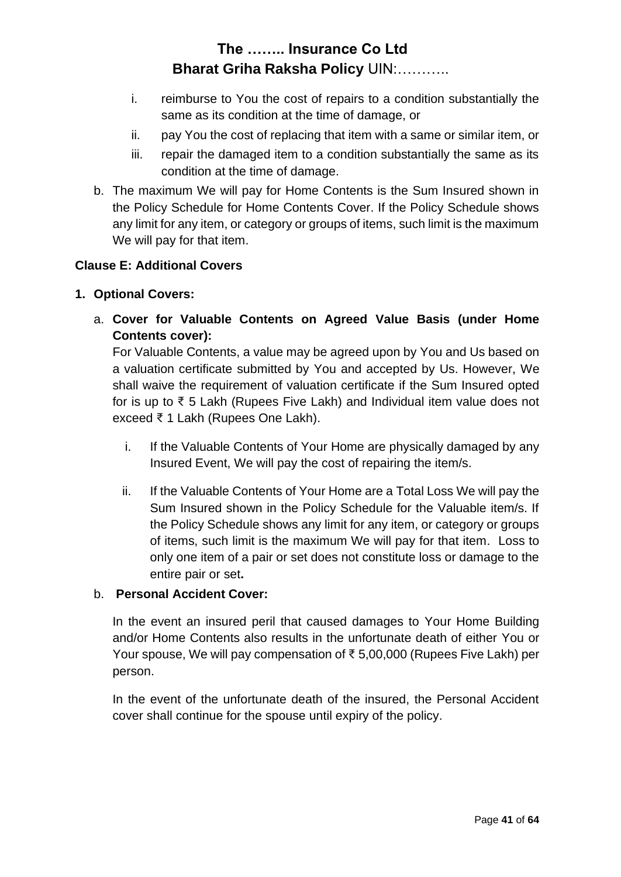i. reimburse to You the cost of repairs to a condition substantially the same as its condition at the time of damage, or

ii. pay You the cost of replacing that item with a same or similar item, or

iii. repair the damaged item to a condition substantially the same as its condition at the time of damage.

b. The maximum We will pay for Home Contents is the Sum Insured shown in the Policy Schedule for Home Contents Cover. If the Policy Schedule shows any limit for any item, or category or groups of items, such limit is the maximum We will pay for that item.

**Clause E: Additional Covers**

**1. Optional Covers:**

a. **Cover for Valuable Contents on Agreed Value Basis (under Home Contents cover):**

For Valuable Contents, a value may be agreed upon by You and Us based on a valuation certificate submitted by You and accepted by Us. However, We shall waive the requirement of valuation certificate if the Sum Insured opted for is up to ₹ 5 Lakh (Rupees Five Lakh) and Individual item value does not exceed ₹ 1 Lakh (Rupees One Lakh).

i. If the Valuable Contents of Your Home are physically damaged by any Insured Event, We will pay the cost of repairing the item/s.

ii. If the Valuable Contents of Your Home are a Total Loss We will pay the Sum Insured shown in the Policy Schedule for the Valuable item/s. If the Policy Schedule shows any limit for any item, or category or groups of items, such limit is the maximum We will pay for that item. Loss to only one item of a pair or set does not constitute loss or damage to the entire pair or set**.**

b. **Personal Accident Cover:**

In the event an insured peril that caused damages to Your Home Building and/or Home Contents also results in the unfortunate death of either You or Your spouse, We will pay compensation of ₹ 5,00,000 (Rupees Five Lakh) per person.

In the event of the unfortunate death of the insured, the Personal Accident cover shall continue for the spouse until expiry of the policy.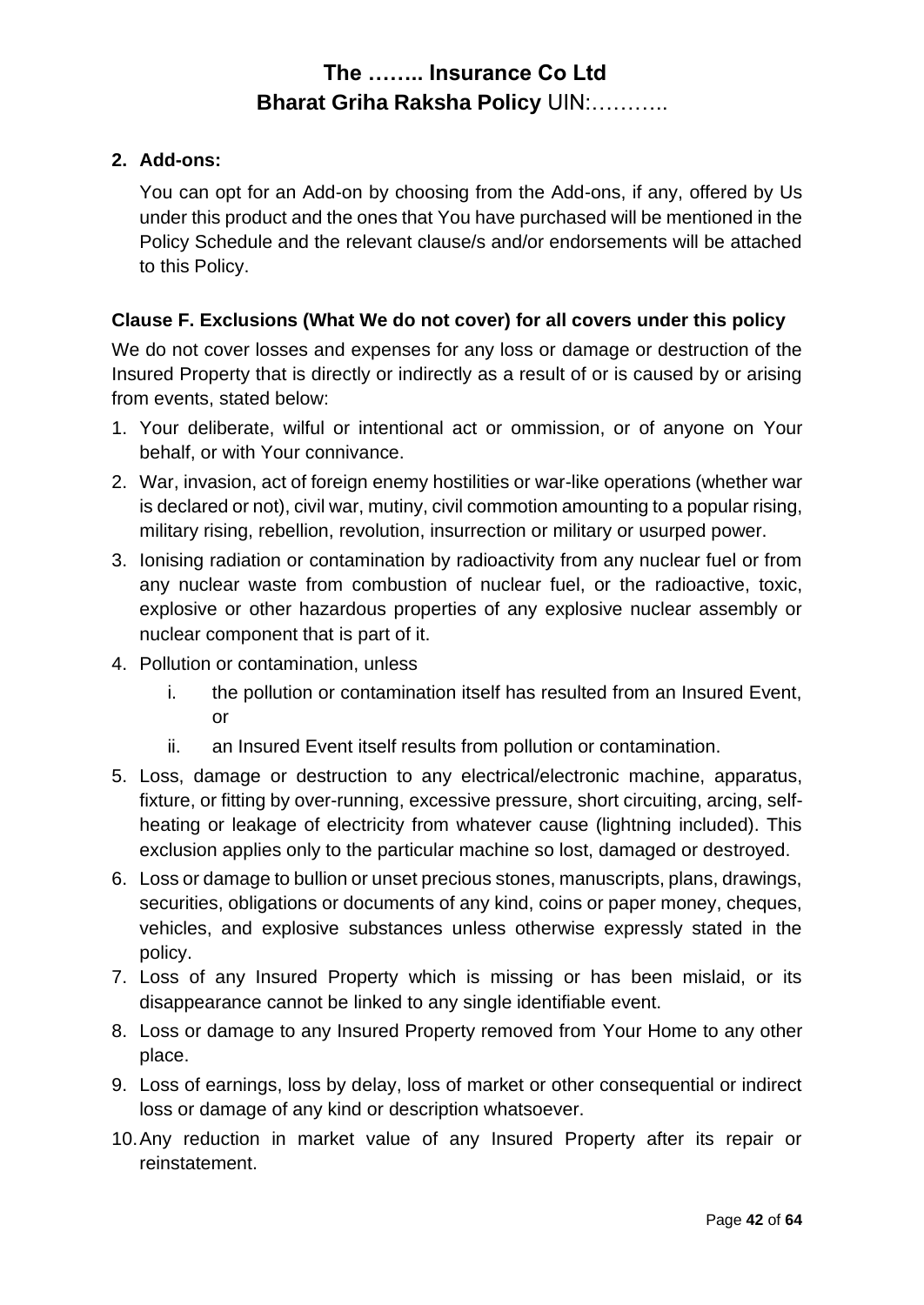**2. Add-ons:**

You can opt for an Add-on by choosing from the Add-ons, if any, offered by Us under this product and the ones that You have purchased will be mentioned in the Policy Schedule and the relevant clause/s and/or endorsements will be attached to this Policy.

**Clause F. Exclusions (What We do not cover) for all covers under this policy**

We do not cover losses and expenses for any loss or damage or destruction of the Insured Property that is directly or indirectly as a result of or is caused by or arising from events, stated below:

1. Your deliberate, wilful or intentional act or ommission, or of anyone on Your behalf, or with Your connivance.
2. War, invasion, act of foreign enemy hostilities or war-like operations (whether war is declared or not), civil war, mutiny, civil commotion amounting to a popular rising, military rising, rebellion, revolution, insurrection or military or usurped power.
3. Ionising radiation or contamination by radioactivity from any nuclear fuel or from any nuclear waste from combustion of nuclear fuel, or the radioactive, toxic, explosive or other hazardous properties of any explosive nuclear assembly or nuclear component that is part of it.
4. Pollution or contamination, unless
    i. the pollution or contamination itself has resulted from an Insured Event, or
    ii. an Insured Event itself results from pollution or contamination.
5. Loss, damage or destruction to any electrical/electronic machine, apparatus, fixture, or fitting by over-running, excessive pressure, short circuiting, arcing, self-heating or leakage of electricity from whatever cause (lightning included). This exclusion applies only to the particular machine so lost, damaged or destroyed.
6. Loss or damage to bullion or unset precious stones, manuscripts, plans, drawings, securities, obligations or documents of any kind, coins or paper money, cheques, vehicles, and explosive substances unless otherwise expressly stated in the policy.
7. Loss of any Insured Property which is missing or has been mislaid, or its disappearance cannot be linked to any single identifiable event.
8. Loss or damage to any Insured Property removed from Your Home to any other place.
9. Loss of earnings, loss by delay, loss of market or other consequential or indirect loss or damage of any kind or description whatsoever.
10. Any reduction in market value of any Insured Property after its repair or reinstatement.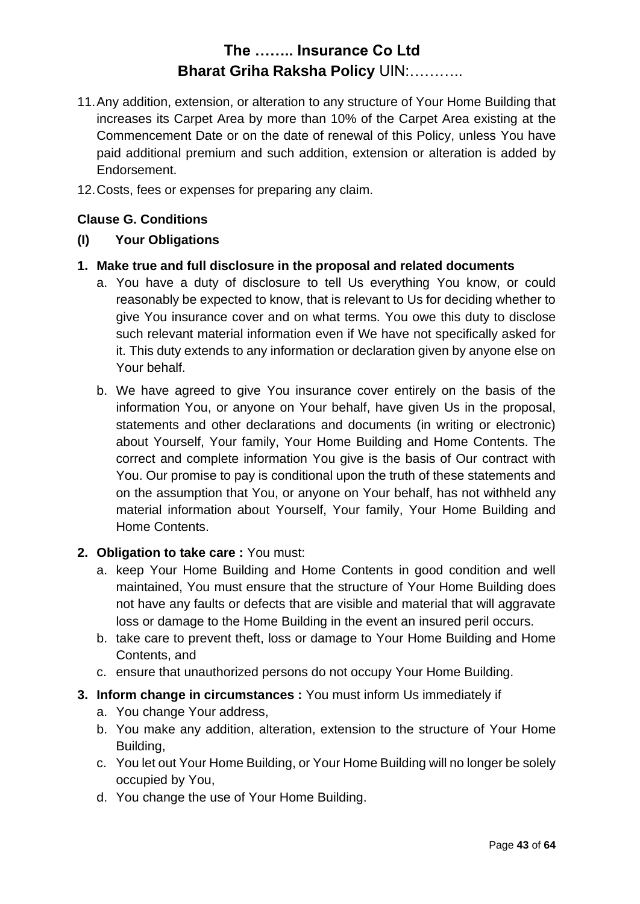11. Any addition, extension, or alteration to any structure of Your Home Building that increases its Carpet Area by more than 10% of the Carpet Area existing at the Commencement Date or on the date of renewal of this Policy, unless You have paid additional premium and such addition, extension or alteration is added by Endorsement.
12. Costs, fees or expenses for preparing any claim.

### Clause G. Conditions

#### (I) Your Obligations

**1. Make true and full disclosure in the proposal and related documents**

a. You have a duty of disclosure to tell Us everything You know, or could reasonably be expected to know, that is relevant to Us for deciding whether to give You insurance cover and on what terms. You owe this duty to disclose such relevant material information even if We have not specifically asked for it. This duty extends to any information or declaration given by anyone else on Your behalf.

b. We have agreed to give You insurance cover entirely on the basis of the information You, or anyone on Your behalf, have given Us in the proposal, statements and other declarations and documents (in writing or electronic) about Yourself, Your family, Your Home Building and Home Contents. The correct and complete information You give is the basis of Our contract with You. Our promise to pay is conditional upon the truth of these statements and on the assumption that You, or anyone on Your behalf, has not withheld any material information about Yourself, Your family, Your Home Building and Home Contents.

**2. Obligation to take care :** You must:

a. keep Your Home Building and Home Contents in good condition and well maintained, You must ensure that the structure of Your Home Building does not have any faults or defects that are visible and material that will aggravate loss or damage to the Home Building in the event an insured peril occurs.

b. take care to prevent theft, loss or damage to Your Home Building and Home Contents, and

c. ensure that unauthorized persons do not occupy Your Home Building.

**3. Inform change in circumstances :** You must inform Us immediately if

a. You change Your address,

b. You make any addition, alteration, extension to the structure of Your Home Building,

c. You let out Your Home Building, or Your Home Building will no longer be solely occupied by You,

d. You change the use of Your Home Building.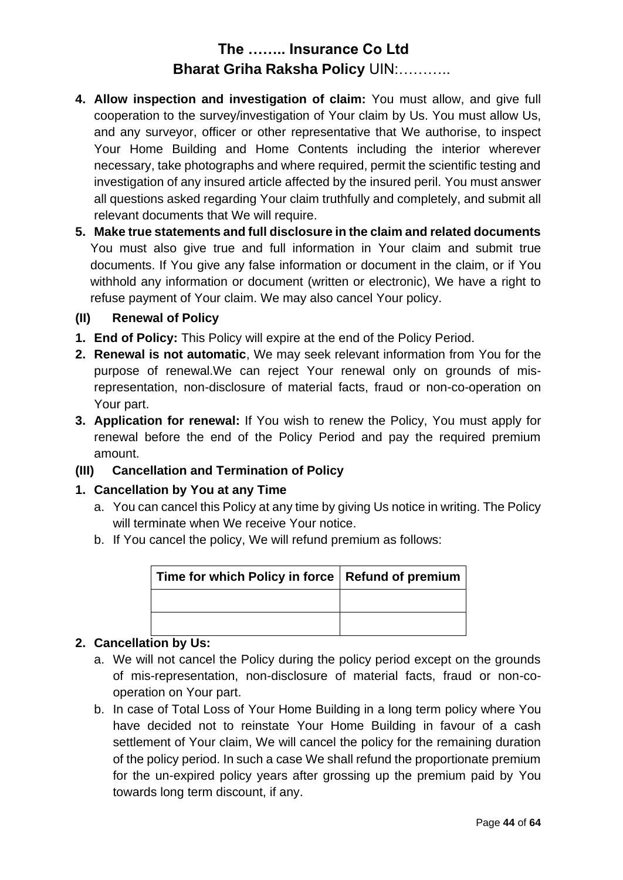4. **Allow inspection and investigation of claim:** You must allow, and give full cooperation to the survey/investigation of Your claim by Us. You must allow Us, and any surveyor, officer or other representative that We authorise, to inspect Your Home Building and Home Contents including the interior wherever necessary, take photographs and where required, permit the scientific testing and investigation of any insured article affected by the insured peril. You must answer all questions asked regarding Your claim truthfully and completely, and submit all relevant documents that We will require.
5. **Make true statements and full disclosure in the claim and related documents** You must also give true and full information in Your claim and submit true documents. If You give any false information or document in the claim, or if You withhold any information or document (written or electronic), We have a right to refuse payment of Your claim. We may also cancel Your policy.

**(II) Renewal of Policy**

1. **End of Policy:** This Policy will expire at the end of the Policy Period.
2. **Renewal is not automatic**, We may seek relevant information from You for the purpose of renewal.We can reject Your renewal only on grounds of mis-representation, non-disclosure of material facts, fraud or non-co-operation on Your part.
3. **Application for renewal:** If You wish to renew the Policy, You must apply for renewal before the end of the Policy Period and pay the required premium amount.

**(III) Cancellation and Termination of Policy**

1. **Cancellation by You at any Time**
   a. You can cancel this Policy at any time by giving Us notice in writing. The Policy will terminate when We receive Your notice.
   b. If You cancel the policy, We will refund premium as follows:

| Time for which Policy in force | Refund of premium |
|---|---|
| | |
| | |

2. **Cancellation by Us:**
   a. We will not cancel the Policy during the policy period except on the grounds of mis-representation, non-disclosure of material facts, fraud or non-co-operation on Your part.
   b. In case of Total Loss of Your Home Building in a long term policy where You have decided not to reinstate Your Home Building in favour of a cash settlement of Your claim, We will cancel the policy for the remaining duration of the policy period. In such a case We shall refund the proportionate premium for the un-expired policy years after grossing up the premium paid by You towards long term discount, if any.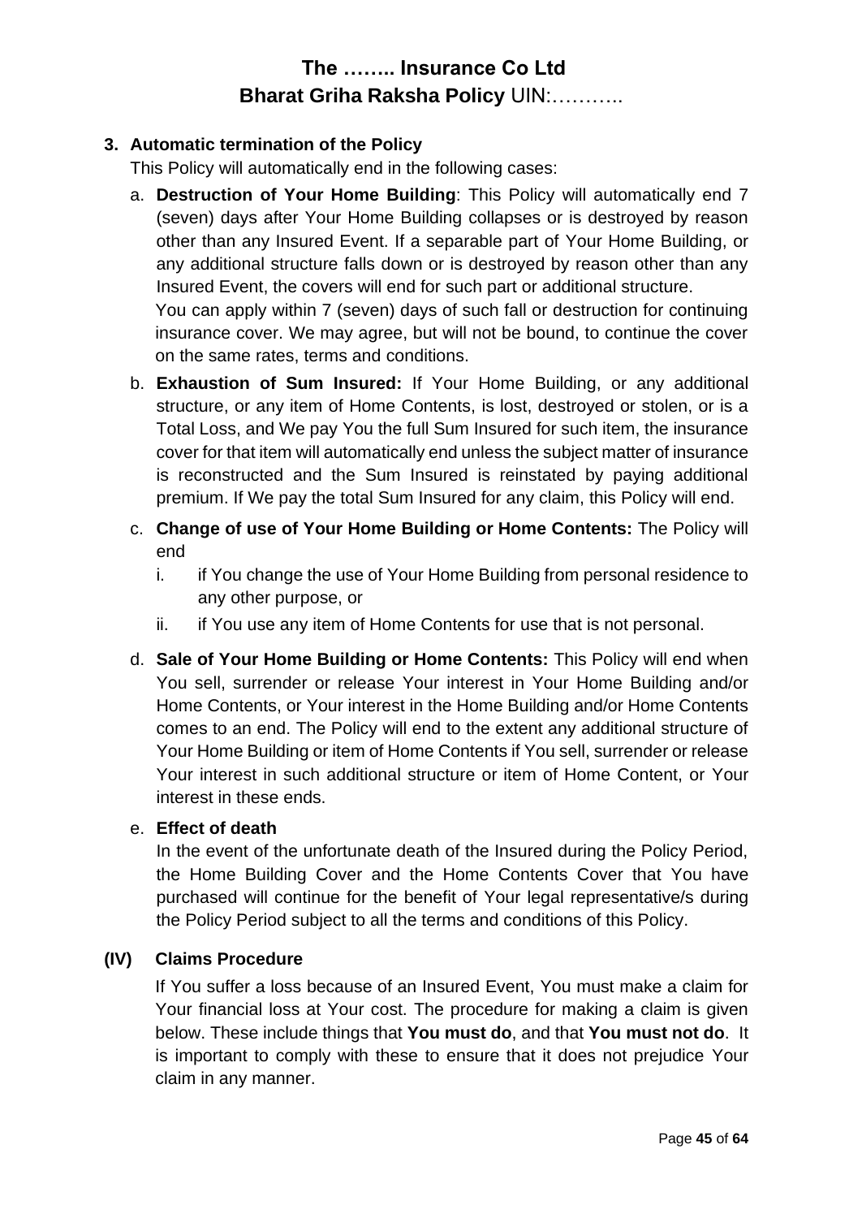### 3. Automatic termination of the Policy

This Policy will automatically end in the following cases:

a. **Destruction of Your Home Building**: This Policy will automatically end 7 (seven) days after Your Home Building collapses or is destroyed by reason other than any Insured Event. If a separable part of Your Home Building, or any additional structure falls down or is destroyed by reason other than any Insured Event, the covers will end for such part or additional structure.

   You can apply within 7 (seven) days of such fall or destruction for continuing insurance cover. We may agree, but will not be bound, to continue the cover on the same rates, terms and conditions.

b. **Exhaustion of Sum Insured:** If Your Home Building, or any additional structure, or any item of Home Contents, is lost, destroyed or stolen, or is a Total Loss, and We pay You the full Sum Insured for such item, the insurance cover for that item will automatically end unless the subject matter of insurance is reconstructed and the Sum Insured is reinstated by paying additional premium. If We pay the total Sum Insured for any claim, this Policy will end.

c. **Change of use of Your Home Building or Home Contents:** The Policy will end

   i. if You change the use of Your Home Building from personal residence to any other purpose, or

   ii. if You use any item of Home Contents for use that is not personal.

d. **Sale of Your Home Building or Home Contents:** This Policy will end when You sell, surrender or release Your interest in Your Home Building and/or Home Contents, or Your interest in the Home Building and/or Home Contents comes to an end. The Policy will end to the extent any additional structure of Your Home Building or item of Home Contents if You sell, surrender or release Your interest in such additional structure or item of Home Content, or Your interest in these ends.

e. **Effect of death**

   In the event of the unfortunate death of the Insured during the Policy Period, the Home Building Cover and the Home Contents Cover that You have purchased will continue for the benefit of Your legal representative/s during the Policy Period subject to all the terms and conditions of this Policy.

## (IV) Claims Procedure

If You suffer a loss because of an Insured Event, You must make a claim for Your financial loss at Your cost. The procedure for making a claim is given below. These include things that **You must do**, and that **You must not do**. It is important to comply with these to ensure that it does not prejudice Your claim in any manner.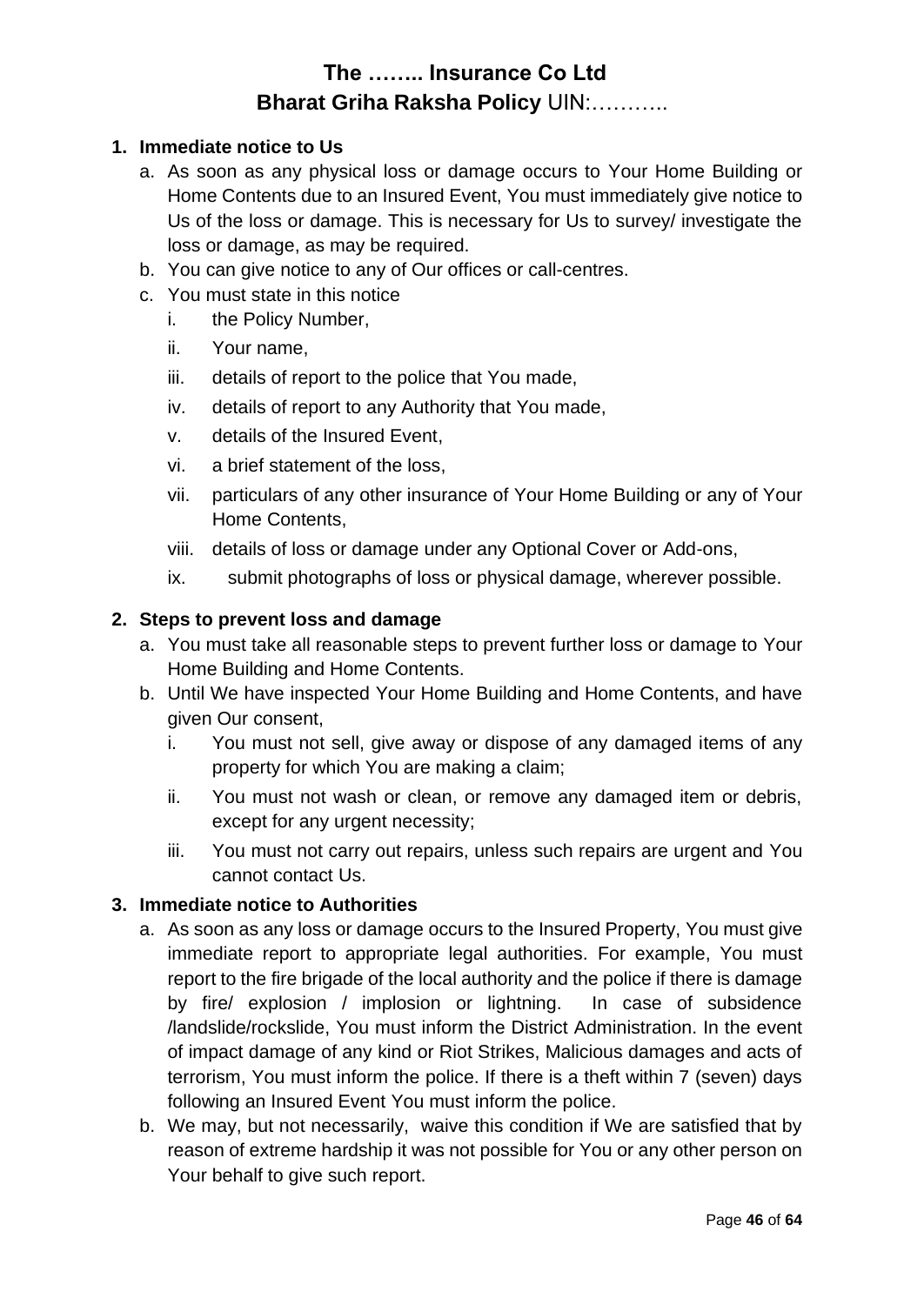# The …….. Insurance Co Ltd
## Bharat Griha Raksha Policy UIN:………..

1. **Immediate notice to Us**
   a. As soon as any physical loss or damage occurs to Your Home Building or Home Contents due to an Insured Event, You must immediately give notice to Us of the loss or damage. This is necessary for Us to survey/ investigate the loss or damage, as may be required.
   b. You can give notice to any of Our offices or call-centres.
   c. You must state in this notice
      i. the Policy Number,
      ii. Your name,
      iii. details of report to the police that You made,
      iv. details of report to any Authority that You made,
      v. details of the Insured Event,
      vi. a brief statement of the loss,
      vii. particulars of any other insurance of Your Home Building or any of Your Home Contents,
      viii. details of loss or damage under any Optional Cover or Add-ons,
      ix. submit photographs of loss or physical damage, wherever possible.

2. **Steps to prevent loss and damage**
   a. You must take all reasonable steps to prevent further loss or damage to Your Home Building and Home Contents.
   b. Until We have inspected Your Home Building and Home Contents, and have given Our consent,
      i. You must not sell, give away or dispose of any damaged items of any property for which You are making a claim;
      ii. You must not wash or clean, or remove any damaged item or debris, except for any urgent necessity;
      iii. You must not carry out repairs, unless such repairs are urgent and You cannot contact Us.

3. **Immediate notice to Authorities**
   a. As soon as any loss or damage occurs to the Insured Property, You must give immediate report to appropriate legal authorities. For example, You must report to the fire brigade of the local authority and the police if there is damage by fire/ explosion / implosion or lightning. In case of subsidence /landslide/rockslide, You must inform the District Administration. In the event of impact damage of any kind or Riot Strikes, Malicious damages and acts of terrorism, You must inform the police. If there is a theft within 7 (seven) days following an Insured Event You must inform the police.
   b. We may, but not necessarily, waive this condition if We are satisfied that by reason of extreme hardship it was not possible for You or any other person on Your behalf to give such report.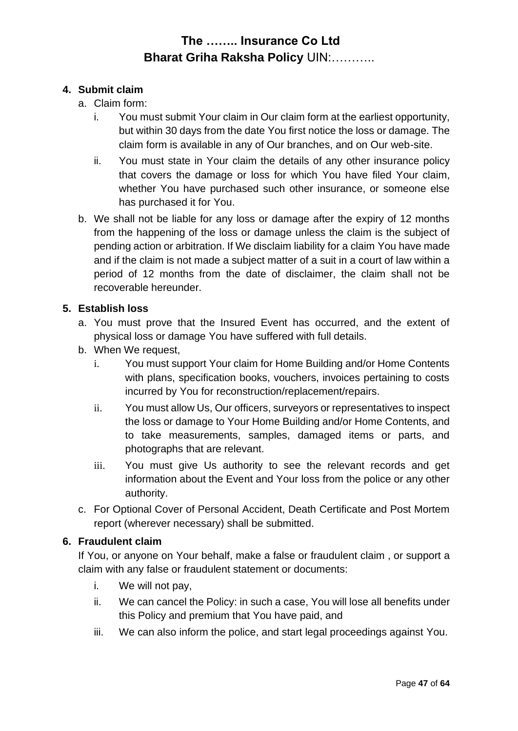**4. Submit claim**

a. Claim form:

   i. You must submit Your claim in Our claim form at the earliest opportunity, but within 30 days from the date You first notice the loss or damage. The claim form is available in any of Our branches, and on Our web-site.

   ii. You must state in Your claim the details of any other insurance policy that covers the damage or loss for which You have filed Your claim, whether You have purchased such other insurance, or someone else has purchased it for You.

b. We shall not be liable for any loss or damage after the expiry of 12 months from the happening of the loss or damage unless the claim is the subject of pending action or arbitration. If We disclaim liability for a claim You have made and if the claim is not made a subject matter of a suit in a court of law within a period of 12 months from the date of disclaimer, the claim shall not be recoverable hereunder.

**5. Establish loss**

a. You must prove that the Insured Event has occurred, and the extent of physical loss or damage You have suffered with full details.

b. When We request,

   i. You must support Your claim for Home Building and/or Home Contents with plans, specification books, vouchers, invoices pertaining to costs incurred by You for reconstruction/replacement/repairs.

   ii. You must allow Us, Our officers, surveyors or representatives to inspect the loss or damage to Your Home Building and/or Home Contents, and to take measurements, samples, damaged items or parts, and photographs that are relevant.

   iii. You must give Us authority to see the relevant records and get information about the Event and Your loss from the police or any other authority.

c. For Optional Cover of Personal Accident, Death Certificate and Post Mortem report (wherever necessary) shall be submitted.

**6. Fraudulent claim**

If You, or anyone on Your behalf, make a false or fraudulent claim , or support a claim with any false or fraudulent statement or documents:

   i. We will not pay,

   ii. We can cancel the Policy: in such a case, You will lose all benefits under this Policy and premium that You have paid, and

   iii. We can also inform the police, and start legal proceedings against You.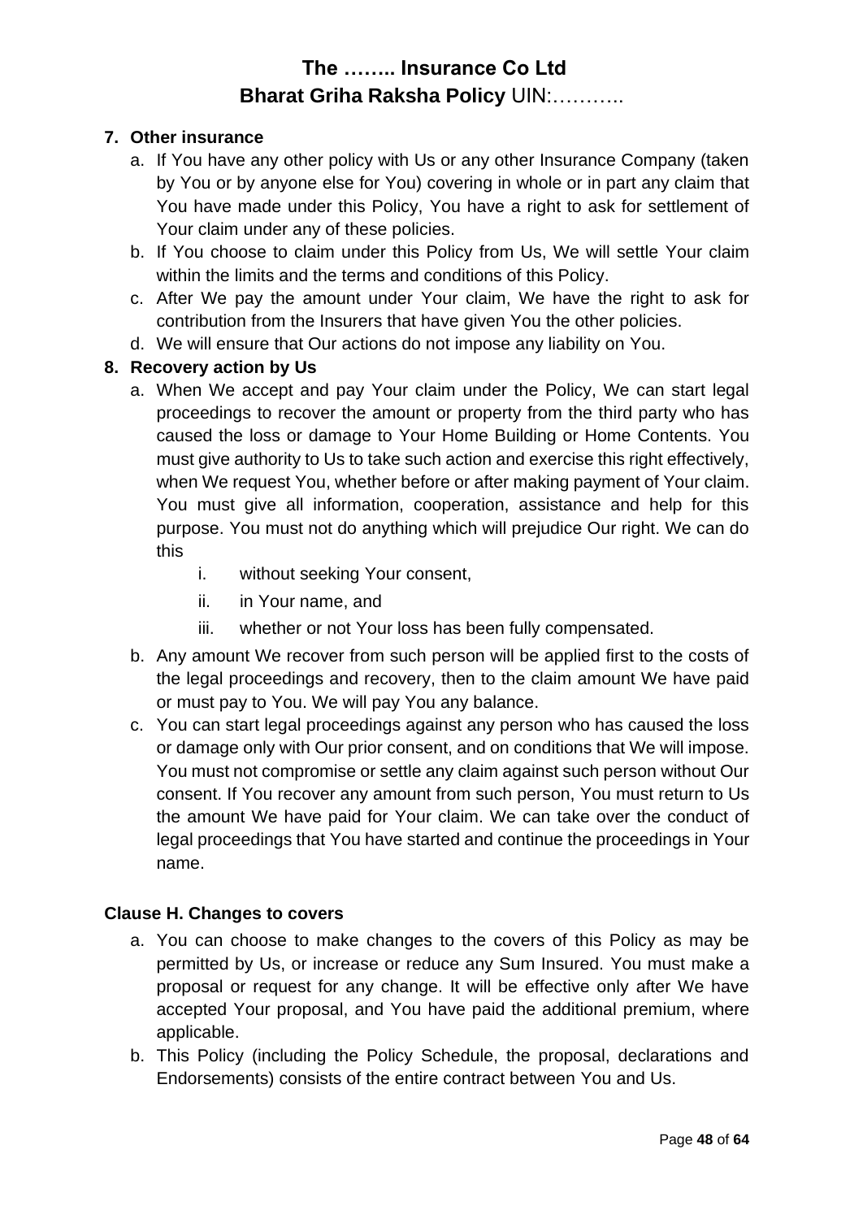### 7. Other insurance

a. If You have any other policy with Us or any other Insurance Company (taken by You or by anyone else for You) covering in whole or in part any claim that You have made under this Policy, You have a right to ask for settlement of Your claim under any of these policies.

b. If You choose to claim under this Policy from Us, We will settle Your claim within the limits and the terms and conditions of this Policy.

c. After We pay the amount under Your claim, We have the right to ask for contribution from the Insurers that have given You the other policies.

d. We will ensure that Our actions do not impose any liability on You.

### 8. Recovery action by Us

a. When We accept and pay Your claim under the Policy, We can start legal proceedings to recover the amount or property from the third party who has caused the loss or damage to Your Home Building or Home Contents. You must give authority to Us to take such action and exercise this right effectively, when We request You, whether before or after making payment of Your claim. You must give all information, cooperation, assistance and help for this purpose. You must not do anything which will prejudice Our right. We can do this

   i. without seeking Your consent,

   ii. in Your name, and

   iii. whether or not Your loss has been fully compensated.

b. Any amount We recover from such person will be applied first to the costs of the legal proceedings and recovery, then to the claim amount We have paid or must pay to You. We will pay You any balance.

c. You can start legal proceedings against any person who has caused the loss or damage only with Our prior consent, and on conditions that We will impose. You must not compromise or settle any claim against such person without Our consent. If You recover any amount from such person, You must return to Us the amount We have paid for Your claim. We can take over the conduct of legal proceedings that You have started and continue the proceedings in Your name.

### Clause H. Changes to covers

a. You can choose to make changes to the covers of this Policy as may be permitted by Us, or increase or reduce any Sum Insured. You must make a proposal or request for any change. It will be effective only after We have accepted Your proposal, and You have paid the additional premium, where applicable.

b. This Policy (including the Policy Schedule, the proposal, declarations and Endorsements) consists of the entire contract between You and Us.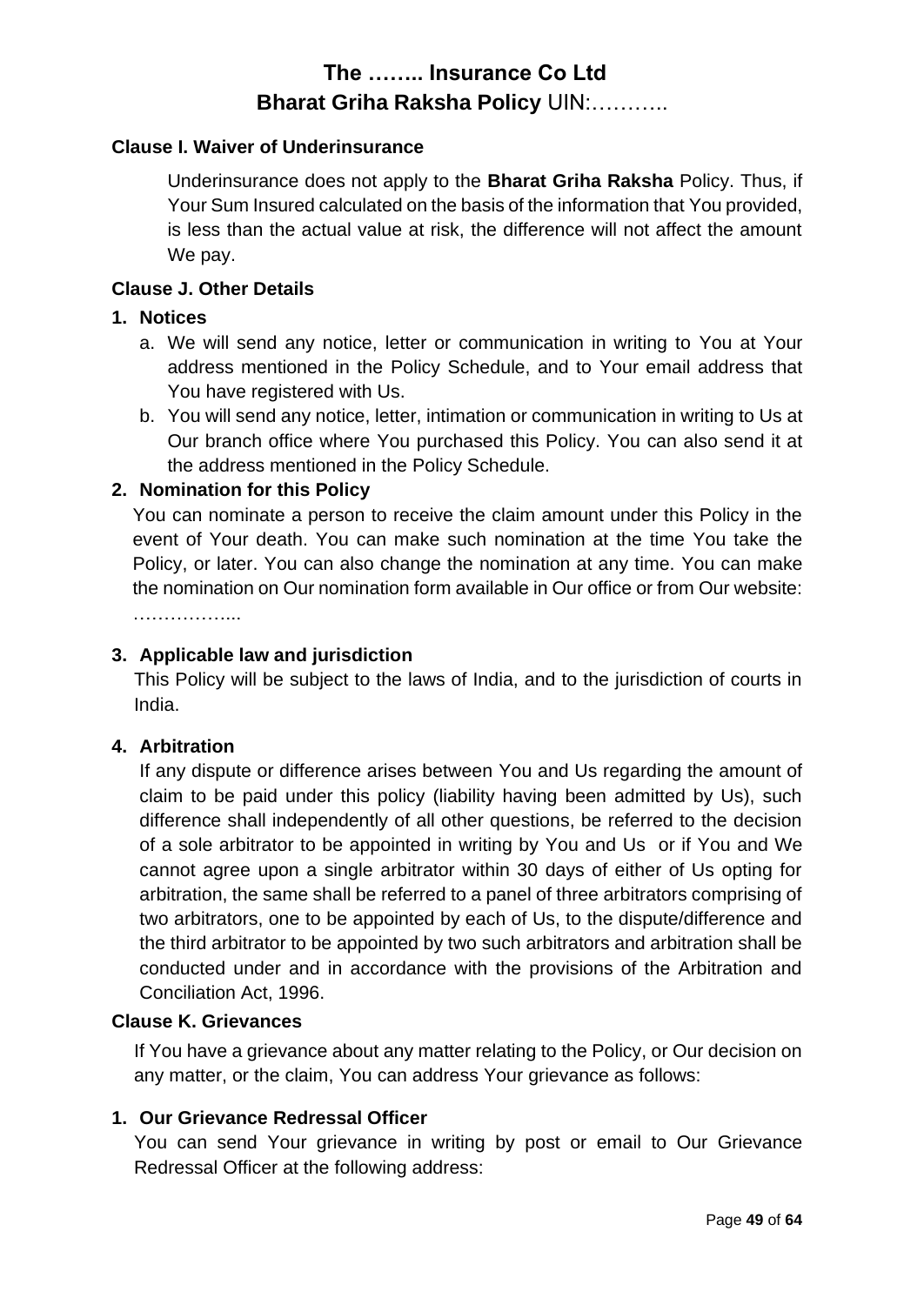# The …….. Insurance Co Ltd
## **Bharat Griha Raksha Policy** UIN:………..

### Clause I. Waiver of Underinsurance

Underinsurance does not apply to the **Bharat Griha Raksha** Policy. Thus, if Your Sum Insured calculated on the basis of the information that You provided, is less than the actual value at risk, the difference will not affect the amount We pay.

### Clause J. Other Details

**1. Notices**

a. We will send any notice, letter or communication in writing to You at Your address mentioned in the Policy Schedule, and to Your email address that You have registered with Us.

b. You will send any notice, letter, intimation or communication in writing to Us at Our branch office where You purchased this Policy. You can also send it at the address mentioned in the Policy Schedule.

**2. Nomination for this Policy**

You can nominate a person to receive the claim amount under this Policy in the event of Your death. You can make such nomination at the time You take the Policy, or later. You can also change the nomination at any time. You can make the nomination on Our nomination form available in Our office or from Our website: ……………...

**3. Applicable law and jurisdiction**

This Policy will be subject to the laws of India, and to the jurisdiction of courts in India.

**4. Arbitration**

If any dispute or difference arises between You and Us regarding the amount of claim to be paid under this policy (liability having been admitted by Us), such difference shall independently of all other questions, be referred to the decision of a sole arbitrator to be appointed in writing by You and Us or if You and We cannot agree upon a single arbitrator within 30 days of either of Us opting for arbitration, the same shall be referred to a panel of three arbitrators comprising of two arbitrators, one to be appointed by each of Us, to the dispute/difference and the third arbitrator to be appointed by two such arbitrators and arbitration shall be conducted under and in accordance with the provisions of the Arbitration and Conciliation Act, 1996.

### Clause K. Grievances

If You have a grievance about any matter relating to the Policy, or Our decision on any matter, or the claim, You can address Your grievance as follows:

**1. Our Grievance Redressal Officer**

You can send Your grievance in writing by post or email to Our Grievance Redressal Officer at the following address: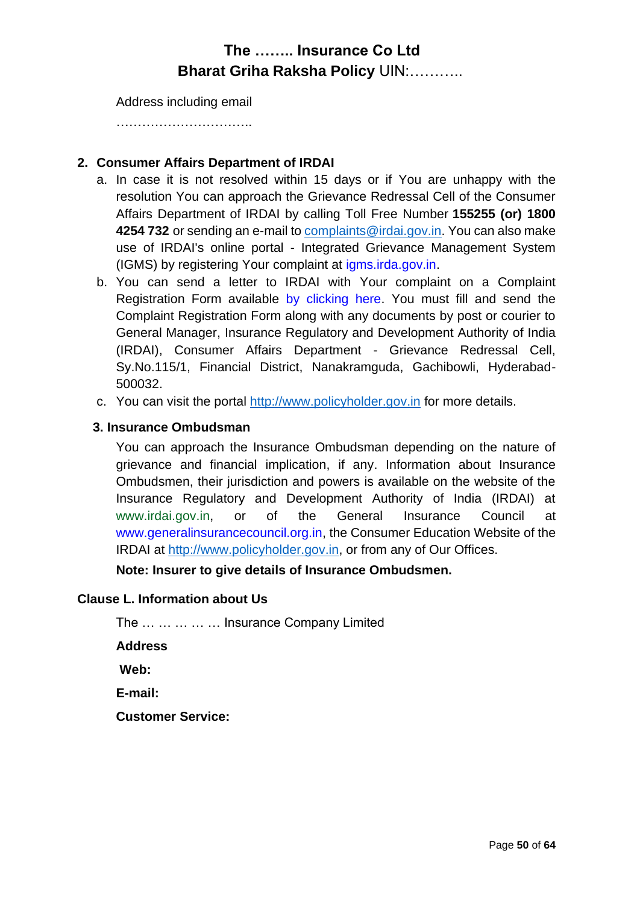Address including email

…………………………..

**2. Consumer Affairs Department of IRDAI**

a. In case it is not resolved within 15 days or if You are unhappy with the resolution You can approach the Grievance Redressal Cell of the Consumer Affairs Department of IRDAI by calling Toll Free Number **155255 (or) 1800 4254 732** or sending an e-mail to complaints@irdai.gov.in. You can also make use of IRDAI's online portal - Integrated Grievance Management System (IGMS) by registering Your complaint at igms.irda.gov.in.

b. You can send a letter to IRDAI with Your complaint on a Complaint Registration Form available by clicking here. You must fill and send the Complaint Registration Form along with any documents by post or courier to General Manager, Insurance Regulatory and Development Authority of India (IRDAI), Consumer Affairs Department - Grievance Redressal Cell, Sy.No.115/1, Financial District, Nanakramguda, Gachibowli, Hyderabad-500032.

c. You can visit the portal http://www.policyholder.gov.in for more details.

**3. Insurance Ombudsman**

You can approach the Insurance Ombudsman depending on the nature of grievance and financial implication, if any. Information about Insurance Ombudsmen, their jurisdiction and powers is available on the website of the Insurance Regulatory and Development Authority of India (IRDAI) at www.irdai.gov.in, or of the General Insurance Council at www.generalinsurancecouncil.org.in, the Consumer Education Website of the IRDAI at http://www.policyholder.gov.in, or from any of Our Offices.

**Note: Insurer to give details of Insurance Ombudsmen.**

**Clause L. Information about Us**

The … … … … … Insurance Company Limited

**Address**

**Web:**

**E-mail:**

**Customer Service:**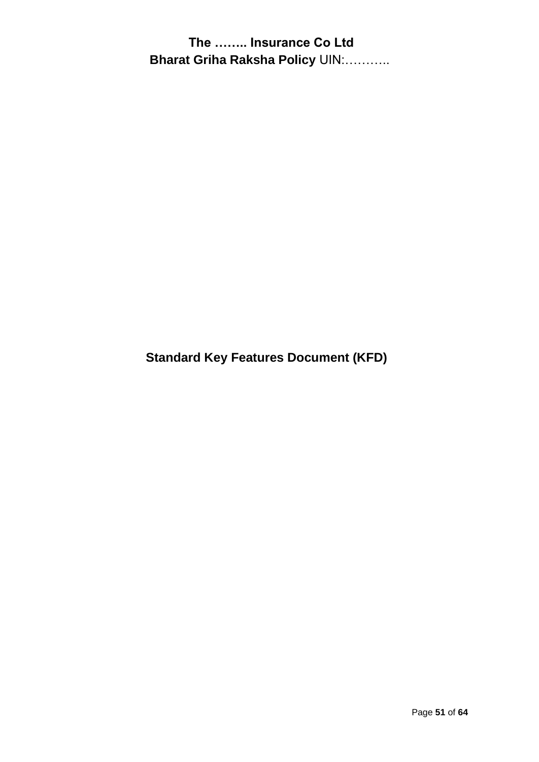# Standard Key Features Document (KFD)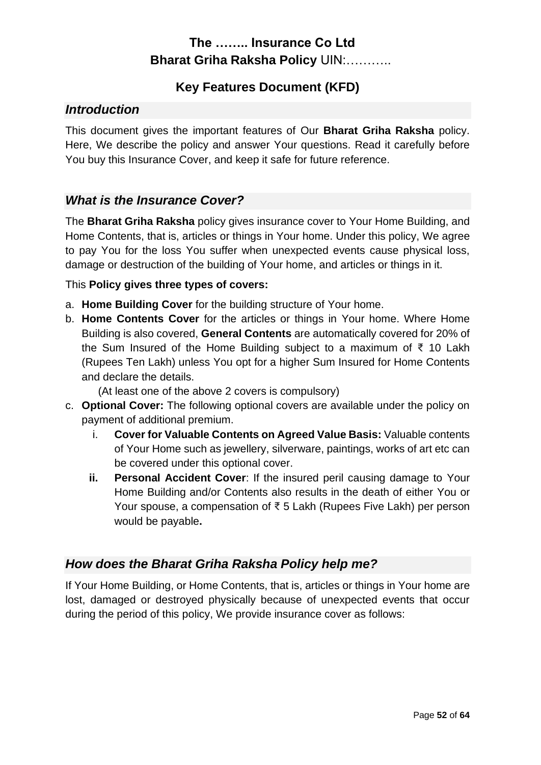# The …….. Insurance Co Ltd

## **Bharat Griha Raksha Policy** UIN:………..

## Key Features Document (KFD)

### *Introduction*

This document gives the important features of Our **Bharat Griha Raksha** policy. Here, We describe the policy and answer Your questions. Read it carefully before You buy this Insurance Cover, and keep it safe for future reference.

### *What is the Insurance Cover?*

The **Bharat Griha Raksha** policy gives insurance cover to Your Home Building, and Home Contents, that is, articles or things in Your home. Under this policy, We agree to pay You for the loss You suffer when unexpected events cause physical loss, damage or destruction of the building of Your home, and articles or things in it.

This **Policy gives three types of covers:**

a. **Home Building Cover** for the building structure of Your home.
b. **Home Contents Cover** for the articles or things in Your home. Where Home Building is also covered, **General Contents** are automatically covered for 20% of the Sum Insured of the Home Building subject to a maximum of ₹ 10 Lakh (Rupees Ten Lakh) unless You opt for a higher Sum Insured for Home Contents and declare the details.

   (At least one of the above 2 covers is compulsory)
c. **Optional Cover:** The following optional covers are available under the policy on payment of additional premium.
   i. **Cover for Valuable Contents on Agreed Value Basis:** Valuable contents of Your Home such as jewellery, silverware, paintings, works of art etc can be covered under this optional cover.
   ii. **Personal Accident Cover**: If the insured peril causing damage to Your Home Building and/or Contents also results in the death of either You or Your spouse, a compensation of ₹ 5 Lakh (Rupees Five Lakh) per person would be payable**.**

### *How does the Bharat Griha Raksha Policy help me?*

If Your Home Building, or Home Contents, that is, articles or things in Your home are lost, damaged or destroyed physically because of unexpected events that occur during the period of this policy, We provide insurance cover as follows: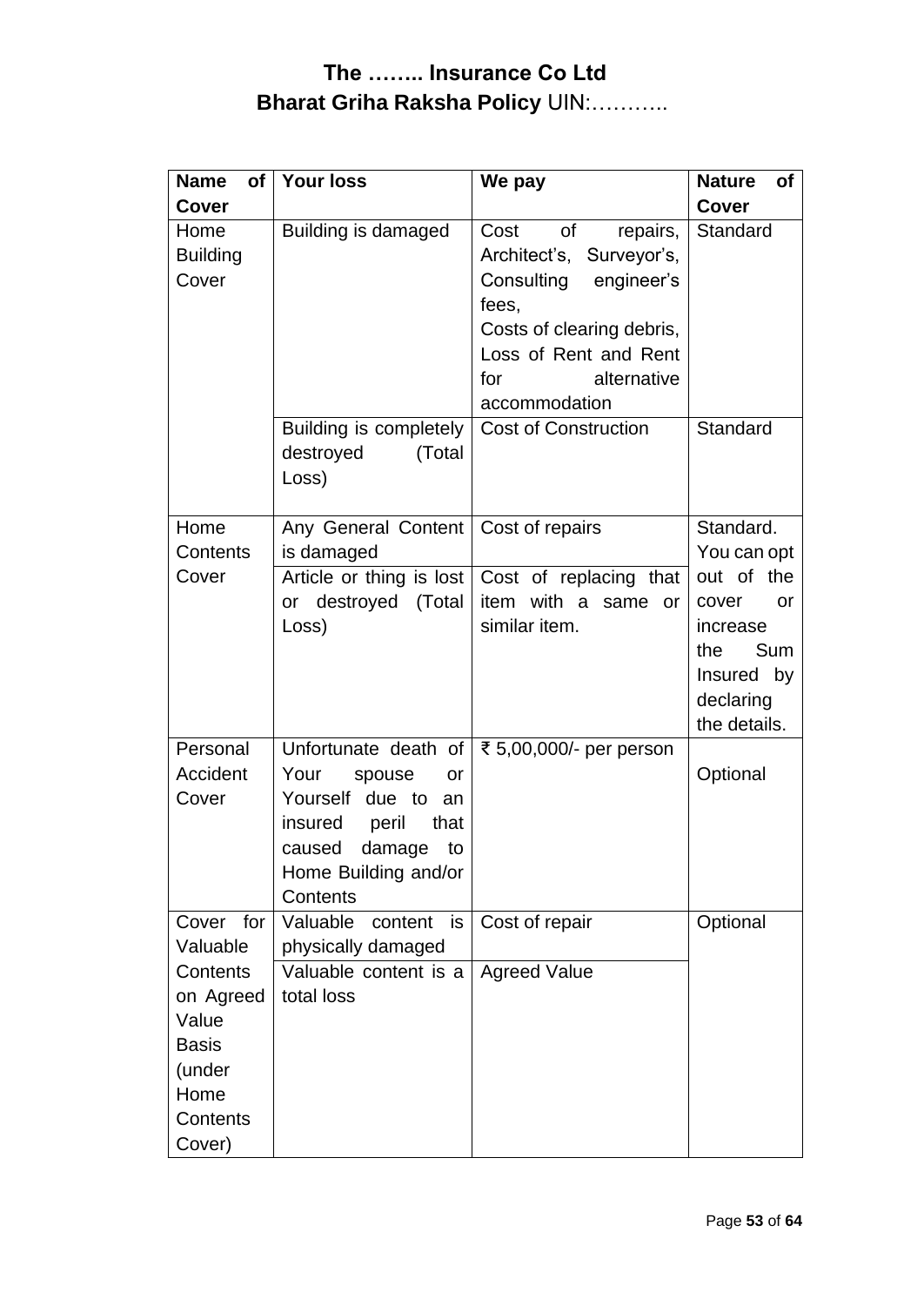# The …….. Insurance Co Ltd
## **Bharat Griha Raksha Policy** UIN:………..

| Name of Cover | Your loss | We pay | Nature of Cover |
|---|---|---|---|
| Home Building Cover | Building is damaged | Cost of repairs, Architect's, Surveyor's, Consulting engineer's fees,<br>Costs of clearing debris,<br>Loss of Rent and Rent for alternative accommodation | Standard |
| | Building is completely destroyed (Total Loss) | Cost of Construction | Standard |
| Home Contents Cover | Any General Content is damaged | Cost of repairs | Standard. You can opt out of the cover or increase the Sum Insured by declaring the details. |
| | Article or thing is lost or destroyed (Total Loss) | Cost of replacing that item with a same or similar item. | |
| Personal Accident Cover | Unfortunate death of Your spouse or Yourself due to an insured peril that caused damage to Home Building and/or Contents | ₹ 5,00,000/- per person | Optional |
| Cover for Valuable Contents on Agreed Value Basis (under Home Contents Cover) | Valuable content is physically damaged | Cost of repair | Optional |
| | Valuable content is a total loss | Agreed Value | |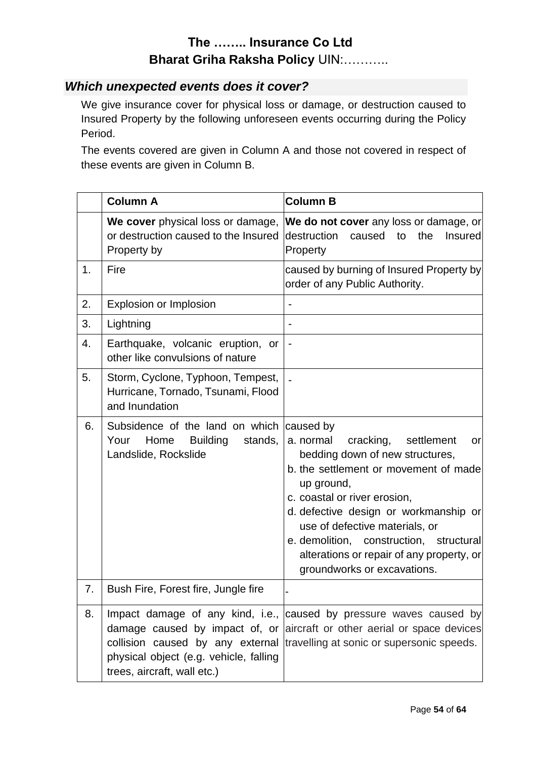# The …….. Insurance Co Ltd

## Bharat Griha Raksha Policy UIN:………..

### *Which unexpected events does it cover?*

We give insurance cover for physical loss or damage, or destruction caused to Insured Property by the following unforeseen events occurring during the Policy Period.

The events covered are given in Column A and those not covered in respect of these events are given in Column B.

| | Column A | Column B |
|---|---|---|
| | **We cover** physical loss or damage, or destruction caused to the Insured Property by | **We do not cover** any loss or damage, or destruction caused to the Insured Property |
| 1. | Fire | caused by burning of Insured Property by order of any Public Authority. |
| 2. | Explosion or Implosion | - |
| 3. | Lightning | - |
| 4. | Earthquake, volcanic eruption, or other like convulsions of nature | - |
| 5. | Storm, Cyclone, Typhoon, Tempest, Hurricane, Tornado, Tsunami, Flood and Inundation | - |
| 6. | Subsidence of the land on which Your Home Building stands, Landslide, Rockslide | caused by<br>a. normal cracking, settlement or bedding down of new structures,<br>b. the settlement or movement of made up ground,<br>c. coastal or river erosion,<br>d. defective design or workmanship or use of defective materials, or<br>e. demolition, construction, structural alterations or repair of any property, or groundworks or excavations. |
| 7. | Bush Fire, Forest fire, Jungle fire | - |
| 8. | Impact damage of any kind, i.e., damage caused by impact of, or collision caused by any external physical object (e.g. vehicle, falling trees, aircraft, wall etc.) | caused by pressure waves caused by aircraft or other aerial or space devices travelling at sonic or supersonic speeds. |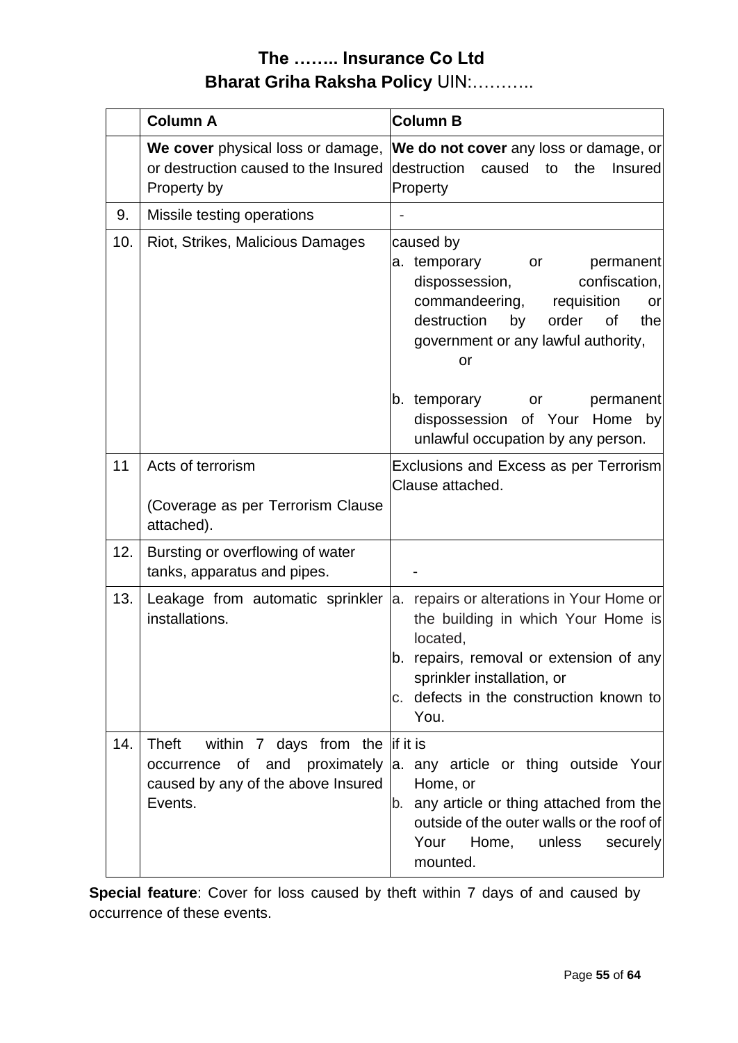# The …….. Insurance Co Ltd

## Bharat Griha Raksha Policy UIN:………..

| | Column A | Column B |
|---|---|---|
| | **We cover** physical loss or damage, or destruction caused to the Insured Property by | **We do not cover** any loss or damage, or destruction caused to the Insured Property |
| 9. | Missile testing operations | - |
| 10. | Riot, Strikes, Malicious Damages | caused by<br>a. temporary or permanent dispossession, confiscation, commandeering, requisition or destruction by order of the government or any lawful authority,<br>or<br>b. temporary or permanent dispossession of Your Home by unlawful occupation by any person. |
| 11 | Acts of terrorism<br><br>(Coverage as per Terrorism Clause attached). | Exclusions and Excess as per Terrorism Clause attached. |
| 12. | Bursting or overflowing of water tanks, apparatus and pipes. | - |
| 13. | Leakage from automatic sprinkler installations. | a. repairs or alterations in Your Home or the building in which Your Home is located,<br>b. repairs, removal or extension of any sprinkler installation, or<br>c. defects in the construction known to You. |
| 14. | Theft within 7 days from the occurrence of and proximately caused by any of the above Insured Events. | if it is<br>a. any article or thing outside Your Home, or<br>b. any article or thing attached from the outside of the outer walls or the roof of Your Home, unless securely mounted. |

**Special feature**: Cover for loss caused by theft within 7 days of and caused by occurrence of these events.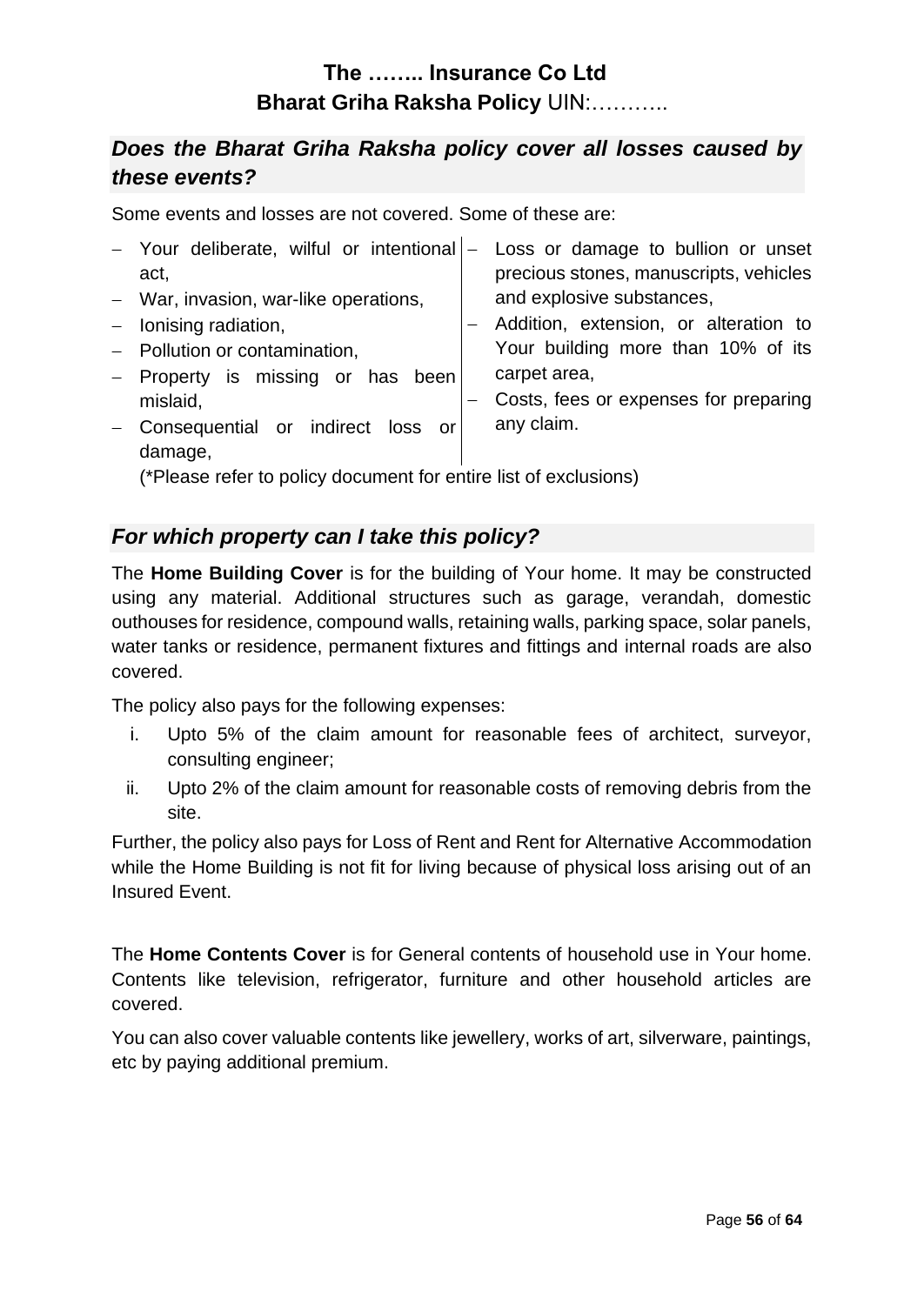**The …….. Insurance Co Ltd**

**Bharat Griha Raksha Policy** UIN:………..

## *Does the Bharat Griha Raksha policy cover all losses caused by these events?*

Some events and losses are not covered. Some of these are:

- Your deliberate, wilful or intentional act,
- War, invasion, war-like operations,
- Ionising radiation,
- Pollution or contamination,
- Property is missing or has been mislaid,
- Consequential or indirect loss or damage,
- Loss or damage to bullion or unset precious stones, manuscripts, vehicles and explosive substances,
- Addition, extension, or alteration to Your building more than 10% of its carpet area,
- Costs, fees or expenses for preparing any claim.

(*Please refer to policy document for entire list of exclusions)

## *For which property can I take this policy?*

The **Home Building Cover** is for the building of Your home. It may be constructed using any material. Additional structures such as garage, verandah, domestic outhouses for residence, compound walls, retaining walls, parking space, solar panels, water tanks or residence, permanent fixtures and fittings and internal roads are also covered.

The policy also pays for the following expenses:

i. Upto 5% of the claim amount for reasonable fees of architect, surveyor, consulting engineer;

ii. Upto 2% of the claim amount for reasonable costs of removing debris from the site.

Further, the policy also pays for Loss of Rent and Rent for Alternative Accommodation while the Home Building is not fit for living because of physical loss arising out of an Insured Event.

The **Home Contents Cover** is for General contents of household use in Your home. Contents like television, refrigerator, furniture and other household articles are covered.

You can also cover valuable contents like jewellery, works of art, silverware, paintings, etc by paying additional premium.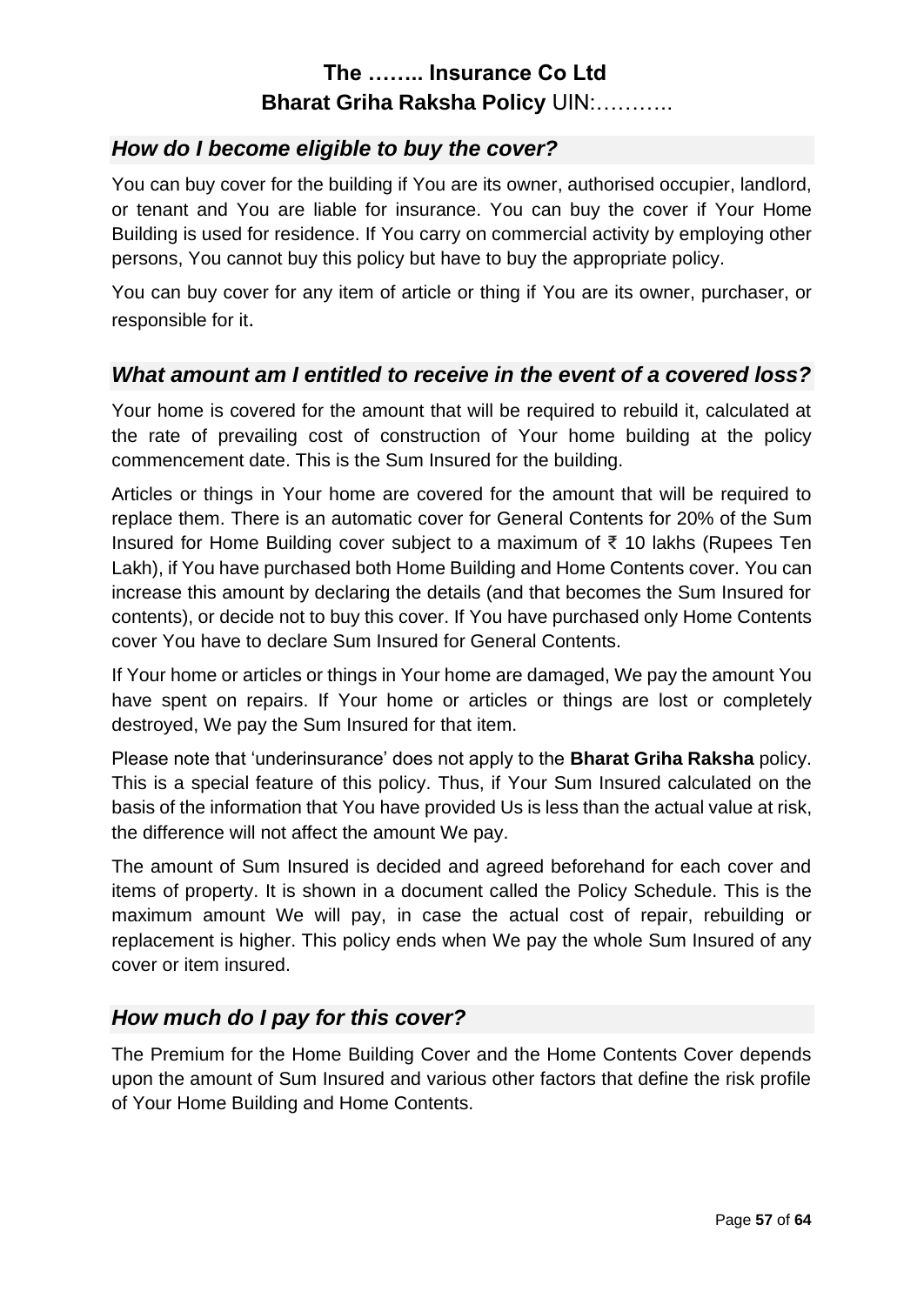## *How do I become eligible to buy the cover?*

You can buy cover for the building if You are its owner, authorised occupier, landlord, or tenant and You are liable for insurance. You can buy the cover if Your Home Building is used for residence. If You carry on commercial activity by employing other persons, You cannot buy this policy but have to buy the appropriate policy.

You can buy cover for any item of article or thing if You are its owner, purchaser, or responsible for it.

## *What amount am I entitled to receive in the event of a covered loss?*

Your home is covered for the amount that will be required to rebuild it, calculated at the rate of prevailing cost of construction of Your home building at the policy commencement date. This is the Sum Insured for the building.

Articles or things in Your home are covered for the amount that will be required to replace them. There is an automatic cover for General Contents for 20% of the Sum Insured for Home Building cover subject to a maximum of ₹ 10 lakhs (Rupees Ten Lakh), if You have purchased both Home Building and Home Contents cover. You can increase this amount by declaring the details (and that becomes the Sum Insured for contents), or decide not to buy this cover. If You have purchased only Home Contents cover You have to declare Sum Insured for General Contents.

If Your home or articles or things in Your home are damaged, We pay the amount You have spent on repairs. If Your home or articles or things are lost or completely destroyed, We pay the Sum Insured for that item.

Please note that 'underinsurance' does not apply to the **Bharat Griha Raksha** policy. This is a special feature of this policy. Thus, if Your Sum Insured calculated on the basis of the information that You have provided Us is less than the actual value at risk, the difference will not affect the amount We pay.

The amount of Sum Insured is decided and agreed beforehand for each cover and items of property. It is shown in a document called the Policy Schedule. This is the maximum amount We will pay, in case the actual cost of repair, rebuilding or replacement is higher. This policy ends when We pay the whole Sum Insured of any cover or item insured.

## *How much do I pay for this cover?*

The Premium for the Home Building Cover and the Home Contents Cover depends upon the amount of Sum Insured and various other factors that define the risk profile of Your Home Building and Home Contents.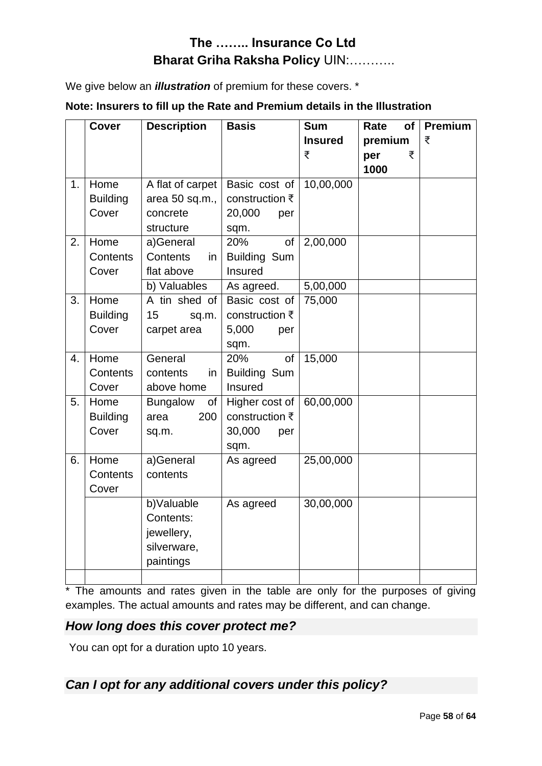**The …….. Insurance Co Ltd**
**Bharat Griha Raksha Policy** UIN:………..

We give below an ***illustration*** of premium for these covers. *

**Note: Insurers to fill up the Rate and Premium details in the Illustration**

| | Cover | Description | Basis | Sum Insured ₹ | Rate of premium per ₹ 1000 | Premium ₹ |
|---|---|---|---|---|---|---|
| 1. | Home Building Cover | A flat of carpet area 50 sq.m., concrete structure | Basic cost of construction ₹ 20,000 per sqm. | 10,00,000 | | |
| 2. | Home Contents Cover | a)General Contents in flat above | 20% of Building Sum Insured | 2,00,000 | | |
| | | b) Valuables | As agreed. | 5,00,000 | | |
| 3. | Home Building Cover | A tin shed of 15 sq.m. carpet area | Basic cost of construction ₹ 5,000 per sqm. | 75,000 | | |
| 4. | Home Contents Cover | General contents in above home | 20% of Building Sum Insured | 15,000 | | |
| 5. | Home Building Cover | Bungalow of area 200 sq.m. | Higher cost of construction ₹ 30,000 per sqm. | 60,00,000 | | |
| 6. | Home Contents Cover | a)General contents | As agreed | 25,00,000 | | |
| | | b)Valuable Contents: jewellery, silverware, paintings | As agreed | 30,00,000 | | |
| | | | | | | |

* The amounts and rates given in the table are only for the purposes of giving examples. The actual amounts and rates may be different, and can change.

## *How long does this cover protect me?*

You can opt for a duration upto 10 years.

## *Can I opt for any additional covers under this policy?*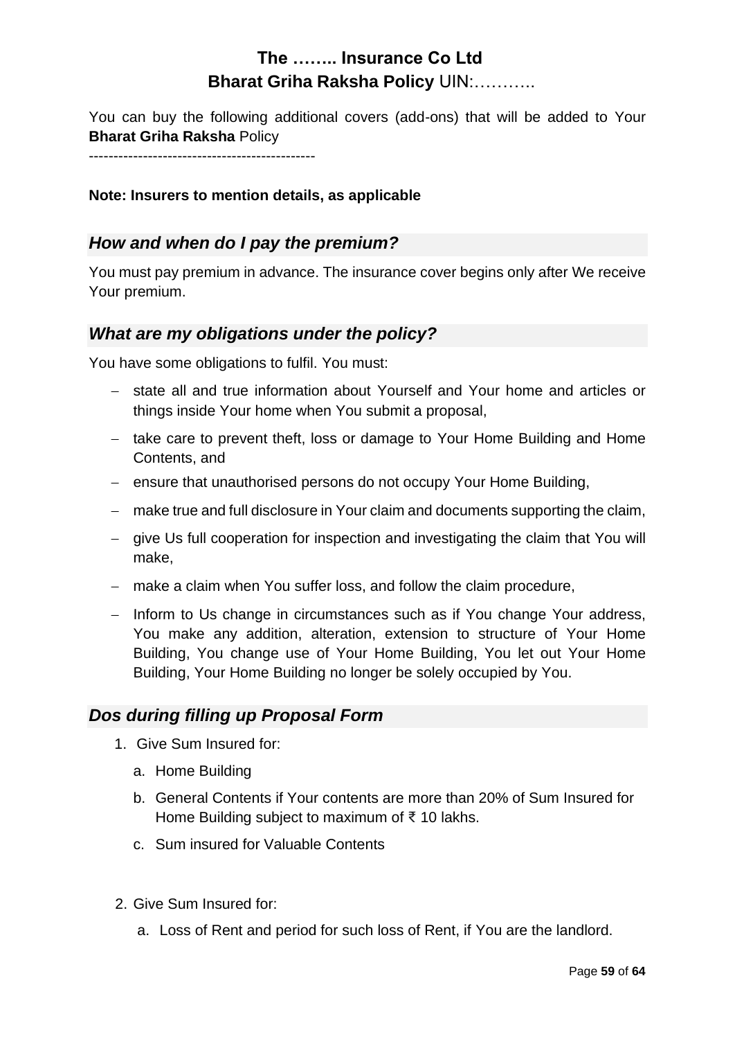You can buy the following additional covers (add-ons) that will be added to Your **Bharat Griha Raksha** Policy

----------------------------------------------

**Note: Insurers to mention details, as applicable**

## *How and when do I pay the premium?*

You must pay premium in advance. The insurance cover begins only after We receive Your premium.

## *What are my obligations under the policy?*

You have some obligations to fulfil. You must:

- state all and true information about Yourself and Your home and articles or things inside Your home when You submit a proposal,
- take care to prevent theft, loss or damage to Your Home Building and Home Contents, and
- ensure that unauthorised persons do not occupy Your Home Building,
- make true and full disclosure in Your claim and documents supporting the claim,
- give Us full cooperation for inspection and investigating the claim that You will make,
- make a claim when You suffer loss, and follow the claim procedure,
- Inform to Us change in circumstances such as if You change Your address, You make any addition, alteration, extension to structure of Your Home Building, You change use of Your Home Building, You let out Your Home Building, Your Home Building no longer be solely occupied by You.

## *Dos during filling up Proposal Form*

1. Give Sum Insured for:
   a. Home Building
   b. General Contents if Your contents are more than 20% of Sum Insured for Home Building subject to maximum of ₹ 10 lakhs.
   c. Sum insured for Valuable Contents

2. Give Sum Insured for:
   a. Loss of Rent and period for such loss of Rent, if You are the landlord.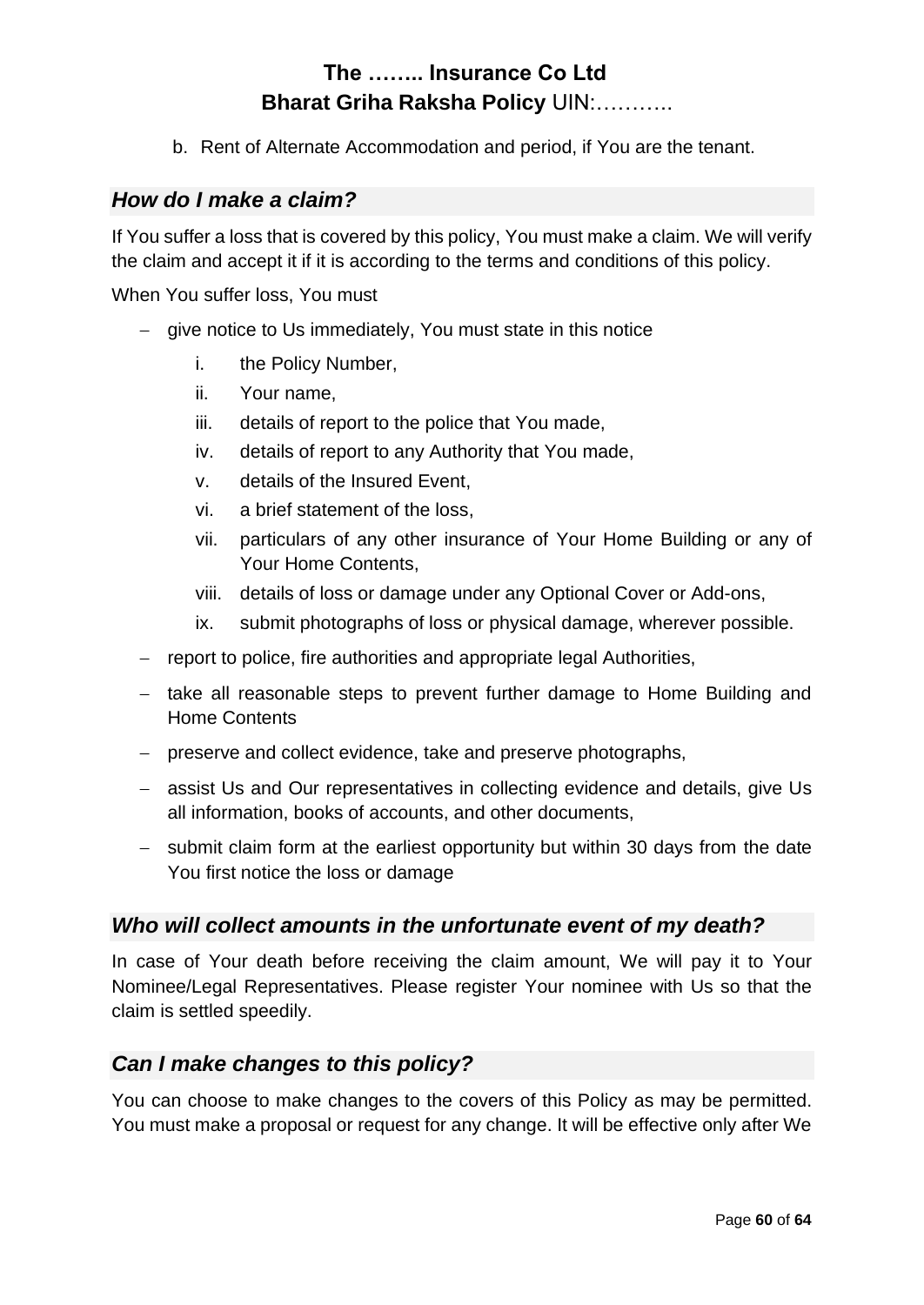b. Rent of Alternate Accommodation and period, if You are the tenant.

### *How do I make a claim?*

If You suffer a loss that is covered by this policy, You must make a claim. We will verify the claim and accept it if it is according to the terms and conditions of this policy.

When You suffer loss, You must

- give notice to Us immediately, You must state in this notice
  - i. the Policy Number,
  - ii. Your name,
  - iii. details of report to the police that You made,
  - iv. details of report to any Authority that You made,
  - v. details of the Insured Event,
  - vi. a brief statement of the loss,
  - vii. particulars of any other insurance of Your Home Building or any of Your Home Contents,
  - viii. details of loss or damage under any Optional Cover or Add-ons,
  - ix. submit photographs of loss or physical damage, wherever possible.
- report to police, fire authorities and appropriate legal Authorities,
- take all reasonable steps to prevent further damage to Home Building and Home Contents
- preserve and collect evidence, take and preserve photographs,
- assist Us and Our representatives in collecting evidence and details, give Us all information, books of accounts, and other documents,
- submit claim form at the earliest opportunity but within 30 days from the date You first notice the loss or damage

### *Who will collect amounts in the unfortunate event of my death?*

In case of Your death before receiving the claim amount, We will pay it to Your Nominee/Legal Representatives. Please register Your nominee with Us so that the claim is settled speedily.

### *Can I make changes to this policy?*

You can choose to make changes to the covers of this Policy as may be permitted. You must make a proposal or request for any change. It will be effective only after We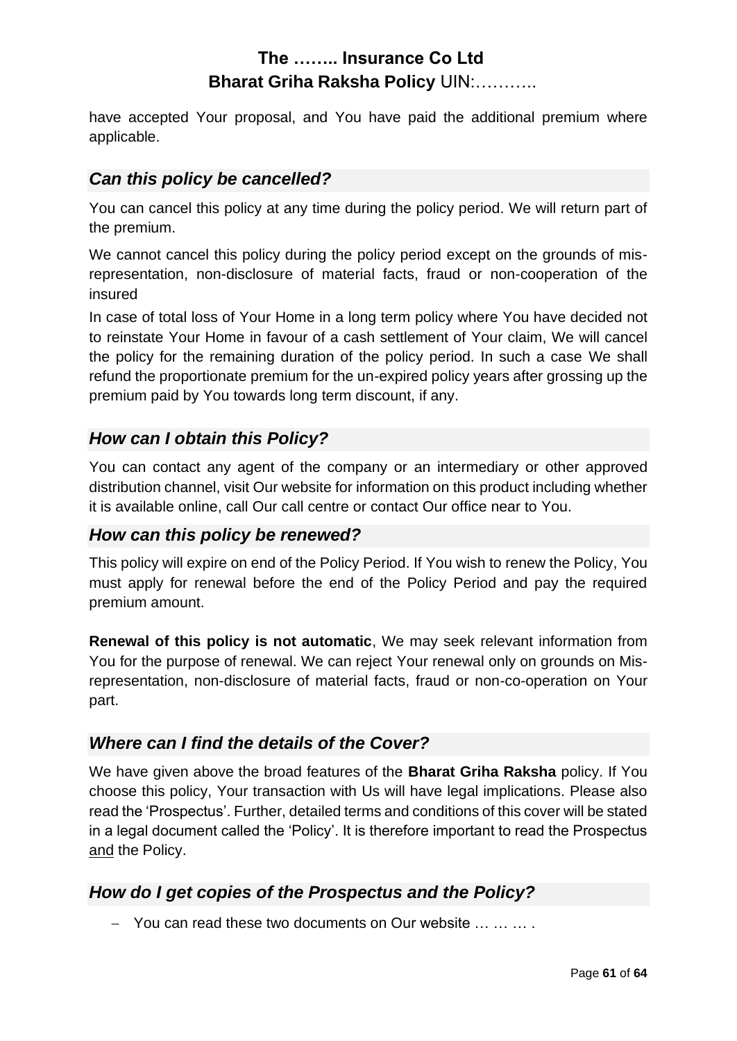have accepted Your proposal, and You have paid the additional premium where applicable.

## *Can this policy be cancelled?*

You can cancel this policy at any time during the policy period. We will return part of the premium.

We cannot cancel this policy during the policy period except on the grounds of mis-representation, non-disclosure of material facts, fraud or non-cooperation of the insured

In case of total loss of Your Home in a long term policy where You have decided not to reinstate Your Home in favour of a cash settlement of Your claim, We will cancel the policy for the remaining duration of the policy period. In such a case We shall refund the proportionate premium for the un-expired policy years after grossing up the premium paid by You towards long term discount, if any.

## *How can I obtain this Policy?*

You can contact any agent of the company or an intermediary or other approved distribution channel, visit Our website for information on this product including whether it is available online, call Our call centre or contact Our office near to You.

## *How can this policy be renewed?*

This policy will expire on end of the Policy Period. If You wish to renew the Policy, You must apply for renewal before the end of the Policy Period and pay the required premium amount.

**Renewal of this policy is not automatic**, We may seek relevant information from You for the purpose of renewal. We can reject Your renewal only on grounds on Mis-representation, non-disclosure of material facts, fraud or non-co-operation on Your part.

## *Where can I find the details of the Cover?*

We have given above the broad features of the **Bharat Griha Raksha** policy. If You choose this policy, Your transaction with Us will have legal implications. Please also read the 'Prospectus'. Further, detailed terms and conditions of this cover will be stated in a legal document called the 'Policy'. It is therefore important to read the Prospectus and the Policy.

## *How do I get copies of the Prospectus and the Policy?*

- You can read these two documents on Our website … … … .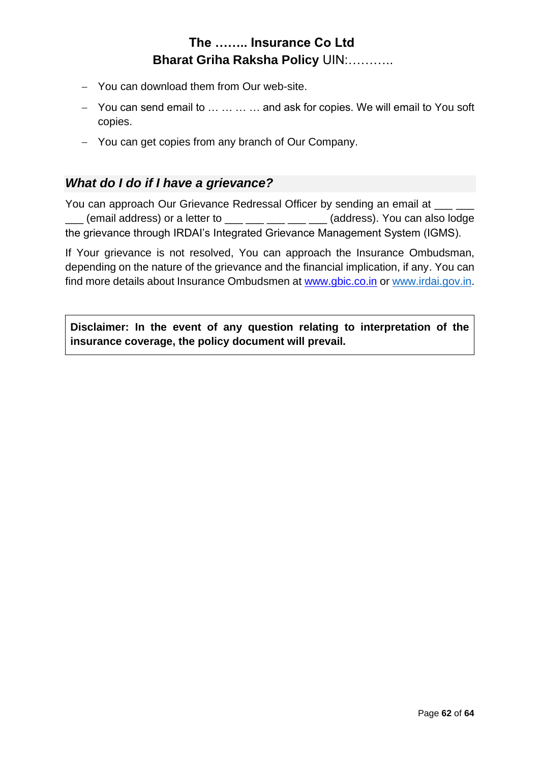- You can download them from Our web-site.
- You can send email to … … … … and ask for copies. We will email to You soft copies.
- You can get copies from any branch of Our Company.

### ***What do I do if I have a grievance?***

You can approach Our Grievance Redressal Officer by sending an email at ___ ___ ___ (email address) or a letter to ___ ___ ___ ___ ___ (address). You can also lodge the grievance through IRDAI's Integrated Grievance Management System (IGMS).

If Your grievance is not resolved, You can approach the Insurance Ombudsman, depending on the nature of the grievance and the financial implication, if any. You can find more details about Insurance Ombudsmen at www.gbic.co.in or www.irdai.gov.in.

**Disclaimer: In the event of any question relating to interpretation of the insurance coverage, the policy document will prevail.**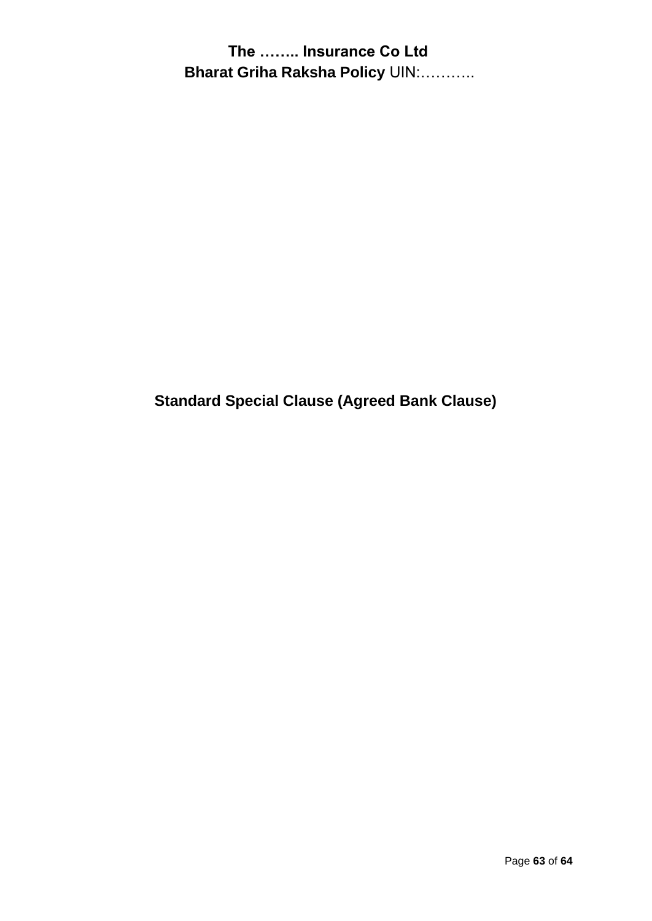# Standard Special Clause (Agreed Bank Clause)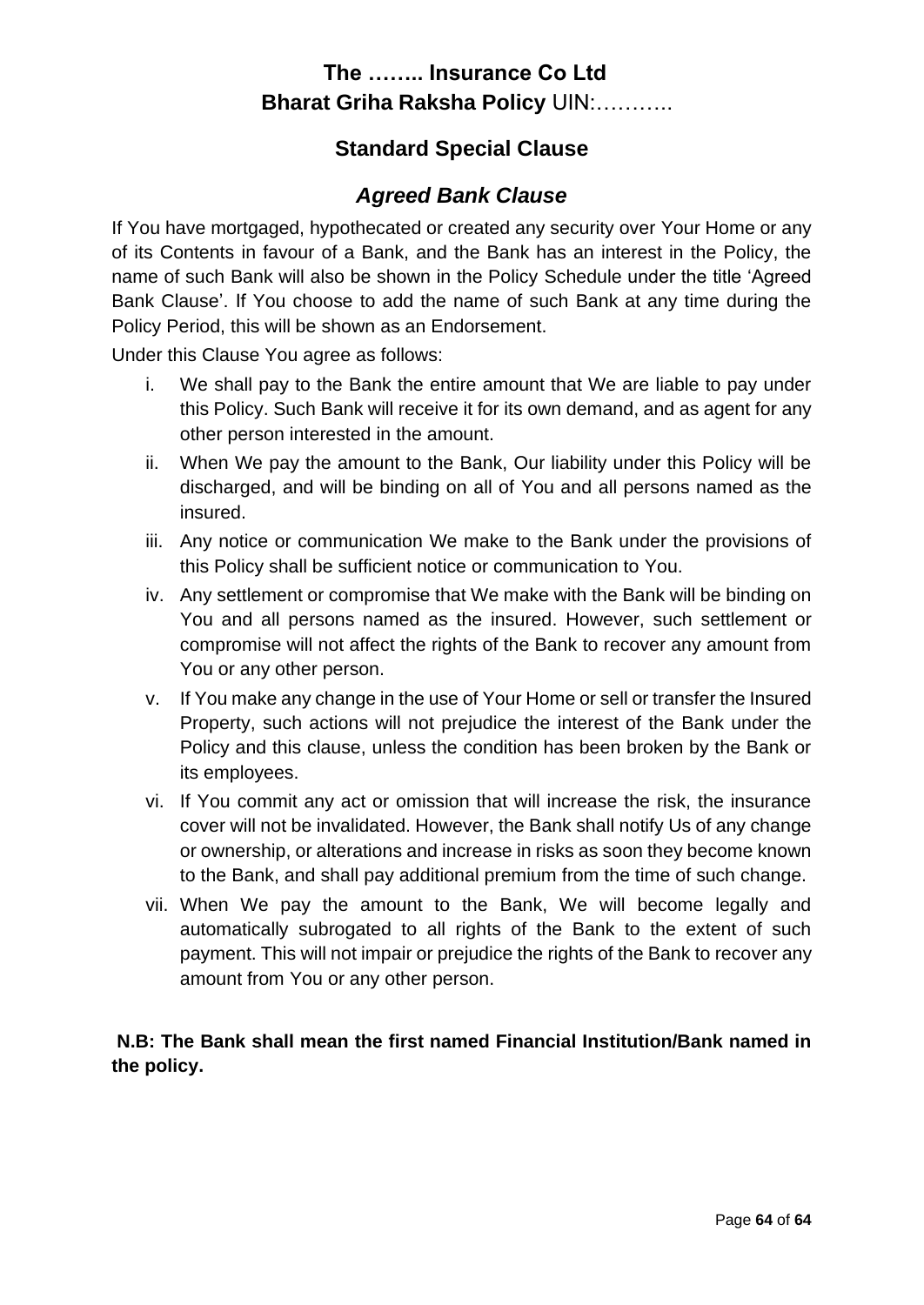# The …….. Insurance Co Ltd
# **Bharat Griha Raksha Policy** UIN:………..

## Standard Special Clause

### *Agreed Bank Clause*

If You have mortgaged, hypothecated or created any security over Your Home or any of its Contents in favour of a Bank, and the Bank has an interest in the Policy, the name of such Bank will also be shown in the Policy Schedule under the title 'Agreed Bank Clause'. If You choose to add the name of such Bank at any time during the Policy Period, this will be shown as an Endorsement.

Under this Clause You agree as follows:

i. We shall pay to the Bank the entire amount that We are liable to pay under this Policy. Such Bank will receive it for its own demand, and as agent for any other person interested in the amount.

ii. When We pay the amount to the Bank, Our liability under this Policy will be discharged, and will be binding on all of You and all persons named as the insured.

iii. Any notice or communication We make to the Bank under the provisions of this Policy shall be sufficient notice or communication to You.

iv. Any settlement or compromise that We make with the Bank will be binding on You and all persons named as the insured. However, such settlement or compromise will not affect the rights of the Bank to recover any amount from You or any other person.

v. If You make any change in the use of Your Home or sell or transfer the Insured Property, such actions will not prejudice the interest of the Bank under the Policy and this clause, unless the condition has been broken by the Bank or its employees.

vi. If You commit any act or omission that will increase the risk, the insurance cover will not be invalidated. However, the Bank shall notify Us of any change or ownership, or alterations and increase in risks as soon they become known to the Bank, and shall pay additional premium from the time of such change.

vii. When We pay the amount to the Bank, We will become legally and automatically subrogated to all rights of the Bank to the extent of such payment. This will not impair or prejudice the rights of the Bank to recover any amount from You or any other person.

**N.B: The Bank shall mean the first named Financial Institution/Bank named in the policy.**